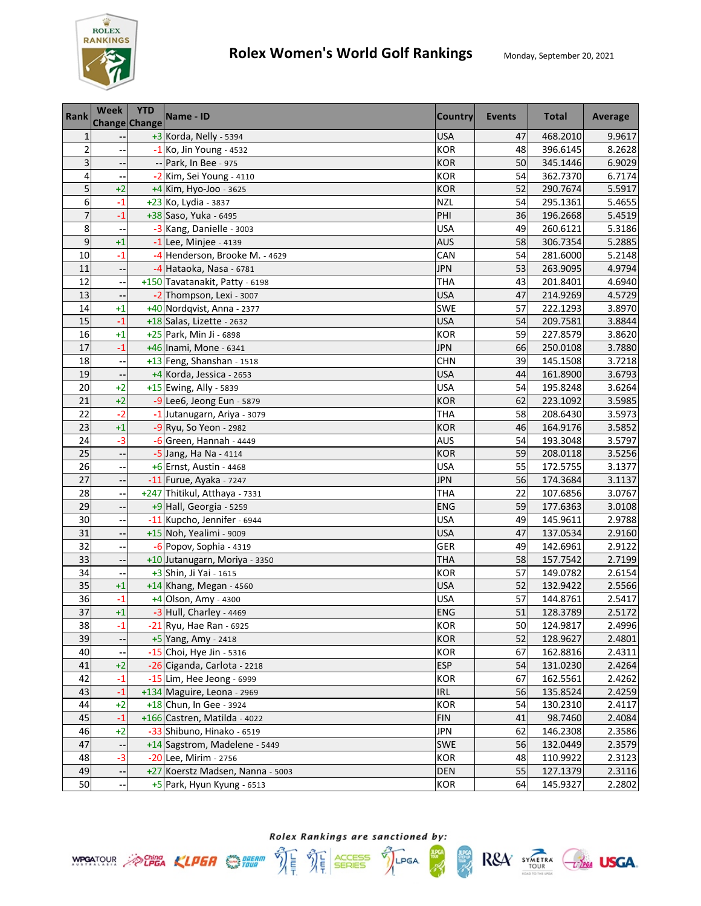# Rolex Women's World Golf Rankings

Monday, September 20, 2021

| Rank | Week Change | YTD Change | Name - ID | Country | Events | Total | Average |
|---|---|---|---|---|---|---|---|
| 1 | -- | +3 | Korda, Nelly - 5394 | USA | 47 | 468.2010 | 9.9617 |
| 2 | -- | -1 | Ko, Jin Young - 4532 | KOR | 48 | 396.6145 | 8.2628 |
| 3 | -- | -- | Park, In Bee - 975 | KOR | 50 | 345.1446 | 6.9029 |
| 4 | -- | -2 | Kim, Sei Young - 4110 | KOR | 54 | 362.7370 | 6.7174 |
| 5 | +2 | +4 | Kim, Hyo-Joo - 3625 | KOR | 52 | 290.7674 | 5.5917 |
| 6 | -1 | +23 | Ko, Lydia - 3837 | NZL | 54 | 295.1361 | 5.4655 |
| 7 | -1 | +38 | Saso, Yuka - 6495 | PHI | 36 | 196.2668 | 5.4519 |
| 8 | -- | -3 | Kang, Danielle - 3003 | USA | 49 | 260.6121 | 5.3186 |
| 9 | +1 | -1 | Lee, Minjee - 4139 | AUS | 58 | 306.7354 | 5.2885 |
| 10 | -1 | -4 | Henderson, Brooke M. - 4629 | CAN | 54 | 281.6000 | 5.2148 |
| 11 | -- | -4 | Hataoka, Nasa - 6781 | JPN | 53 | 263.9095 | 4.9794 |
| 12 | -- | +150 | Tavatanakit, Patty - 6198 | THA | 43 | 201.8401 | 4.6940 |
| 13 | -- | -2 | Thompson, Lexi - 3007 | USA | 47 | 214.9269 | 4.5729 |
| 14 | +1 | +40 | Nordqvist, Anna - 2377 | SWE | 57 | 222.1293 | 3.8970 |
| 15 | -1 | +18 | Salas, Lizette - 2632 | USA | 54 | 209.7581 | 3.8844 |
| 16 | +1 | +25 | Park, Min Ji - 6898 | KOR | 59 | 227.8579 | 3.8620 |
| 17 | -1 | +46 | Inami, Mone - 6341 | JPN | 66 | 250.0108 | 3.7880 |
| 18 | -- | +13 | Feng, Shanshan - 1518 | CHN | 39 | 145.1508 | 3.7218 |
| 19 | -- | +4 | Korda, Jessica - 2653 | USA | 44 | 161.8900 | 3.6793 |
| 20 | +2 | +15 | Ewing, Ally - 5839 | USA | 54 | 195.8248 | 3.6264 |
| 21 | +2 | -9 | Lee6, Jeong Eun - 5879 | KOR | 62 | 223.1092 | 3.5985 |
| 22 | -2 | -1 | Jutanugarn, Ariya - 3079 | THA | 58 | 208.6430 | 3.5973 |
| 23 | +1 | -9 | Ryu, So Yeon - 2982 | KOR | 46 | 164.9176 | 3.5852 |
| 24 | -3 | -6 | Green, Hannah - 4449 | AUS | 54 | 193.3048 | 3.5797 |
| 25 | -- | -5 | Jang, Ha Na - 4114 | KOR | 59 | 208.0118 | 3.5256 |
| 26 | -- | +6 | Ernst, Austin - 4468 | USA | 55 | 172.5755 | 3.1377 |
| 27 | -- | -11 | Furue, Ayaka - 7247 | JPN | 56 | 174.3684 | 3.1137 |
| 28 | -- | +247 | Thitikul, Atthaya - 7331 | THA | 22 | 107.6856 | 3.0767 |
| 29 | -- | +9 | Hall, Georgia - 5259 | ENG | 59 | 177.6363 | 3.0108 |
| 30 | -- | -11 | Kupcho, Jennifer - 6944 | USA | 49 | 145.9611 | 2.9788 |
| 31 | -- | +15 | Noh, Yealimi - 9009 | USA | 47 | 137.0534 | 2.9160 |
| 32 | -- | -6 | Popov, Sophia - 4319 | GER | 49 | 142.6961 | 2.9122 |
| 33 | -- | +10 | Jutanugarn, Moriya - 3350 | THA | 58 | 157.7542 | 2.7199 |
| 34 | -- | +3 | Shin, Ji Yai - 1615 | KOR | 57 | 149.0782 | 2.6154 |
| 35 | +1 | +14 | Khang, Megan - 4560 | USA | 52 | 132.9422 | 2.5566 |
| 36 | -1 | +4 | Olson, Amy - 4300 | USA | 57 | 144.8761 | 2.5417 |
| 37 | +1 | -3 | Hull, Charley - 4469 | ENG | 51 | 128.3789 | 2.5172 |
| 38 | -1 | -21 | Ryu, Hae Ran - 6925 | KOR | 50 | 124.9817 | 2.4996 |
| 39 | -- | +5 | Yang, Amy - 2418 | KOR | 52 | 128.9627 | 2.4801 |
| 40 | -- | -15 | Choi, Hye Jin - 5316 | KOR | 67 | 162.8816 | 2.4311 |
| 41 | +2 | -26 | Ciganda, Carlota - 2218 | ESP | 54 | 131.0230 | 2.4264 |
| 42 | -1 | -15 | Lim, Hee Jeong - 6999 | KOR | 67 | 162.5561 | 2.4262 |
| 43 | -1 | +134 | Maguire, Leona - 2969 | IRL | 56 | 135.8524 | 2.4259 |
| 44 | +2 | +18 | Chun, In Gee - 3924 | KOR | 54 | 130.2310 | 2.4117 |
| 45 | -1 | +166 | Castren, Matilda - 4022 | FIN | 41 | 98.7460 | 2.4084 |
| 46 | +2 | -33 | Shibuno, Hinako - 6519 | JPN | 62 | 146.2308 | 2.3586 |
| 47 | -- | +14 | Sagstrom, Madelene - 5449 | SWE | 56 | 132.0449 | 2.3579 |
| 48 | -3 | -20 | Lee, Mirim - 2756 | KOR | 48 | 110.9922 | 2.3123 |
| 49 | -- | +27 | Koerstz Madsen, Nanna - 5003 | DEN | 55 | 127.1379 | 2.3116 |
| 50 | -- | +5 | Park, Hyun Kyung - 6513 | KOR | 64 | 145.9327 | 2.2802 |

*Rolex Rankings are sanctioned by:*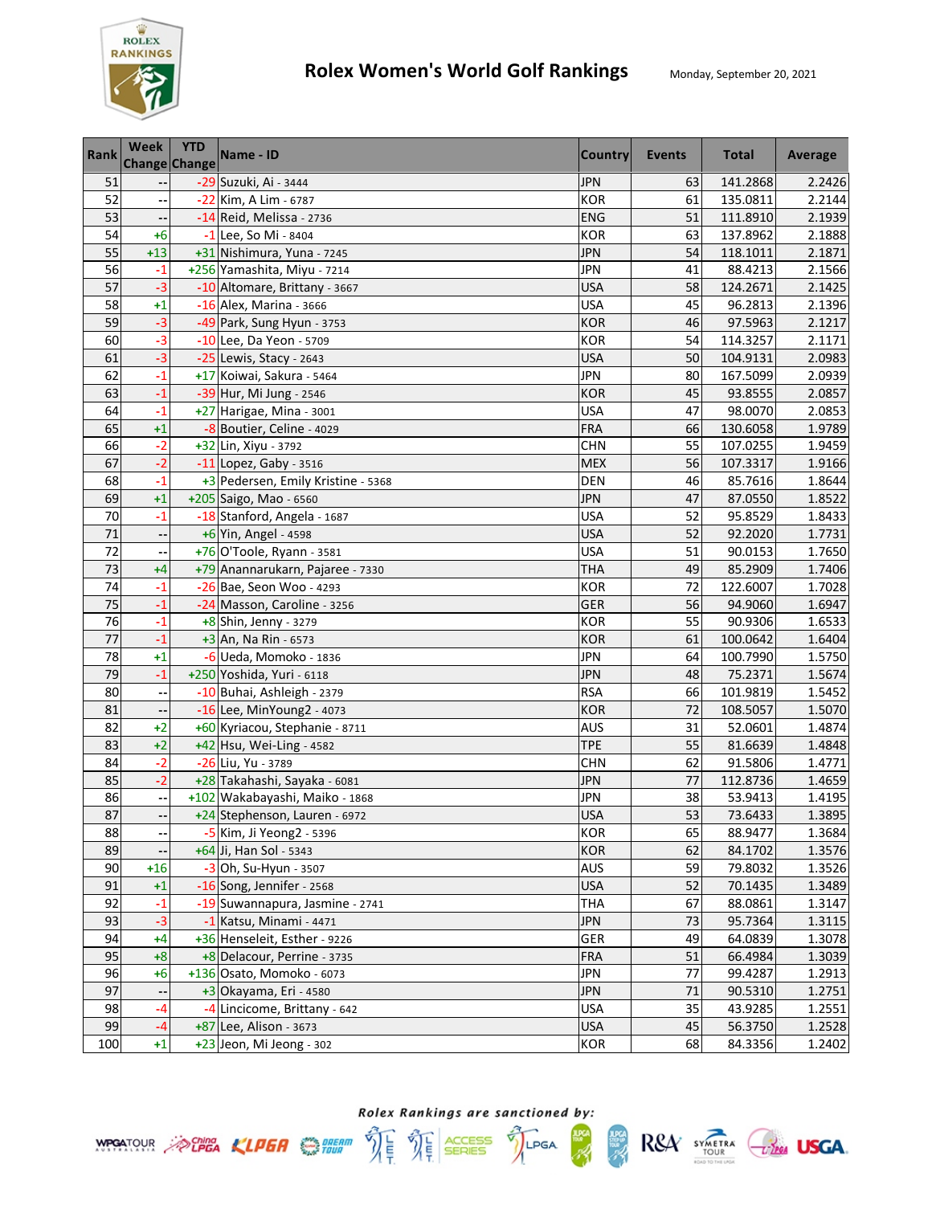# Rolex Women's World Golf Rankings

Monday, September 20, 2021

| Rank | Week Change | YTD Change | Name - ID | Country | Events | Total | Average |
|---|---|---|---|---|---|---|---|
| 51 | -- | -29 | Suzuki, Ai - 3444 | JPN | 63 | 141.2868 | 2.2426 |
| 52 | -- | -22 | Kim, A Lim - 6787 | KOR | 61 | 135.0811 | 2.2144 |
| 53 | -- | -14 | Reid, Melissa - 2736 | ENG | 51 | 111.8910 | 2.1939 |
| 54 | +6 | -1 | Lee, So Mi - 8404 | KOR | 63 | 137.8962 | 2.1888 |
| 55 | +13 | +31 | Nishimura, Yuna - 7245 | JPN | 54 | 118.1011 | 2.1871 |
| 56 | -1 | +256 | Yamashita, Miyu - 7214 | JPN | 41 | 88.4213 | 2.1566 |
| 57 | -3 | -10 | Altomare, Brittany - 3667 | USA | 58 | 124.2671 | 2.1425 |
| 58 | +1 | -16 | Alex, Marina - 3666 | USA | 45 | 96.2813 | 2.1396 |
| 59 | -3 | -49 | Park, Sung Hyun - 3753 | KOR | 46 | 97.5963 | 2.1217 |
| 60 | -3 | -10 | Lee, Da Yeon - 5709 | KOR | 54 | 114.3257 | 2.1171 |
| 61 | -3 | -25 | Lewis, Stacy - 2643 | USA | 50 | 104.9131 | 2.0983 |
| 62 | -1 | +17 | Koiwai, Sakura - 5464 | JPN | 80 | 167.5099 | 2.0939 |
| 63 | -1 | -39 | Hur, Mi Jung - 2546 | KOR | 45 | 93.8555 | 2.0857 |
| 64 | -1 | +27 | Harigae, Mina - 3001 | USA | 47 | 98.0070 | 2.0853 |
| 65 | +1 | -8 | Boutier, Celine - 4029 | FRA | 66 | 130.6058 | 1.9789 |
| 66 | -2 | +32 | Lin, Xiyu - 3792 | CHN | 55 | 107.0255 | 1.9459 |
| 67 | -2 | -11 | Lopez, Gaby - 3516 | MEX | 56 | 107.3317 | 1.9166 |
| 68 | -1 | +3 | Pedersen, Emily Kristine - 5368 | DEN | 46 | 85.7616 | 1.8644 |
| 69 | +1 | +205 | Saigo, Mao - 6560 | JPN | 47 | 87.0550 | 1.8522 |
| 70 | -1 | -18 | Stanford, Angela - 1687 | USA | 52 | 95.8529 | 1.8433 |
| 71 | -- | +6 | Yin, Angel - 4598 | USA | 52 | 92.2020 | 1.7731 |
| 72 | -- | +76 | O'Toole, Ryann - 3581 | USA | 51 | 90.0153 | 1.7650 |
| 73 | +4 | +79 | Anannarukarn, Pajaree - 7330 | THA | 49 | 85.2909 | 1.7406 |
| 74 | -1 | -26 | Bae, Seon Woo - 4293 | KOR | 72 | 122.6007 | 1.7028 |
| 75 | -1 | -24 | Masson, Caroline - 3256 | GER | 56 | 94.9060 | 1.6947 |
| 76 | -1 | +8 | Shin, Jenny - 3279 | KOR | 55 | 90.9306 | 1.6533 |
| 77 | -1 | +3 | An, Na Rin - 6573 | KOR | 61 | 100.0642 | 1.6404 |
| 78 | +1 | -6 | Ueda, Momoko - 1836 | JPN | 64 | 100.7990 | 1.5750 |
| 79 | -1 | +250 | Yoshida, Yuri - 6118 | JPN | 48 | 75.2371 | 1.5674 |
| 80 | -- | -10 | Buhai, Ashleigh - 2379 | RSA | 66 | 101.9819 | 1.5452 |
| 81 | -- | -16 | Lee, MinYoung2 - 4073 | KOR | 72 | 108.5057 | 1.5070 |
| 82 | +2 | +60 | Kyriacou, Stephanie - 8711 | AUS | 31 | 52.0601 | 1.4874 |
| 83 | +2 | +42 | Hsu, Wei-Ling - 4582 | TPE | 55 | 81.6639 | 1.4848 |
| 84 | -2 | -26 | Liu, Yu - 3789 | CHN | 62 | 91.5806 | 1.4771 |
| 85 | -2 | +28 | Takahashi, Sayaka - 6081 | JPN | 77 | 112.8736 | 1.4659 |
| 86 | -- | +102 | Wakabayashi, Maiko - 1868 | JPN | 38 | 53.9413 | 1.4195 |
| 87 | -- | +24 | Stephenson, Lauren - 6972 | USA | 53 | 73.6433 | 1.3895 |
| 88 | -- | -5 | Kim, Ji Yeong2 - 5396 | KOR | 65 | 88.9477 | 1.3684 |
| 89 | -- | +64 | Ji, Han Sol - 5343 | KOR | 62 | 84.1702 | 1.3576 |
| 90 | +16 | -3 | Oh, Su-Hyun - 3507 | AUS | 59 | 79.8032 | 1.3526 |
| 91 | +1 | -16 | Song, Jennifer - 2568 | USA | 52 | 70.1435 | 1.3489 |
| 92 | -1 | -19 | Suwannapura, Jasmine - 2741 | THA | 67 | 88.0861 | 1.3147 |
| 93 | -3 | -1 | Katsu, Minami - 4471 | JPN | 73 | 95.7364 | 1.3115 |
| 94 | +4 | +36 | Henseleit, Esther - 9226 | GER | 49 | 64.0839 | 1.3078 |
| 95 | +8 | +8 | Delacour, Perrine - 3735 | FRA | 51 | 66.4984 | 1.3039 |
| 96 | +6 | +136 | Osato, Momoko - 6073 | JPN | 77 | 99.4287 | 1.2913 |
| 97 | -- | +3 | Okayama, Eri - 4580 | JPN | 71 | 90.5310 | 1.2751 |
| 98 | -4 | -4 | Lincicome, Brittany - 642 | USA | 35 | 43.9285 | 1.2551 |
| 99 | -4 | +87 | Lee, Alison - 3673 | USA | 45 | 56.3750 | 1.2528 |
| 100 | +1 | +23 | Jeon, Mi Jeong - 302 | KOR | 68 | 84.3356 | 1.2402 |

*Rolex Rankings are sanctioned by:*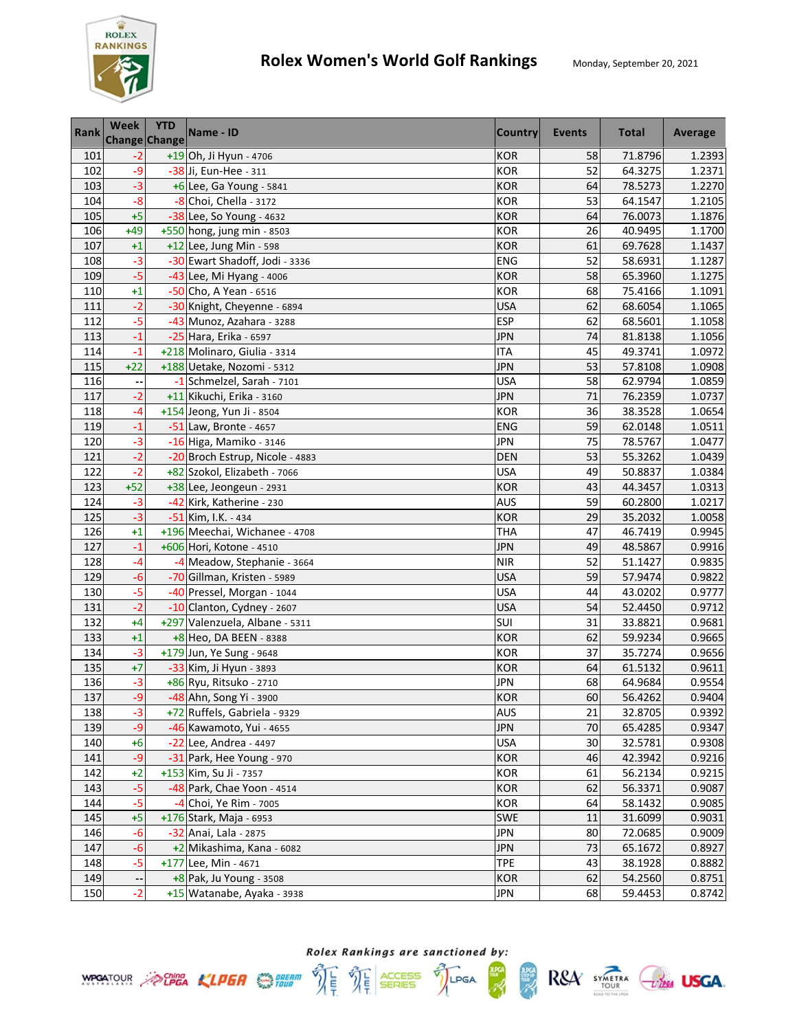# Rolex Women's World Golf Rankings

Monday, September 20, 2021

| Rank | Week Change | YTD Change | Name - ID | Country | Events | Total | Average |
|---|---|---|---|---|---|---|---|
| 101 | -2 | +19 | Oh, Ji Hyun - 4706 | KOR | 58 | 71.8796 | 1.2393 |
| 102 | -9 | -38 | Ji, Eun-Hee - 311 | KOR | 52 | 64.3275 | 1.2371 |
| 103 | -3 | +6 | Lee, Ga Young - 5841 | KOR | 64 | 78.5273 | 1.2270 |
| 104 | -8 | -8 | Choi, Chella - 3172 | KOR | 53 | 64.1547 | 1.2105 |
| 105 | +5 | -38 | Lee, So Young - 4632 | KOR | 64 | 76.0073 | 1.1876 |
| 106 | +49 | +550 | hong, jung min - 8503 | KOR | 26 | 40.9495 | 1.1700 |
| 107 | +1 | +12 | Lee, Jung Min - 598 | KOR | 61 | 69.7628 | 1.1437 |
| 108 | -3 | -30 | Ewart Shadoff, Jodi - 3336 | ENG | 52 | 58.6931 | 1.1287 |
| 109 | -5 | -43 | Lee, Mi Hyang - 4006 | KOR | 58 | 65.3960 | 1.1275 |
| 110 | +1 | -50 | Cho, A Yean - 6516 | KOR | 68 | 75.4166 | 1.1091 |
| 111 | -2 | -30 | Knight, Cheyenne - 6894 | USA | 62 | 68.6054 | 1.1065 |
| 112 | -5 | -43 | Munoz, Azahara - 3288 | ESP | 62 | 68.5601 | 1.1058 |
| 113 | -1 | -25 | Hara, Erika - 6597 | JPN | 74 | 81.8138 | 1.1056 |
| 114 | -1 | +218 | Molinaro, Giulia - 3314 | ITA | 45 | 49.3741 | 1.0972 |
| 115 | +22 | +188 | Uetake, Nozomi - 5312 | JPN | 53 | 57.8108 | 1.0908 |
| 116 | -- | -1 | Schmelzel, Sarah - 7101 | USA | 58 | 62.9794 | 1.0859 |
| 117 | -2 | +11 | Kikuchi, Erika - 3160 | JPN | 71 | 76.2359 | 1.0737 |
| 118 | -4 | +154 | Jeong, Yun Ji - 8504 | KOR | 36 | 38.3528 | 1.0654 |
| 119 | -1 | -51 | Law, Bronte - 4657 | ENG | 59 | 62.0148 | 1.0511 |
| 120 | -3 | -16 | Higa, Mamiko - 3146 | JPN | 75 | 78.5767 | 1.0477 |
| 121 | -2 | -20 | Broch Estrup, Nicole - 4883 | DEN | 53 | 55.3262 | 1.0439 |
| 122 | -2 | +82 | Szokol, Elizabeth - 7066 | USA | 49 | 50.8837 | 1.0384 |
| 123 | +52 | +38 | Lee, Jeongeun - 2931 | KOR | 43 | 44.3457 | 1.0313 |
| 124 | -3 | -42 | Kirk, Katherine - 230 | AUS | 59 | 60.2800 | 1.0217 |
| 125 | -3 | -51 | Kim, I.K. - 434 | KOR | 29 | 35.2032 | 1.0058 |
| 126 | +1 | +196 | Meechai, Wichanee - 4708 | THA | 47 | 46.7419 | 0.9945 |
| 127 | -1 | +606 | Hori, Kotone - 4510 | JPN | 49 | 48.5867 | 0.9916 |
| 128 | -4 | -4 | Meadow, Stephanie - 3664 | NIR | 52 | 51.1427 | 0.9835 |
| 129 | -6 | -70 | Gillman, Kristen - 5989 | USA | 59 | 57.9474 | 0.9822 |
| 130 | -5 | -40 | Pressel, Morgan - 1044 | USA | 44 | 43.0202 | 0.9777 |
| 131 | -2 | -10 | Clanton, Cydney - 2607 | USA | 54 | 52.4450 | 0.9712 |
| 132 | +4 | +297 | Valenzuela, Albane - 5311 | SUI | 31 | 33.8821 | 0.9681 |
| 133 | +1 | +8 | Heo, DA BEEN - 8388 | KOR | 62 | 59.9234 | 0.9665 |
| 134 | -3 | +179 | Jun, Ye Sung - 9648 | KOR | 37 | 35.7274 | 0.9656 |
| 135 | +7 | -33 | Kim, Ji Hyun - 3893 | KOR | 64 | 61.5132 | 0.9611 |
| 136 | -3 | +86 | Ryu, Ritsuko - 2710 | JPN | 68 | 64.9684 | 0.9554 |
| 137 | -9 | -48 | Ahn, Song Yi - 3900 | KOR | 60 | 56.4262 | 0.9404 |
| 138 | -3 | +72 | Ruffels, Gabriela - 9329 | AUS | 21 | 32.8705 | 0.9392 |
| 139 | -9 | -46 | Kawamoto, Yui - 4655 | JPN | 70 | 65.4285 | 0.9347 |
| 140 | +6 | -22 | Lee, Andrea - 4497 | USA | 30 | 32.5781 | 0.9308 |
| 141 | -9 | -31 | Park, Hee Young - 970 | KOR | 46 | 42.3942 | 0.9216 |
| 142 | +2 | +153 | Kim, Su Ji - 7357 | KOR | 61 | 56.2134 | 0.9215 |
| 143 | -5 | -48 | Park, Chae Yoon - 4514 | KOR | 62 | 56.3371 | 0.9087 |
| 144 | -5 | -4 | Choi, Ye Rim - 7005 | KOR | 64 | 58.1432 | 0.9085 |
| 145 | +5 | +176 | Stark, Maja - 6953 | SWE | 11 | 31.6099 | 0.9031 |
| 146 | -6 | -32 | Anai, Lala - 2875 | JPN | 80 | 72.0685 | 0.9009 |
| 147 | -6 | +2 | Mikashima, Kana - 6082 | JPN | 73 | 65.1672 | 0.8927 |
| 148 | -5 | +177 | Lee, Min - 4671 | TPE | 43 | 38.1928 | 0.8882 |
| 149 | -- | +8 | Pak, Ju Young - 3508 | KOR | 62 | 54.2560 | 0.8751 |
| 150 | -2 | +15 | Watanabe, Ayaka - 3938 | JPN | 68 | 59.4453 | 0.8742 |

*Rolex Rankings are sanctioned by:*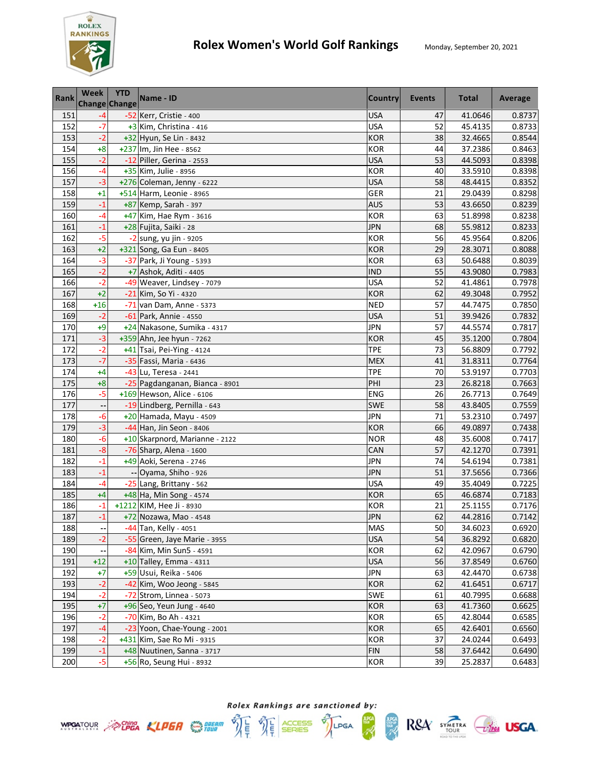# Rolex Women's World Golf Rankings

Monday, September 20, 2021

| Rank | Week Change | YTD Change | Name - ID | Country | Events | Total | Average |
|---|---|---|---|---|---|---|---|
| 151 | -4 | -52 | Kerr, Cristie - 400 | USA | 47 | 41.0646 | 0.8737 |
| 152 | -7 | +3 | Kim, Christina - 416 | USA | 52 | 45.4135 | 0.8733 |
| 153 | -2 | +32 | Hyun, Se Lin - 8432 | KOR | 38 | 32.4665 | 0.8544 |
| 154 | +8 | +237 | Im, Jin Hee - 8562 | KOR | 44 | 37.2386 | 0.8463 |
| 155 | -2 | -12 | Piller, Gerina - 2553 | USA | 53 | 44.5093 | 0.8398 |
| 156 | -4 | +35 | Kim, Julie - 8956 | KOR | 40 | 33.5910 | 0.8398 |
| 157 | -3 | +276 | Coleman, Jenny - 6222 | USA | 58 | 48.4415 | 0.8352 |
| 158 | +1 | +514 | Harm, Leonie - 8965 | GER | 21 | 29.0439 | 0.8298 |
| 159 | -1 | +87 | Kemp, Sarah - 397 | AUS | 53 | 43.6650 | 0.8239 |
| 160 | -4 | +47 | Kim, Hae Rym - 3616 | KOR | 63 | 51.8998 | 0.8238 |
| 161 | -1 | +28 | Fujita, Saiki - 28 | JPN | 68 | 55.9812 | 0.8233 |
| 162 | -5 | -2 | sung, yu jin - 9205 | KOR | 56 | 45.9564 | 0.8206 |
| 163 | +2 | +321 | Song, Ga Eun - 8405 | KOR | 29 | 28.3071 | 0.8088 |
| 164 | -3 | -37 | Park, Ji Young - 5393 | KOR | 63 | 50.6488 | 0.8039 |
| 165 | -2 | +7 | Ashok, Aditi - 4405 | IND | 55 | 43.9080 | 0.7983 |
| 166 | -2 | -49 | Weaver, Lindsey - 7079 | USA | 52 | 41.4861 | 0.7978 |
| 167 | +2 | -21 | Kim, So Yi - 4320 | KOR | 62 | 49.3048 | 0.7952 |
| 168 | +16 | -71 | van Dam, Anne - 5373 | NED | 57 | 44.7475 | 0.7850 |
| 169 | -2 | -61 | Park, Annie - 4550 | USA | 51 | 39.9426 | 0.7832 |
| 170 | +9 | +24 | Nakasone, Sumika - 4317 | JPN | 57 | 44.5574 | 0.7817 |
| 171 | -3 | +359 | Ahn, Jee hyun - 7262 | KOR | 45 | 35.1200 | 0.7804 |
| 172 | -2 | +41 | Tsai, Pei-Ying - 4124 | TPE | 73 | 56.8809 | 0.7792 |
| 173 | -7 | -35 | Fassi, Maria - 6436 | MEX | 41 | 31.8311 | 0.7764 |
| 174 | +4 | -43 | Lu, Teresa - 2441 | TPE | 70 | 53.9197 | 0.7703 |
| 175 | +8 | -25 | Pagdanganan, Bianca - 8901 | PHI | 23 | 26.8218 | 0.7663 |
| 176 | -5 | +169 | Hewson, Alice - 6106 | ENG | 26 | 26.7713 | 0.7649 |
| 177 | -- | -19 | Lindberg, Pernilla - 643 | SWE | 58 | 43.8405 | 0.7559 |
| 178 | -6 | +20 | Hamada, Mayu - 4509 | JPN | 71 | 53.2310 | 0.7497 |
| 179 | -3 | -44 | Han, Jin Seon - 8406 | KOR | 66 | 49.0897 | 0.7438 |
| 180 | -6 | +10 | Skarpnord, Marianne - 2122 | NOR | 48 | 35.6008 | 0.7417 |
| 181 | -8 | -76 | Sharp, Alena - 1600 | CAN | 57 | 42.1270 | 0.7391 |
| 182 | -1 | +49 | Aoki, Serena - 2746 | JPN | 74 | 54.6194 | 0.7381 |
| 183 | -1 | -- | Oyama, Shiho - 926 | JPN | 51 | 37.5656 | 0.7366 |
| 184 | -4 | -25 | Lang, Brittany - 562 | USA | 49 | 35.4049 | 0.7225 |
| 185 | +4 | +48 | Ha, Min Song - 4574 | KOR | 65 | 46.6874 | 0.7183 |
| 186 | -1 | +1212 | KIM, Hee Ji - 8930 | KOR | 21 | 25.1155 | 0.7176 |
| 187 | -1 | +72 | Nozawa, Mao - 4548 | JPN | 62 | 44.2816 | 0.7142 |
| 188 | -- | -44 | Tan, Kelly - 4051 | MAS | 50 | 34.6023 | 0.6920 |
| 189 | -2 | -55 | Green, Jaye Marie - 3955 | USA | 54 | 36.8292 | 0.6820 |
| 190 | -- | -84 | Kim, Min Sun5 - 4591 | KOR | 62 | 42.0967 | 0.6790 |
| 191 | +12 | +10 | Talley, Emma - 4311 | USA | 56 | 37.8549 | 0.6760 |
| 192 | +7 | +59 | Usui, Reika - 5406 | JPN | 63 | 42.4470 | 0.6738 |
| 193 | -2 | -42 | Kim, Woo Jeong - 5845 | KOR | 62 | 41.6451 | 0.6717 |
| 194 | -2 | -72 | Strom, Linnea - 5073 | SWE | 61 | 40.7995 | 0.6688 |
| 195 | +7 | +96 | Seo, Yeun Jung - 4640 | KOR | 63 | 41.7360 | 0.6625 |
| 196 | -2 | -70 | Kim, Bo Ah - 4321 | KOR | 65 | 42.8044 | 0.6585 |
| 197 | -4 | -23 | Yoon, Chae-Young - 2001 | KOR | 65 | 42.6401 | 0.6560 |
| 198 | -2 | +431 | Kim, Sae Ro Mi - 9315 | KOR | 37 | 24.0244 | 0.6493 |
| 199 | -1 | +48 | Nuutinen, Sanna - 3717 | FIN | 58 | 37.6442 | 0.6490 |
| 200 | -5 | +56 | Ro, Seung Hui - 8932 | KOR | 39 | 25.2837 | 0.6483 |

*Rolex Rankings are sanctioned by:*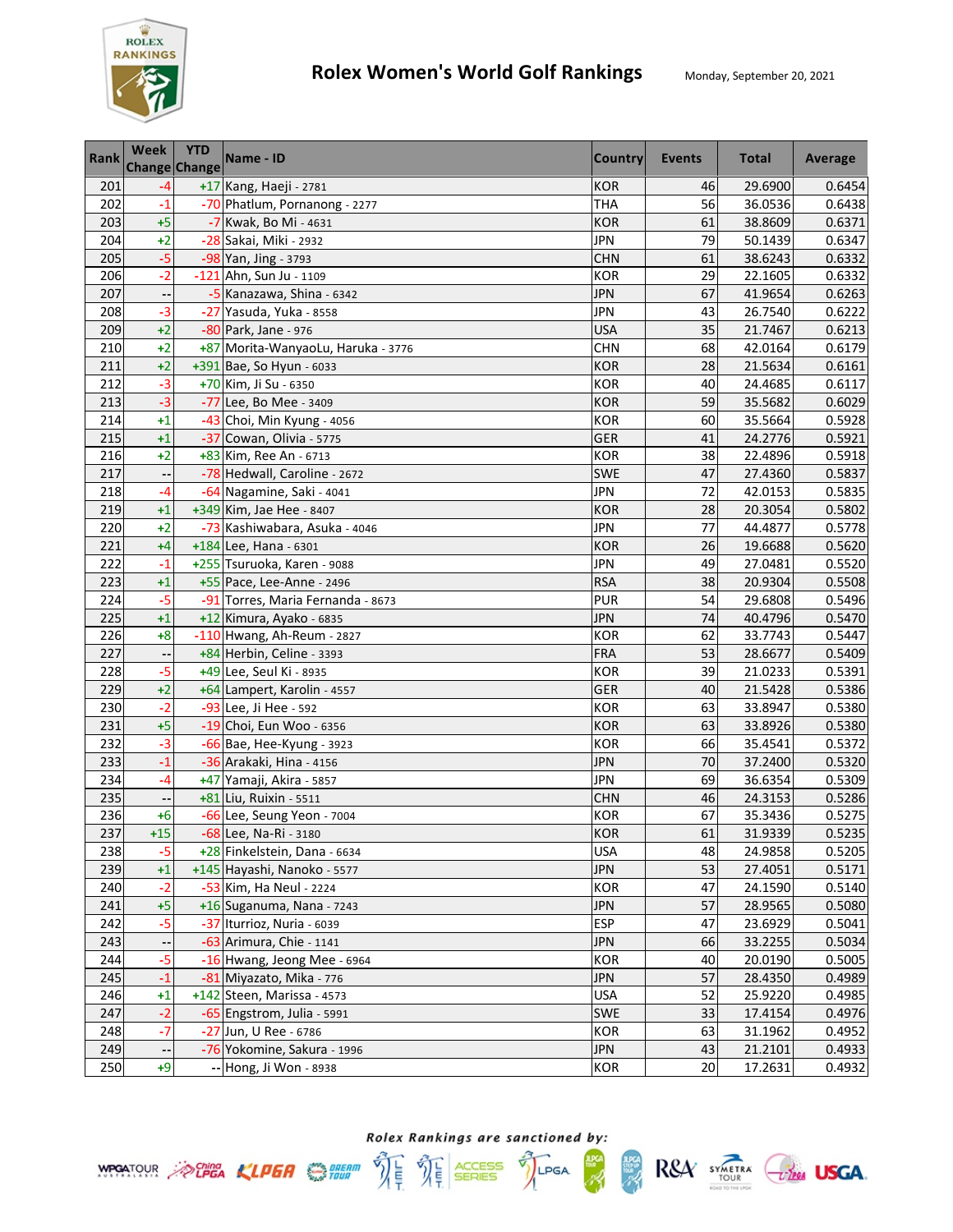# Rolex Women's World Golf Rankings

Monday, September 20, 2021

| Rank | Week Change | YTD Change | Name - ID | Country | Events | Total | Average |
|---|---|---|---|---|---|---|---|
| 201 | -4 | +17 | Kang, Haeji - 2781 | KOR | 46 | 29.6900 | 0.6454 |
| 202 | -1 | -70 | Phatlum, Pornanong - 2277 | THA | 56 | 36.0536 | 0.6438 |
| 203 | +5 | -7 | Kwak, Bo Mi - 4631 | KOR | 61 | 38.8609 | 0.6371 |
| 204 | +2 | -28 | Sakai, Miki - 2932 | JPN | 79 | 50.1439 | 0.6347 |
| 205 | -5 | -98 | Yan, Jing - 3793 | CHN | 61 | 38.6243 | 0.6332 |
| 206 | -2 | -121 | Ahn, Sun Ju - 1109 | KOR | 29 | 22.1605 | 0.6332 |
| 207 | -- | -5 | Kanazawa, Shina - 6342 | JPN | 67 | 41.9654 | 0.6263 |
| 208 | -3 | -27 | Yasuda, Yuka - 8558 | JPN | 43 | 26.7540 | 0.6222 |
| 209 | +2 | -80 | Park, Jane - 976 | USA | 35 | 21.7467 | 0.6213 |
| 210 | +2 | +87 | Morita-WanyaoLu, Haruka - 3776 | CHN | 68 | 42.0164 | 0.6179 |
| 211 | +2 | +391 | Bae, So Hyun - 6033 | KOR | 28 | 21.5634 | 0.6161 |
| 212 | -3 | +70 | Kim, Ji Su - 6350 | KOR | 40 | 24.4685 | 0.6117 |
| 213 | -3 | -77 | Lee, Bo Mee - 3409 | KOR | 59 | 35.5682 | 0.6029 |
| 214 | +1 | -43 | Choi, Min Kyung - 4056 | KOR | 60 | 35.5664 | 0.5928 |
| 215 | +1 | -37 | Cowan, Olivia - 5775 | GER | 41 | 24.2776 | 0.5921 |
| 216 | +2 | +83 | Kim, Ree An - 6713 | KOR | 38 | 22.4896 | 0.5918 |
| 217 | -- | -78 | Hedwall, Caroline - 2672 | SWE | 47 | 27.4360 | 0.5837 |
| 218 | -4 | -64 | Nagamine, Saki - 4041 | JPN | 72 | 42.0153 | 0.5835 |
| 219 | +1 | +349 | Kim, Jae Hee - 8407 | KOR | 28 | 20.3054 | 0.5802 |
| 220 | +2 | -73 | Kashiwabara, Asuka - 4046 | JPN | 77 | 44.4877 | 0.5778 |
| 221 | +4 | +184 | Lee, Hana - 6301 | KOR | 26 | 19.6688 | 0.5620 |
| 222 | -1 | +255 | Tsuruoka, Karen - 9088 | JPN | 49 | 27.0481 | 0.5520 |
| 223 | +1 | +55 | Pace, Lee-Anne - 2496 | RSA | 38 | 20.9304 | 0.5508 |
| 224 | -5 | -91 | Torres, Maria Fernanda - 8673 | PUR | 54 | 29.6808 | 0.5496 |
| 225 | +1 | +12 | Kimura, Ayako - 6835 | JPN | 74 | 40.4796 | 0.5470 |
| 226 | +8 | -110 | Hwang, Ah-Reum - 2827 | KOR | 62 | 33.7743 | 0.5447 |
| 227 | -- | +84 | Herbin, Celine - 3393 | FRA | 53 | 28.6677 | 0.5409 |
| 228 | -5 | +49 | Lee, Seul Ki - 8935 | KOR | 39 | 21.0233 | 0.5391 |
| 229 | +2 | +64 | Lampert, Karolin - 4557 | GER | 40 | 21.5428 | 0.5386 |
| 230 | -2 | -93 | Lee, Ji Hee - 592 | KOR | 63 | 33.8947 | 0.5380 |
| 231 | +5 | -19 | Choi, Eun Woo - 6356 | KOR | 63 | 33.8926 | 0.5380 |
| 232 | -3 | -66 | Bae, Hee-Kyung - 3923 | KOR | 66 | 35.4541 | 0.5372 |
| 233 | -1 | -36 | Arakaki, Hina - 4156 | JPN | 70 | 37.2400 | 0.5320 |
| 234 | -4 | +47 | Yamaji, Akira - 5857 | JPN | 69 | 36.6354 | 0.5309 |
| 235 | -- | +81 | Liu, Ruixin - 5511 | CHN | 46 | 24.3153 | 0.5286 |
| 236 | +6 | -66 | Lee, Seung Yeon - 7004 | KOR | 67 | 35.3436 | 0.5275 |
| 237 | +15 | -68 | Lee, Na-Ri - 3180 | KOR | 61 | 31.9339 | 0.5235 |
| 238 | -5 | +28 | Finkelstein, Dana - 6634 | USA | 48 | 24.9858 | 0.5205 |
| 239 | +1 | +145 | Hayashi, Nanoko - 5577 | JPN | 53 | 27.4051 | 0.5171 |
| 240 | -2 | -53 | Kim, Ha Neul - 2224 | KOR | 47 | 24.1590 | 0.5140 |
| 241 | +5 | +16 | Suganuma, Nana - 7243 | JPN | 57 | 28.9565 | 0.5080 |
| 242 | -5 | -37 | Iturrioz, Nuria - 6039 | ESP | 47 | 23.6929 | 0.5041 |
| 243 | -- | -63 | Arimura, Chie - 1141 | JPN | 66 | 33.2255 | 0.5034 |
| 244 | -5 | -16 | Hwang, Jeong Mee - 6964 | KOR | 40 | 20.0190 | 0.5005 |
| 245 | -1 | -81 | Miyazato, Mika - 776 | JPN | 57 | 28.4350 | 0.4989 |
| 246 | +1 | +142 | Steen, Marissa - 4573 | USA | 52 | 25.9220 | 0.4985 |
| 247 | -2 | -65 | Engstrom, Julia - 5991 | SWE | 33 | 17.4154 | 0.4976 |
| 248 | -7 | -27 | Jun, U Ree - 6786 | KOR | 63 | 31.1962 | 0.4952 |
| 249 | -- | -76 | Yokomine, Sakura - 1996 | JPN | 43 | 21.2101 | 0.4933 |
| 250 | +9 | -- | Hong, Ji Won - 8938 | KOR | 20 | 17.2631 | 0.4932 |

*Rolex Rankings are sanctioned by:*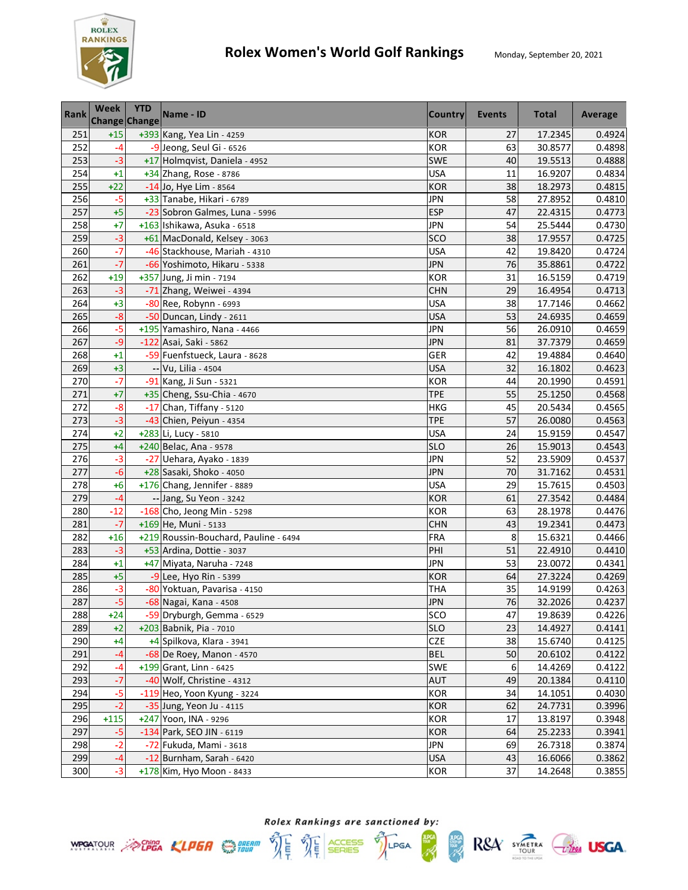# Rolex Women's World Golf Rankings

Monday, September 20, 2021

| Rank | Week Change | YTD Change | Name - ID | Country | Events | Total | Average |
|---|---|---|---|---|---|---|---|
| 251 | +15 | +393 | Kang, Yea Lin - 4259 | KOR | 27 | 17.2345 | 0.4924 |
| 252 | -4 | -9 | Jeong, Seul Gi - 6526 | KOR | 63 | 30.8577 | 0.4898 |
| 253 | -3 | +17 | Holmqvist, Daniela - 4952 | SWE | 40 | 19.5513 | 0.4888 |
| 254 | +1 | +34 | Zhang, Rose - 8786 | USA | 11 | 16.9207 | 0.4834 |
| 255 | +22 | -14 | Jo, Hye Lim - 8564 | KOR | 38 | 18.2973 | 0.4815 |
| 256 | -5 | +33 | Tanabe, Hikari - 6789 | JPN | 58 | 27.8952 | 0.4810 |
| 257 | +5 | -23 | Sobron Galmes, Luna - 5996 | ESP | 47 | 22.4315 | 0.4773 |
| 258 | +7 | +163 | Ishikawa, Asuka - 6518 | JPN | 54 | 25.5444 | 0.4730 |
| 259 | -3 | +61 | MacDonald, Kelsey - 3063 | SCO | 38 | 17.9557 | 0.4725 |
| 260 | -7 | -46 | Stackhouse, Mariah - 4310 | USA | 42 | 19.8420 | 0.4724 |
| 261 | -7 | -66 | Yoshimoto, Hikaru - 5338 | JPN | 76 | 35.8861 | 0.4722 |
| 262 | +19 | +357 | Jung, Ji min - 7194 | KOR | 31 | 16.5159 | 0.4719 |
| 263 | -3 | -71 | Zhang, Weiwei - 4394 | CHN | 29 | 16.4954 | 0.4713 |
| 264 | +3 | -80 | Ree, Robynn - 6993 | USA | 38 | 17.7146 | 0.4662 |
| 265 | -8 | -50 | Duncan, Lindy - 2611 | USA | 53 | 24.6935 | 0.4659 |
| 266 | -5 | +195 | Yamashiro, Nana - 4466 | JPN | 56 | 26.0910 | 0.4659 |
| 267 | -9 | -122 | Asai, Saki - 5862 | JPN | 81 | 37.7379 | 0.4659 |
| 268 | +1 | -59 | Fuenfstueck, Laura - 8628 | GER | 42 | 19.4884 | 0.4640 |
| 269 | +3 | -- | Vu, Lilia - 4504 | USA | 32 | 16.1802 | 0.4623 |
| 270 | -7 | -91 | Kang, Ji Sun - 5321 | KOR | 44 | 20.1990 | 0.4591 |
| 271 | +7 | +35 | Cheng, Ssu-Chia - 4670 | TPE | 55 | 25.1250 | 0.4568 |
| 272 | -8 | -17 | Chan, Tiffany - 5120 | HKG | 45 | 20.5434 | 0.4565 |
| 273 | -3 | -43 | Chien, Peiyun - 4354 | TPE | 57 | 26.0080 | 0.4563 |
| 274 | +2 | +283 | Li, Lucy - 5810 | USA | 24 | 15.9159 | 0.4547 |
| 275 | +4 | +240 | Belac, Ana - 9578 | SLO | 26 | 15.9013 | 0.4543 |
| 276 | -3 | -27 | Uehara, Ayako - 1839 | JPN | 52 | 23.5909 | 0.4537 |
| 277 | -6 | +28 | Sasaki, Shoko - 4050 | JPN | 70 | 31.7162 | 0.4531 |
| 278 | +6 | +176 | Chang, Jennifer - 8889 | USA | 29 | 15.7615 | 0.4503 |
| 279 | -4 | -- | Jang, Su Yeon - 3242 | KOR | 61 | 27.3542 | 0.4484 |
| 280 | -12 | -168 | Cho, Jeong Min - 5298 | KOR | 63 | 28.1978 | 0.4476 |
| 281 | -7 | +169 | He, Muni - 5133 | CHN | 43 | 19.2341 | 0.4473 |
| 282 | +16 | +219 | Roussin-Bouchard, Pauline - 6494 | FRA | 8 | 15.6321 | 0.4466 |
| 283 | -3 | +53 | Ardina, Dottie - 3037 | PHI | 51 | 22.4910 | 0.4410 |
| 284 | +1 | +47 | Miyata, Naruha - 7248 | JPN | 53 | 23.0072 | 0.4341 |
| 285 | +5 | -9 | Lee, Hyo Rin - 5399 | KOR | 64 | 27.3224 | 0.4269 |
| 286 | -3 | -80 | Yoktuan, Pavarisa - 4150 | THA | 35 | 14.9199 | 0.4263 |
| 287 | -5 | -68 | Nagai, Kana - 4508 | JPN | 76 | 32.2026 | 0.4237 |
| 288 | +24 | -59 | Dryburgh, Gemma - 6529 | SCO | 47 | 19.8639 | 0.4226 |
| 289 | +2 | +203 | Babnik, Pia - 7010 | SLO | 23 | 14.4927 | 0.4141 |
| 290 | +4 | +4 | Spilkova, Klara - 3941 | CZE | 38 | 15.6740 | 0.4125 |
| 291 | -4 | -68 | De Roey, Manon - 4570 | BEL | 50 | 20.6102 | 0.4122 |
| 292 | -4 | +199 | Grant, Linn - 6425 | SWE | 6 | 14.4269 | 0.4122 |
| 293 | -7 | -40 | Wolf, Christine - 4312 | AUT | 49 | 20.1384 | 0.4110 |
| 294 | -5 | -119 | Heo, Yoon Kyung - 3224 | KOR | 34 | 14.1051 | 0.4030 |
| 295 | -2 | -35 | Jung, Yeon Ju - 4115 | KOR | 62 | 24.7731 | 0.3996 |
| 296 | +115 | +247 | Yoon, INA - 9296 | KOR | 17 | 13.8197 | 0.3948 |
| 297 | -5 | -134 | Park, SEO JIN - 6119 | KOR | 64 | 25.2233 | 0.3941 |
| 298 | -2 | -72 | Fukuda, Mami - 3618 | JPN | 69 | 26.7318 | 0.3874 |
| 299 | -4 | -12 | Burnham, Sarah - 6420 | USA | 43 | 16.6066 | 0.3862 |
| 300 | -3 | +178 | Kim, Hyo Moon - 8433 | KOR | 37 | 14.2648 | 0.3855 |

*Rolex Rankings are sanctioned by:*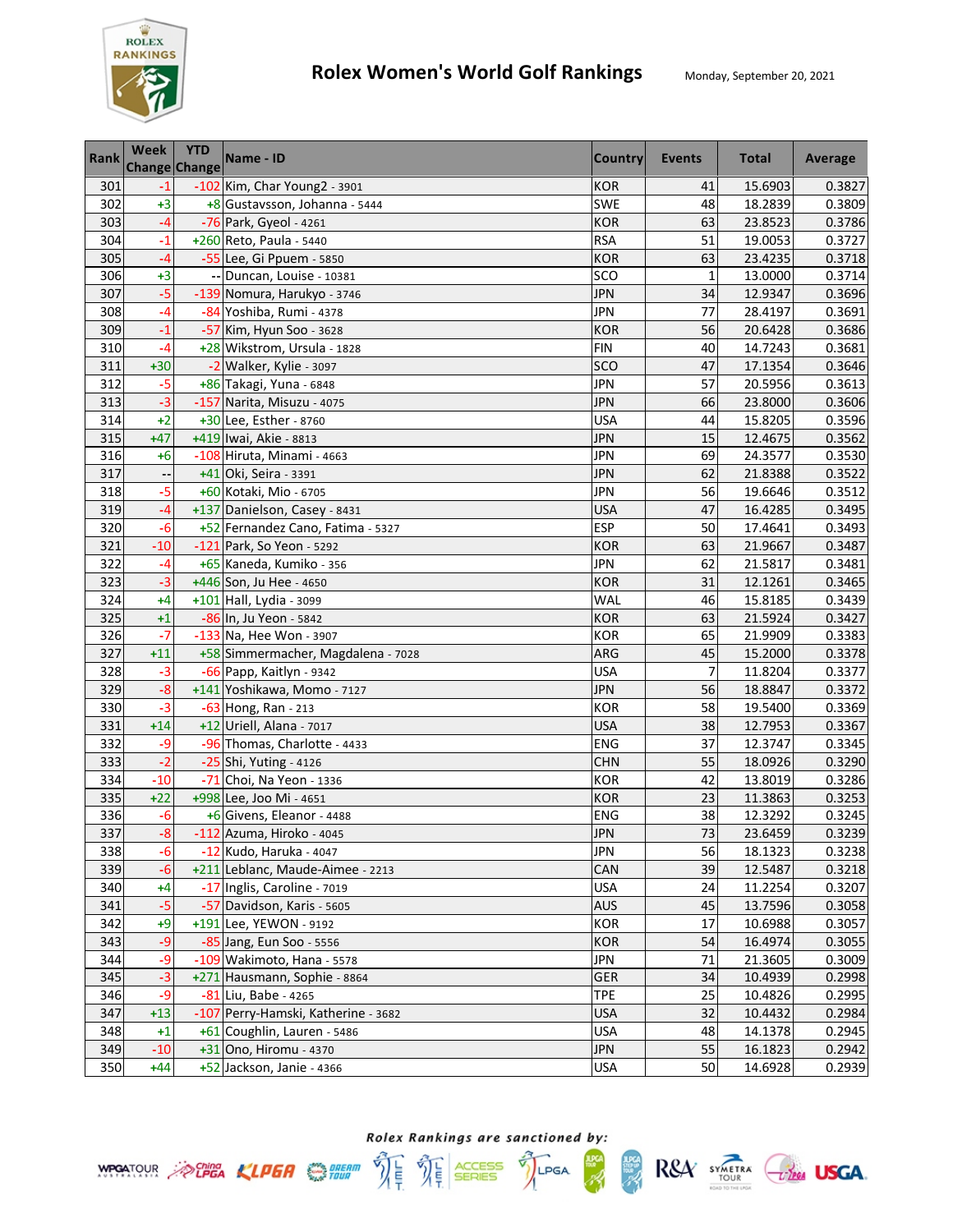# Rolex Women's World Golf Rankings

Monday, September 20, 2021

| Rank | Week Change | YTD Change | Name - ID | Country | Events | Total | Average |
|---|---|---|---|---|---|---|---|
| 301 | -1 | -102 | Kim, Char Young2 - 3901 | KOR | 41 | 15.6903 | 0.3827 |
| 302 | +3 | +8 | Gustavsson, Johanna - 5444 | SWE | 48 | 18.2839 | 0.3809 |
| 303 | -4 | -76 | Park, Gyeol - 4261 | KOR | 63 | 23.8523 | 0.3786 |
| 304 | -1 | +260 | Reto, Paula - 5440 | RSA | 51 | 19.0053 | 0.3727 |
| 305 | -4 | -55 | Lee, Gi Ppuem - 5850 | KOR | 63 | 23.4235 | 0.3718 |
| 306 | +3 | -- | Duncan, Louise - 10381 | SCO | 1 | 13.0000 | 0.3714 |
| 307 | -5 | -139 | Nomura, Harukyo - 3746 | JPN | 34 | 12.9347 | 0.3696 |
| 308 | -4 | -84 | Yoshiba, Rumi - 4378 | JPN | 77 | 28.4197 | 0.3691 |
| 309 | -1 | -57 | Kim, Hyun Soo - 3628 | KOR | 56 | 20.6428 | 0.3686 |
| 310 | -4 | +28 | Wikstrom, Ursula - 1828 | FIN | 40 | 14.7243 | 0.3681 |
| 311 | +30 | -2 | Walker, Kylie - 3097 | SCO | 47 | 17.1354 | 0.3646 |
| 312 | -5 | +86 | Takagi, Yuna - 6848 | JPN | 57 | 20.5956 | 0.3613 |
| 313 | -3 | -157 | Narita, Misuzu - 4075 | JPN | 66 | 23.8000 | 0.3606 |
| 314 | +2 | +30 | Lee, Esther - 8760 | USA | 44 | 15.8205 | 0.3596 |
| 315 | +47 | +419 | Iwai, Akie - 8813 | JPN | 15 | 12.4675 | 0.3562 |
| 316 | +6 | -108 | Hiruta, Minami - 4663 | JPN | 69 | 24.3577 | 0.3530 |
| 317 | -- | +41 | Oki, Seira - 3391 | JPN | 62 | 21.8388 | 0.3522 |
| 318 | -5 | +60 | Kotaki, Mio - 6705 | JPN | 56 | 19.6646 | 0.3512 |
| 319 | -4 | +137 | Danielson, Casey - 8431 | USA | 47 | 16.4285 | 0.3495 |
| 320 | -6 | +52 | Fernandez Cano, Fatima - 5327 | ESP | 50 | 17.4641 | 0.3493 |
| 321 | -10 | -121 | Park, So Yeon - 5292 | KOR | 63 | 21.9667 | 0.3487 |
| 322 | -4 | +65 | Kaneda, Kumiko - 356 | JPN | 62 | 21.5817 | 0.3481 |
| 323 | -3 | +446 | Son, Ju Hee - 4650 | KOR | 31 | 12.1261 | 0.3465 |
| 324 | +4 | +101 | Hall, Lydia - 3099 | WAL | 46 | 15.8185 | 0.3439 |
| 325 | +1 | -86 | In, Ju Yeon - 5842 | KOR | 63 | 21.5924 | 0.3427 |
| 326 | -7 | -133 | Na, Hee Won - 3907 | KOR | 65 | 21.9909 | 0.3383 |
| 327 | +11 | +58 | Simmermacher, Magdalena - 7028 | ARG | 45 | 15.2000 | 0.3378 |
| 328 | -3 | -66 | Papp, Kaitlyn - 9342 | USA | 7 | 11.8204 | 0.3377 |
| 329 | -8 | +141 | Yoshikawa, Momo - 7127 | JPN | 56 | 18.8847 | 0.3372 |
| 330 | -3 | -63 | Hong, Ran - 213 | KOR | 58 | 19.5400 | 0.3369 |
| 331 | +14 | +12 | Uriell, Alana - 7017 | USA | 38 | 12.7953 | 0.3367 |
| 332 | -9 | -96 | Thomas, Charlotte - 4433 | ENG | 37 | 12.3747 | 0.3345 |
| 333 | -2 | -25 | Shi, Yuting - 4126 | CHN | 55 | 18.0926 | 0.3290 |
| 334 | -10 | -71 | Choi, Na Yeon - 1336 | KOR | 42 | 13.8019 | 0.3286 |
| 335 | +22 | +998 | Lee, Joo Mi - 4651 | KOR | 23 | 11.3863 | 0.3253 |
| 336 | -6 | +6 | Givens, Eleanor - 4488 | ENG | 38 | 12.3292 | 0.3245 |
| 337 | -8 | -112 | Azuma, Hiroko - 4045 | JPN | 73 | 23.6459 | 0.3239 |
| 338 | -6 | -12 | Kudo, Haruka - 4047 | JPN | 56 | 18.1323 | 0.3238 |
| 339 | -6 | +211 | Leblanc, Maude-Aimee - 2213 | CAN | 39 | 12.5487 | 0.3218 |
| 340 | +4 | -17 | Inglis, Caroline - 7019 | USA | 24 | 11.2254 | 0.3207 |
| 341 | -5 | -57 | Davidson, Karis - 5605 | AUS | 45 | 13.7596 | 0.3058 |
| 342 | +9 | +191 | Lee, YEWON - 9192 | KOR | 17 | 10.6988 | 0.3057 |
| 343 | -9 | -85 | Jang, Eun Soo - 5556 | KOR | 54 | 16.4974 | 0.3055 |
| 344 | -9 | -109 | Wakimoto, Hana - 5578 | JPN | 71 | 21.3605 | 0.3009 |
| 345 | -3 | +271 | Hausmann, Sophie - 8864 | GER | 34 | 10.4939 | 0.2998 |
| 346 | -9 | -81 | Liu, Babe - 4265 | TPE | 25 | 10.4826 | 0.2995 |
| 347 | +13 | -107 | Perry-Hamski, Katherine - 3682 | USA | 32 | 10.4432 | 0.2984 |
| 348 | +1 | +61 | Coughlin, Lauren - 5486 | USA | 48 | 14.1378 | 0.2945 |
| 349 | -10 | +31 | Ono, Hiromu - 4370 | JPN | 55 | 16.1823 | 0.2942 |
| 350 | +44 | +52 | Jackson, Janie - 4366 | USA | 50 | 14.6928 | 0.2939 |

*Rolex Rankings are sanctioned by:*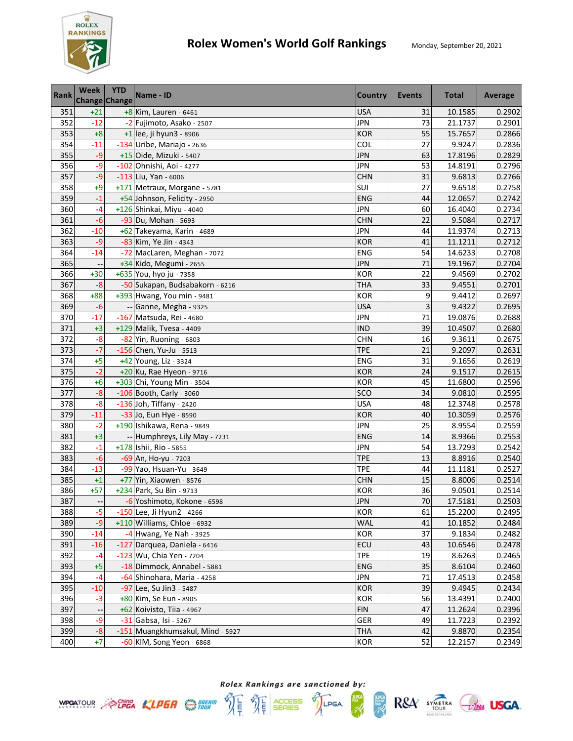# Rolex Women's World Golf Rankings

Monday, September 20, 2021

| Rank | Week Change | YTD Change | Name - ID | Country | Events | Total | Average |
|---|---|---|---|---|---|---|---|
| 351 | +21 | +8 | Kim, Lauren - 6461 | USA | 31 | 10.1585 | 0.2902 |
| 352 | -12 | -2 | Fujimoto, Asako - 2507 | JPN | 73 | 21.1737 | 0.2901 |
| 353 | +8 | +1 | lee, ji hyun3 - 8906 | KOR | 55 | 15.7657 | 0.2866 |
| 354 | -11 | -134 | Uribe, Mariajo - 2636 | COL | 27 | 9.9247 | 0.2836 |
| 355 | -9 | +15 | Oide, Mizuki - 5407 | JPN | 63 | 17.8196 | 0.2829 |
| 356 | -9 | -102 | Ohnishi, Aoi - 4277 | JPN | 53 | 14.8191 | 0.2796 |
| 357 | -9 | -113 | Liu, Yan - 6006 | CHN | 31 | 9.6813 | 0.2766 |
| 358 | +9 | +171 | Metraux, Morgane - 5781 | SUI | 27 | 9.6518 | 0.2758 |
| 359 | -1 | +54 | Johnson, Felicity - 2950 | ENG | 44 | 12.0657 | 0.2742 |
| 360 | -4 | +126 | Shinkai, Miyu - 4040 | JPN | 60 | 16.4040 | 0.2734 |
| 361 | -6 | -93 | Du, Mohan - 5693 | CHN | 22 | 9.5084 | 0.2717 |
| 362 | -10 | +62 | Takeyama, Karin - 4689 | JPN | 44 | 11.9374 | 0.2713 |
| 363 | -9 | -83 | Kim, Ye Jin - 4343 | KOR | 41 | 11.1211 | 0.2712 |
| 364 | -14 | -72 | MacLaren, Meghan - 7072 | ENG | 54 | 14.6233 | 0.2708 |
| 365 | -- | +34 | Kido, Megumi - 2655 | JPN | 71 | 19.1967 | 0.2704 |
| 366 | +30 | +635 | You, hyo ju - 7358 | KOR | 22 | 9.4569 | 0.2702 |
| 367 | -8 | -50 | Sukapan, Budsabakorn - 6216 | THA | 33 | 9.4551 | 0.2701 |
| 368 | +88 | +393 | Hwang, You min - 9481 | KOR | 9 | 9.4412 | 0.2697 |
| 369 | -6 | -- | Ganne, Megha - 9325 | USA | 3 | 9.4322 | 0.2695 |
| 370 | -17 | -167 | Matsuda, Rei - 4680 | JPN | 71 | 19.0876 | 0.2688 |
| 371 | +3 | +129 | Malik, Tvesa - 4409 | IND | 39 | 10.4507 | 0.2680 |
| 372 | -8 | -82 | Yin, Ruoning - 6803 | CHN | 16 | 9.3611 | 0.2675 |
| 373 | -7 | -156 | Chen, Yu-Ju - 5513 | TPE | 21 | 9.2097 | 0.2631 |
| 374 | +5 | +42 | Young, Liz - 3324 | ENG | 31 | 9.1656 | 0.2619 |
| 375 | -2 | +20 | Ku, Rae Hyeon - 9716 | KOR | 24 | 9.1517 | 0.2615 |
| 376 | +6 | +303 | Chi, Young Min - 3504 | KOR | 45 | 11.6800 | 0.2596 |
| 377 | -8 | -106 | Booth, Carly - 3060 | SCO | 34 | 9.0810 | 0.2595 |
| 378 | -8 | -136 | Joh, Tiffany - 2420 | USA | 48 | 12.3748 | 0.2578 |
| 379 | -11 | -33 | Jo, Eun Hye - 8590 | KOR | 40 | 10.3059 | 0.2576 |
| 380 | -2 | +190 | Ishikawa, Rena - 9849 | JPN | 25 | 8.9554 | 0.2559 |
| 381 | +3 | -- | Humphreys, Lily May - 7231 | ENG | 14 | 8.9366 | 0.2553 |
| 382 | -1 | +178 | Ishii, Rio - 5855 | JPN | 54 | 13.7293 | 0.2542 |
| 383 | -6 | -69 | An, Ho-yu - 7203 | TPE | 13 | 8.8916 | 0.2540 |
| 384 | -13 | -99 | Yao, Hsuan-Yu - 3649 | TPE | 44 | 11.1181 | 0.2527 |
| 385 | +1 | +77 | Yin, Xiaowen - 8576 | CHN | 15 | 8.8006 | 0.2514 |
| 386 | +57 | +234 | Park, Su Bin - 9713 | KOR | 36 | 9.0501 | 0.2514 |
| 387 | -- | -6 | Yoshimoto, Kokone - 6598 | JPN | 70 | 17.5181 | 0.2503 |
| 388 | -5 | -150 | Lee, Ji Hyun2 - 4266 | KOR | 61 | 15.2200 | 0.2495 |
| 389 | -9 | +110 | Williams, Chloe - 6932 | WAL | 41 | 10.1852 | 0.2484 |
| 390 | -14 | -4 | Hwang, Ye Nah - 3925 | KOR | 37 | 9.1834 | 0.2482 |
| 391 | -16 | -127 | Darquea, Daniela - 6416 | ECU | 43 | 10.6546 | 0.2478 |
| 392 | -4 | -123 | Wu, Chia Yen - 7204 | TPE | 19 | 8.6263 | 0.2465 |
| 393 | +5 | -18 | Dimmock, Annabel - 5881 | ENG | 35 | 8.6104 | 0.2460 |
| 394 | -4 | -64 | Shinohara, Maria - 4258 | JPN | 71 | 17.4513 | 0.2458 |
| 395 | -10 | -97 | Lee, Su Jin3 - 5487 | KOR | 39 | 9.4945 | 0.2434 |
| 396 | -3 | +80 | Kim, Se Eun - 8905 | KOR | 56 | 13.4391 | 0.2400 |
| 397 | -- | +62 | Koivisto, Tiia - 4967 | FIN | 47 | 11.2624 | 0.2396 |
| 398 | -9 | -31 | Gabsa, Isi - 5267 | GER | 49 | 11.7223 | 0.2392 |
| 399 | -8 | -151 | Muangkhumsakul, Mind - 5927 | THA | 42 | 9.8870 | 0.2354 |
| 400 | +7 | -60 | KIM, Song Yeon - 6868 | KOR | 52 | 12.2157 | 0.2349 |

*Rolex Rankings are sanctioned by:*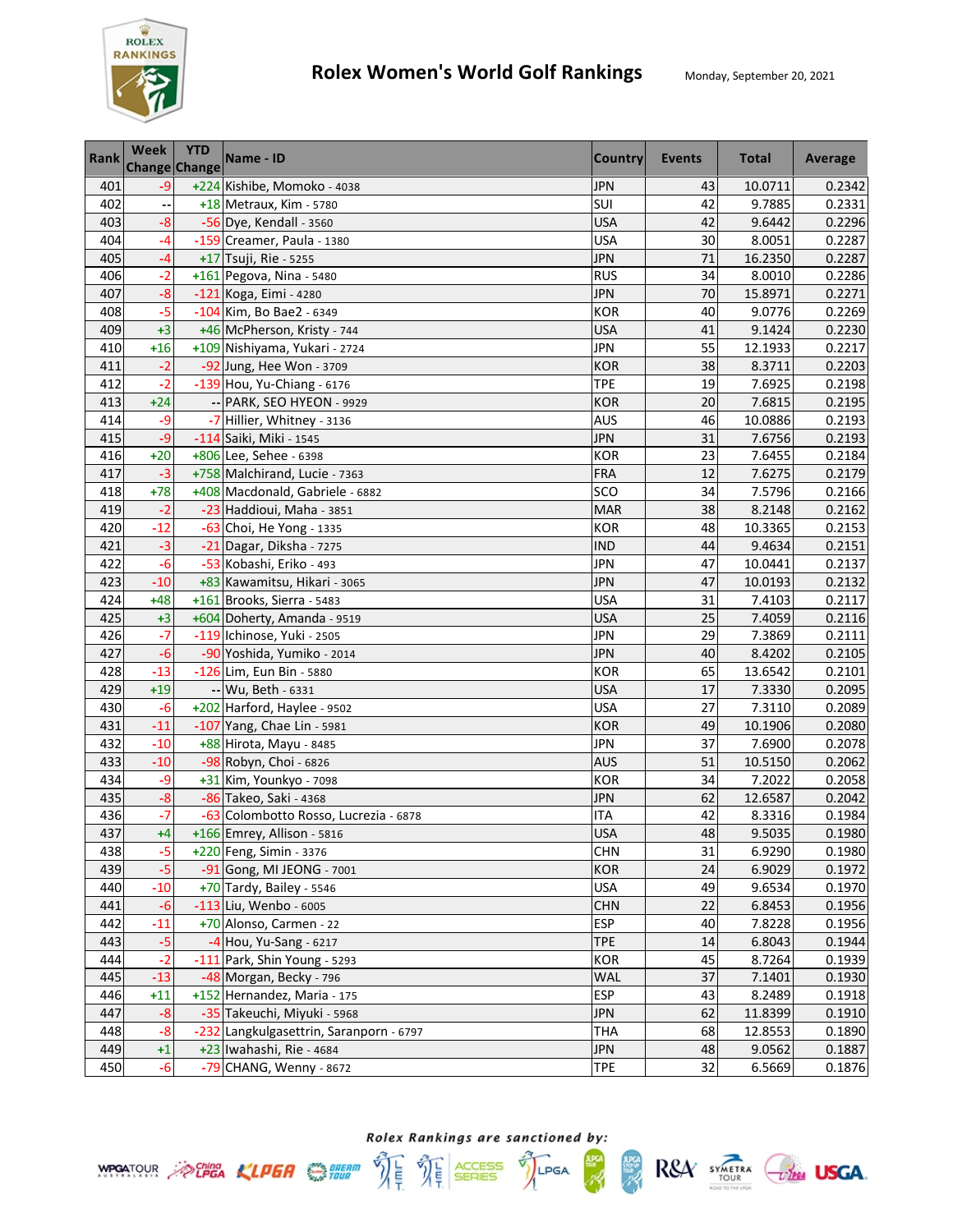# Rolex Women's World Golf Rankings

Monday, September 20, 2021

| Rank | Week Change | YTD Change | Name - ID | Country | Events | Total | Average |
|---|---|---|---|---|---|---|---|
| 401 | -9 | +224 | Kishibe, Momoko - 4038 | JPN | 43 | 10.0711 | 0.2342 |
| 402 | -- | +18 | Metraux, Kim - 5780 | SUI | 42 | 9.7885 | 0.2331 |
| 403 | -8 | -56 | Dye, Kendall - 3560 | USA | 42 | 9.6442 | 0.2296 |
| 404 | -4 | -159 | Creamer, Paula - 1380 | USA | 30 | 8.0051 | 0.2287 |
| 405 | -4 | +17 | Tsuji, Rie - 5255 | JPN | 71 | 16.2350 | 0.2287 |
| 406 | -2 | +161 | Pegova, Nina - 5480 | RUS | 34 | 8.0010 | 0.2286 |
| 407 | -8 | -121 | Koga, Eimi - 4280 | JPN | 70 | 15.8971 | 0.2271 |
| 408 | -5 | -104 | Kim, Bo Bae2 - 6349 | KOR | 40 | 9.0776 | 0.2269 |
| 409 | +3 | +46 | McPherson, Kristy - 744 | USA | 41 | 9.1424 | 0.2230 |
| 410 | +16 | +109 | Nishiyama, Yukari - 2724 | JPN | 55 | 12.1933 | 0.2217 |
| 411 | -2 | -92 | Jung, Hee Won - 3709 | KOR | 38 | 8.3711 | 0.2203 |
| 412 | -2 | -139 | Hou, Yu-Chiang - 6176 | TPE | 19 | 7.6925 | 0.2198 |
| 413 | +24 | -- | PARK, SEO HYEON - 9929 | KOR | 20 | 7.6815 | 0.2195 |
| 414 | -9 | -7 | Hillier, Whitney - 3136 | AUS | 46 | 10.0886 | 0.2193 |
| 415 | -9 | -114 | Saiki, Miki - 1545 | JPN | 31 | 7.6756 | 0.2193 |
| 416 | +20 | +806 | Lee, Sehee - 6398 | KOR | 23 | 7.6455 | 0.2184 |
| 417 | -3 | +758 | Malchirand, Lucie - 7363 | FRA | 12 | 7.6275 | 0.2179 |
| 418 | +78 | +408 | Macdonald, Gabriele - 6882 | SCO | 34 | 7.5796 | 0.2166 |
| 419 | -2 | -23 | Haddioui, Maha - 3851 | MAR | 38 | 8.2148 | 0.2162 |
| 420 | -12 | -63 | Choi, He Yong - 1335 | KOR | 48 | 10.3365 | 0.2153 |
| 421 | -3 | -21 | Dagar, Diksha - 7275 | IND | 44 | 9.4634 | 0.2151 |
| 422 | -6 | -53 | Kobashi, Eriko - 493 | JPN | 47 | 10.0441 | 0.2137 |
| 423 | -10 | +83 | Kawamitsu, Hikari - 3065 | JPN | 47 | 10.0193 | 0.2132 |
| 424 | +48 | +161 | Brooks, Sierra - 5483 | USA | 31 | 7.4103 | 0.2117 |
| 425 | +3 | +604 | Doherty, Amanda - 9519 | USA | 25 | 7.4059 | 0.2116 |
| 426 | -7 | -119 | Ichinose, Yuki - 2505 | JPN | 29 | 7.3869 | 0.2111 |
| 427 | -6 | -90 | Yoshida, Yumiko - 2014 | JPN | 40 | 8.4202 | 0.2105 |
| 428 | -13 | -126 | Lim, Eun Bin - 5880 | KOR | 65 | 13.6542 | 0.2101 |
| 429 | +19 | -- | Wu, Beth - 6331 | USA | 17 | 7.3330 | 0.2095 |
| 430 | -6 | +202 | Harford, Haylee - 9502 | USA | 27 | 7.3110 | 0.2089 |
| 431 | -11 | -107 | Yang, Chae Lin - 5981 | KOR | 49 | 10.1906 | 0.2080 |
| 432 | -10 | +88 | Hirota, Mayu - 8485 | JPN | 37 | 7.6900 | 0.2078 |
| 433 | -10 | -98 | Robyn, Choi - 6826 | AUS | 51 | 10.5150 | 0.2062 |
| 434 | -9 | +31 | Kim, Younkyo - 7098 | KOR | 34 | 7.2022 | 0.2058 |
| 435 | -8 | -86 | Takeo, Saki - 4368 | JPN | 62 | 12.6587 | 0.2042 |
| 436 | -7 | -63 | Colombotto Rosso, Lucrezia - 6878 | ITA | 42 | 8.3316 | 0.1984 |
| 437 | +4 | +166 | Emrey, Allison - 5816 | USA | 48 | 9.5035 | 0.1980 |
| 438 | -5 | +220 | Feng, Simin - 3376 | CHN | 31 | 6.9290 | 0.1980 |
| 439 | -5 | -91 | Gong, MI JEONG - 7001 | KOR | 24 | 6.9029 | 0.1972 |
| 440 | -10 | +70 | Tardy, Bailey - 5546 | USA | 49 | 9.6534 | 0.1970 |
| 441 | -6 | -113 | Liu, Wenbo - 6005 | CHN | 22 | 6.8453 | 0.1956 |
| 442 | -11 | +70 | Alonso, Carmen - 22 | ESP | 40 | 7.8228 | 0.1956 |
| 443 | -5 | -4 | Hou, Yu-Sang - 6217 | TPE | 14 | 6.8043 | 0.1944 |
| 444 | -2 | -111 | Park, Shin Young - 5293 | KOR | 45 | 8.7264 | 0.1939 |
| 445 | -13 | -48 | Morgan, Becky - 796 | WAL | 37 | 7.1401 | 0.1930 |
| 446 | +11 | +152 | Hernandez, Maria - 175 | ESP | 43 | 8.2489 | 0.1918 |
| 447 | -8 | -35 | Takeuchi, Miyuki - 5968 | JPN | 62 | 11.8399 | 0.1910 |
| 448 | -8 | -232 | Langkulgasettrin, Saranporn - 6797 | THA | 68 | 12.8553 | 0.1890 |
| 449 | +1 | +23 | Iwahashi, Rie - 4684 | JPN | 48 | 9.0562 | 0.1887 |
| 450 | -6 | -79 | CHANG, Wenny - 8672 | TPE | 32 | 6.5669 | 0.1876 |

*Rolex Rankings are sanctioned by:*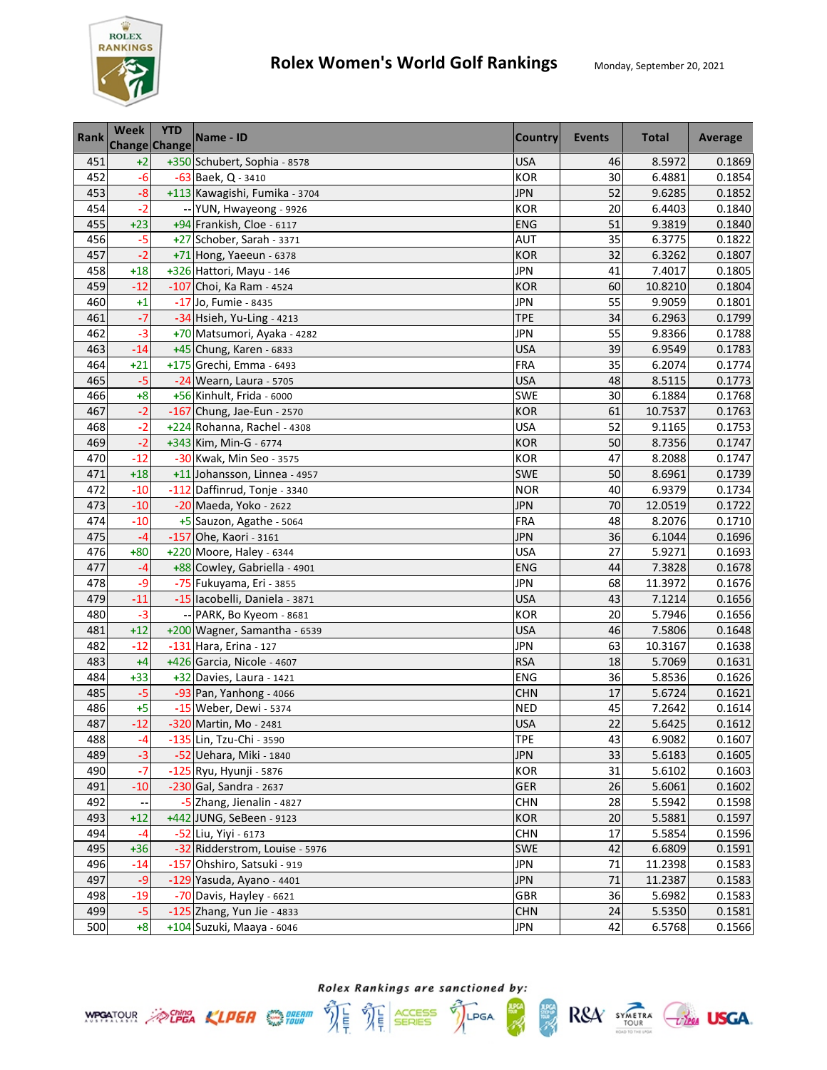# Rolex Women's World Golf Rankings

Monday, September 20, 2021

| Rank | Week Change | YTD Change | Name - ID | Country | Events | Total | Average |
|---|---|---|---|---|---|---|---|
| 451 | +2 | +350 | Schubert, Sophia - 8578 | USA | 46 | 8.5972 | 0.1869 |
| 452 | -6 | -63 | Baek, Q - 3410 | KOR | 30 | 6.4881 | 0.1854 |
| 453 | -8 | +113 | Kawagishi, Fumika - 3704 | JPN | 52 | 9.6285 | 0.1852 |
| 454 | -2 | -- | YUN, Hwayeong - 9926 | KOR | 20 | 6.4403 | 0.1840 |
| 455 | +23 | +94 | Frankish, Cloe - 6117 | ENG | 51 | 9.3819 | 0.1840 |
| 456 | -5 | +27 | Schober, Sarah - 3371 | AUT | 35 | 6.3775 | 0.1822 |
| 457 | -2 | +71 | Hong, Yaeeun - 6378 | KOR | 32 | 6.3262 | 0.1807 |
| 458 | +18 | +326 | Hattori, Mayu - 146 | JPN | 41 | 7.4017 | 0.1805 |
| 459 | -12 | -107 | Choi, Ka Ram - 4524 | KOR | 60 | 10.8210 | 0.1804 |
| 460 | +1 | -17 | Jo, Fumie - 8435 | JPN | 55 | 9.9059 | 0.1801 |
| 461 | -7 | -34 | Hsieh, Yu-Ling - 4213 | TPE | 34 | 6.2963 | 0.1799 |
| 462 | -3 | +70 | Matsumori, Ayaka - 4282 | JPN | 55 | 9.8366 | 0.1788 |
| 463 | -14 | +45 | Chung, Karen - 6833 | USA | 39 | 6.9549 | 0.1783 |
| 464 | +21 | +175 | Grechi, Emma - 6493 | FRA | 35 | 6.2074 | 0.1774 |
| 465 | -5 | -24 | Wearn, Laura - 5705 | USA | 48 | 8.5115 | 0.1773 |
| 466 | +8 | +56 | Kinhult, Frida - 6000 | SWE | 30 | 6.1884 | 0.1768 |
| 467 | -2 | -167 | Chung, Jae-Eun - 2570 | KOR | 61 | 10.7537 | 0.1763 |
| 468 | -2 | +224 | Rohanna, Rachel - 4308 | USA | 52 | 9.1165 | 0.1753 |
| 469 | -2 | +343 | Kim, Min-G - 6774 | KOR | 50 | 8.7356 | 0.1747 |
| 470 | -12 | -30 | Kwak, Min Seo - 3575 | KOR | 47 | 8.2088 | 0.1747 |
| 471 | +18 | +11 | Johansson, Linnea - 4957 | SWE | 50 | 8.6961 | 0.1739 |
| 472 | -10 | -112 | Daffinrud, Tonje - 3340 | NOR | 40 | 6.9379 | 0.1734 |
| 473 | -10 | -20 | Maeda, Yoko - 2622 | JPN | 70 | 12.0519 | 0.1722 |
| 474 | -10 | +5 | Sauzon, Agathe - 5064 | FRA | 48 | 8.2076 | 0.1710 |
| 475 | -4 | -157 | Ohe, Kaori - 3161 | JPN | 36 | 6.1044 | 0.1696 |
| 476 | +80 | +220 | Moore, Haley - 6344 | USA | 27 | 5.9271 | 0.1693 |
| 477 | -4 | +88 | Cowley, Gabriella - 4901 | ENG | 44 | 7.3828 | 0.1678 |
| 478 | -9 | -75 | Fukuyama, Eri - 3855 | JPN | 68 | 11.3972 | 0.1676 |
| 479 | -11 | -15 | Iacobelli, Daniela - 3871 | USA | 43 | 7.1214 | 0.1656 |
| 480 | -3 | -- | PARK, Bo Kyeom - 8681 | KOR | 20 | 5.7946 | 0.1656 |
| 481 | +12 | +200 | Wagner, Samantha - 6539 | USA | 46 | 7.5806 | 0.1648 |
| 482 | -12 | -131 | Hara, Erina - 127 | JPN | 63 | 10.3167 | 0.1638 |
| 483 | +4 | +426 | Garcia, Nicole - 4607 | RSA | 18 | 5.7069 | 0.1631 |
| 484 | +33 | +32 | Davies, Laura - 1421 | ENG | 36 | 5.8536 | 0.1626 |
| 485 | -5 | -93 | Pan, Yanhong - 4066 | CHN | 17 | 5.6724 | 0.1621 |
| 486 | +5 | -15 | Weber, Dewi - 5374 | NED | 45 | 7.2642 | 0.1614 |
| 487 | -12 | -320 | Martin, Mo - 2481 | USA | 22 | 5.6425 | 0.1612 |
| 488 | -4 | -135 | Lin, Tzu-Chi - 3590 | TPE | 43 | 6.9082 | 0.1607 |
| 489 | -3 | -52 | Uehara, Miki - 1840 | JPN | 33 | 5.6183 | 0.1605 |
| 490 | -7 | -125 | Ryu, Hyunji - 5876 | KOR | 31 | 5.6102 | 0.1603 |
| 491 | -10 | -230 | Gal, Sandra - 2637 | GER | 26 | 5.6061 | 0.1602 |
| 492 | -- | -5 | Zhang, Jienalin - 4827 | CHN | 28 | 5.5942 | 0.1598 |
| 493 | +12 | +442 | JUNG, SeBeen - 9123 | KOR | 20 | 5.5881 | 0.1597 |
| 494 | -4 | -52 | Liu, Yiyi - 6173 | CHN | 17 | 5.5854 | 0.1596 |
| 495 | +36 | -32 | Ridderstrom, Louise - 5976 | SWE | 42 | 6.6809 | 0.1591 |
| 496 | -14 | -157 | Ohshiro, Satsuki - 919 | JPN | 71 | 11.2398 | 0.1583 |
| 497 | -9 | -129 | Yasuda, Ayano - 4401 | JPN | 71 | 11.2387 | 0.1583 |
| 498 | -19 | -70 | Davis, Hayley - 6621 | GBR | 36 | 5.6982 | 0.1583 |
| 499 | -5 | -125 | Zhang, Yun Jie - 4833 | CHN | 24 | 5.5350 | 0.1581 |
| 500 | +8 | +104 | Suzuki, Maaya - 6046 | JPN | 42 | 6.5768 | 0.1566 |

*Rolex Rankings are sanctioned by:*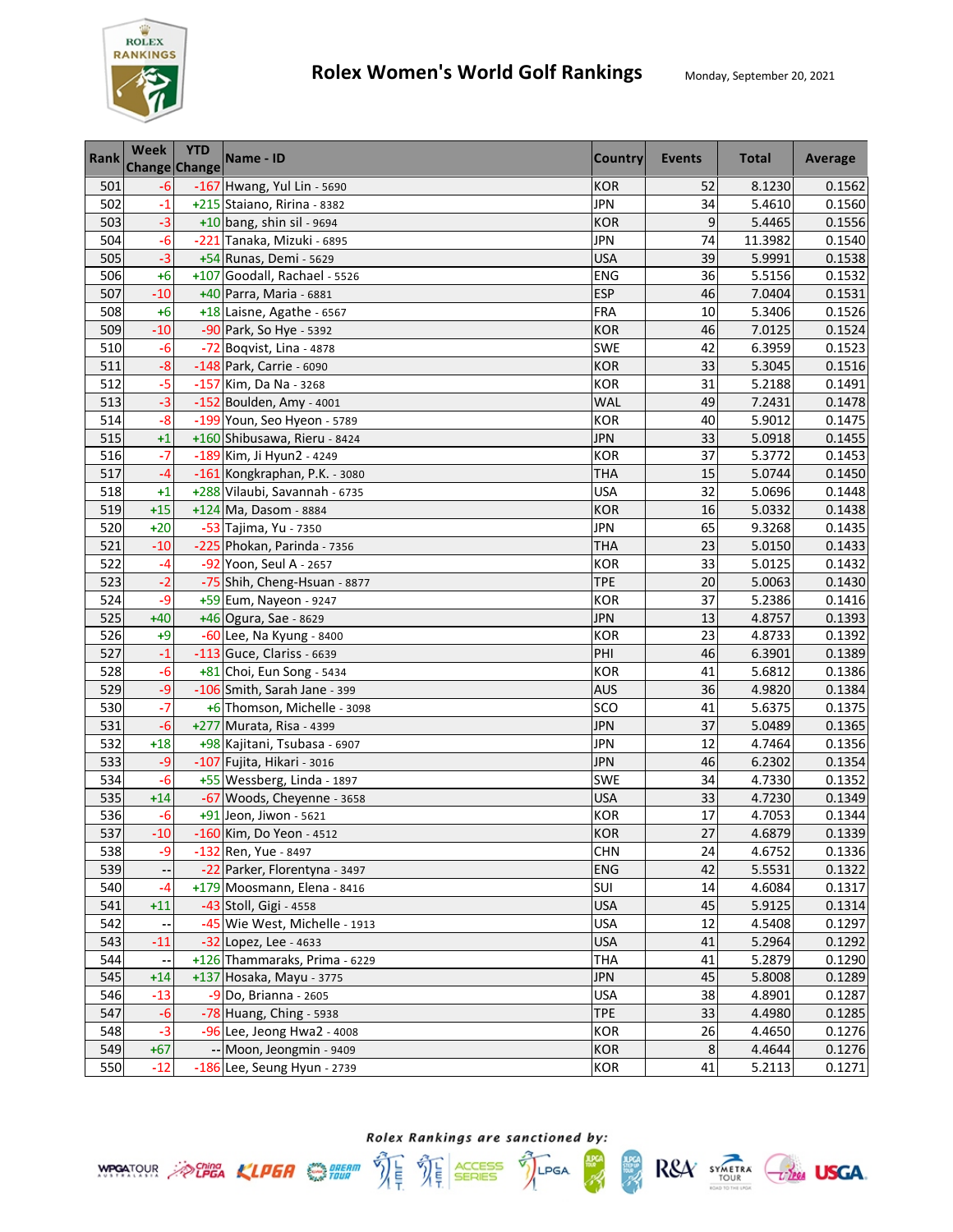# Rolex Women's World Golf Rankings

Monday, September 20, 2021

| Rank | Week Change | YTD Change | Name - ID | Country | Events | Total | Average |
|---|---|---|---|---|---|---|---|
| 501 | -6 | -167 | Hwang, Yul Lin - 5690 | KOR | 52 | 8.1230 | 0.1562 |
| 502 | -1 | +215 | Staiano, Ririna - 8382 | JPN | 34 | 5.4610 | 0.1560 |
| 503 | -3 | +10 | bang, shin sil - 9694 | KOR | 9 | 5.4465 | 0.1556 |
| 504 | -6 | -221 | Tanaka, Mizuki - 6895 | JPN | 74 | 11.3982 | 0.1540 |
| 505 | -3 | +54 | Runas, Demi - 5629 | USA | 39 | 5.9991 | 0.1538 |
| 506 | +6 | +107 | Goodall, Rachael - 5526 | ENG | 36 | 5.5156 | 0.1532 |
| 507 | -10 | +40 | Parra, Maria - 6881 | ESP | 46 | 7.0404 | 0.1531 |
| 508 | +6 | +18 | Laisne, Agathe - 6567 | FRA | 10 | 5.3406 | 0.1526 |
| 509 | -10 | -90 | Park, So Hye - 5392 | KOR | 46 | 7.0125 | 0.1524 |
| 510 | -6 | -72 | Boqvist, Lina - 4878 | SWE | 42 | 6.3959 | 0.1523 |
| 511 | -8 | -148 | Park, Carrie - 6090 | KOR | 33 | 5.3045 | 0.1516 |
| 512 | -5 | -157 | Kim, Da Na - 3268 | KOR | 31 | 5.2188 | 0.1491 |
| 513 | -3 | -152 | Boulden, Amy - 4001 | WAL | 49 | 7.2431 | 0.1478 |
| 514 | -8 | -199 | Youn, Seo Hyeon - 5789 | KOR | 40 | 5.9012 | 0.1475 |
| 515 | +1 | +160 | Shibusawa, Rieru - 8424 | JPN | 33 | 5.0918 | 0.1455 |
| 516 | -7 | -189 | Kim, Ji Hyun2 - 4249 | KOR | 37 | 5.3772 | 0.1453 |
| 517 | -4 | -161 | Kongkraphan, P.K. - 3080 | THA | 15 | 5.0744 | 0.1450 |
| 518 | +1 | +288 | Vilaubi, Savannah - 6735 | USA | 32 | 5.0696 | 0.1448 |
| 519 | +15 | +124 | Ma, Dasom - 8884 | KOR | 16 | 5.0332 | 0.1438 |
| 520 | +20 | -53 | Tajima, Yu - 7350 | JPN | 65 | 9.3268 | 0.1435 |
| 521 | -10 | -225 | Phokan, Parinda - 7356 | THA | 23 | 5.0150 | 0.1433 |
| 522 | -4 | -92 | Yoon, Seul A - 2657 | KOR | 33 | 5.0125 | 0.1432 |
| 523 | -2 | -75 | Shih, Cheng-Hsuan - 8877 | TPE | 20 | 5.0063 | 0.1430 |
| 524 | -9 | +59 | Eum, Nayeon - 9247 | KOR | 37 | 5.2386 | 0.1416 |
| 525 | +40 | +46 | Ogura, Sae - 8629 | JPN | 13 | 4.8757 | 0.1393 |
| 526 | +9 | -60 | Lee, Na Kyung - 8400 | KOR | 23 | 4.8733 | 0.1392 |
| 527 | -1 | -113 | Guce, Clariss - 6639 | PHI | 46 | 6.3901 | 0.1389 |
| 528 | -6 | +81 | Choi, Eun Song - 5434 | KOR | 41 | 5.6812 | 0.1386 |
| 529 | -9 | -106 | Smith, Sarah Jane - 399 | AUS | 36 | 4.9820 | 0.1384 |
| 530 | -7 | +6 | Thomson, Michelle - 3098 | SCO | 41 | 5.6375 | 0.1375 |
| 531 | -6 | +277 | Murata, Risa - 4399 | JPN | 37 | 5.0489 | 0.1365 |
| 532 | +18 | +98 | Kajitani, Tsubasa - 6907 | JPN | 12 | 4.7464 | 0.1356 |
| 533 | -9 | -107 | Fujita, Hikari - 3016 | JPN | 46 | 6.2302 | 0.1354 |
| 534 | -6 | +55 | Wessberg, Linda - 1897 | SWE | 34 | 4.7330 | 0.1352 |
| 535 | +14 | -67 | Woods, Cheyenne - 3658 | USA | 33 | 4.7230 | 0.1349 |
| 536 | -6 | +91 | Jeon, Jiwon - 5621 | KOR | 17 | 4.7053 | 0.1344 |
| 537 | -10 | -160 | Kim, Do Yeon - 4512 | KOR | 27 | 4.6879 | 0.1339 |
| 538 | -9 | -132 | Ren, Yue - 8497 | CHN | 24 | 4.6752 | 0.1336 |
| 539 | -- | -22 | Parker, Florentyna - 3497 | ENG | 42 | 5.5531 | 0.1322 |
| 540 | -4 | +179 | Moosmann, Elena - 8416 | SUI | 14 | 4.6084 | 0.1317 |
| 541 | +11 | -43 | Stoll, Gigi - 4558 | USA | 45 | 5.9125 | 0.1314 |
| 542 | -- | -45 | Wie West, Michelle - 1913 | USA | 12 | 4.5408 | 0.1297 |
| 543 | -11 | -32 | Lopez, Lee - 4633 | USA | 41 | 5.2964 | 0.1292 |
| 544 | -- | +126 | Thammaraks, Prima - 6229 | THA | 41 | 5.2879 | 0.1290 |
| 545 | +14 | +137 | Hosaka, Mayu - 3775 | JPN | 45 | 5.8008 | 0.1289 |
| 546 | -13 | -9 | Do, Brianna - 2605 | USA | 38 | 4.8901 | 0.1287 |
| 547 | -6 | -78 | Huang, Ching - 5938 | TPE | 33 | 4.4980 | 0.1285 |
| 548 | -3 | -96 | Lee, Jeong Hwa2 - 4008 | KOR | 26 | 4.4650 | 0.1276 |
| 549 | +67 | -- | Moon, Jeongmin - 9409 | KOR | 8 | 4.4644 | 0.1276 |
| 550 | -12 | -186 | Lee, Seung Hyun - 2739 | KOR | 41 | 5.2113 | 0.1271 |

*Rolex Rankings are sanctioned by:*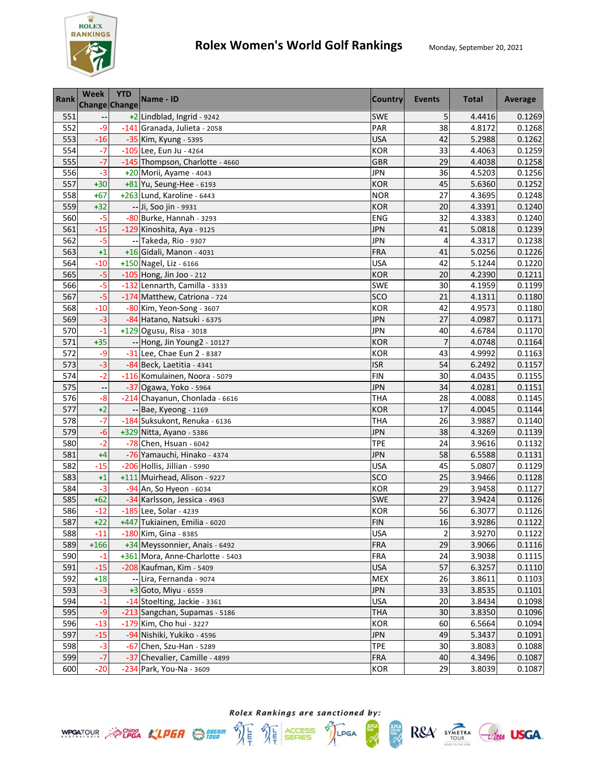# Rolex Women's World Golf Rankings

Monday, September 20, 2021

| Rank | Week Change | YTD Change | Name - ID | Country | Events | Total | Average |
|---|---|---|---|---|---|---|---|
| 551 | -- | +2 | Lindblad, Ingrid - 9242 | SWE | 5 | 4.4416 | 0.1269 |
| 552 | -9 | -141 | Granada, Julieta - 2058 | PAR | 38 | 4.8172 | 0.1268 |
| 553 | -16 | -35 | Kim, Kyung - 5395 | USA | 42 | 5.2988 | 0.1262 |
| 554 | -7 | -105 | Lee, Eun Ju - 4264 | KOR | 33 | 4.4063 | 0.1259 |
| 555 | -7 | -145 | Thompson, Charlotte - 4660 | GBR | 29 | 4.4038 | 0.1258 |
| 556 | -3 | +20 | Morii, Ayame - 4043 | JPN | 36 | 4.5203 | 0.1256 |
| 557 | +30 | +81 | Yu, Seung-Hee - 6193 | KOR | 45 | 5.6360 | 0.1252 |
| 558 | +67 | +263 | Lund, Karoline - 6443 | NOR | 27 | 4.3695 | 0.1248 |
| 559 | +32 | -- | Ji, Soo jin - 9931 | KOR | 20 | 4.3391 | 0.1240 |
| 560 | -5 | -80 | Burke, Hannah - 3293 | ENG | 32 | 4.3383 | 0.1240 |
| 561 | -15 | -129 | Kinoshita, Aya - 9125 | JPN | 41 | 5.0818 | 0.1239 |
| 562 | -5 | -- | Takeda, Rio - 9307 | JPN | 4 | 4.3317 | 0.1238 |
| 563 | +1 | +16 | Gidali, Manon - 4031 | FRA | 41 | 5.0256 | 0.1226 |
| 564 | -10 | +150 | Nagel, Liz - 6166 | USA | 42 | 5.1244 | 0.1220 |
| 565 | -5 | -105 | Hong, Jin Joo - 212 | KOR | 20 | 4.2390 | 0.1211 |
| 566 | -5 | -132 | Lennarth, Camilla - 3333 | SWE | 30 | 4.1959 | 0.1199 |
| 567 | -5 | -174 | Matthew, Catriona - 724 | SCO | 21 | 4.1311 | 0.1180 |
| 568 | -10 | -80 | Kim, Yeon-Song - 3607 | KOR | 42 | 4.9573 | 0.1180 |
| 569 | -3 | -84 | Hatano, Natsuki - 6375 | JPN | 27 | 4.0987 | 0.1171 |
| 570 | -1 | +129 | Ogusu, Risa - 3018 | JPN | 40 | 4.6784 | 0.1170 |
| 571 | +35 | -- | Hong, Jin Young2 - 10127 | KOR | 7 | 4.0748 | 0.1164 |
| 572 | -9 | -31 | Lee, Chae Eun 2 - 8387 | KOR | 43 | 4.9992 | 0.1163 |
| 573 | -3 | -84 | Beck, Laetitia - 4341 | ISR | 54 | 6.2492 | 0.1157 |
| 574 | -2 | -116 | Komulainen, Noora - 5079 | FIN | 30 | 4.0435 | 0.1155 |
| 575 | -- | -37 | Ogawa, Yoko - 5964 | JPN | 34 | 4.0281 | 0.1151 |
| 576 | -8 | -214 | Chayanun, Chonlada - 6616 | THA | 28 | 4.0088 | 0.1145 |
| 577 | +2 | -- | Bae, Kyeong - 1169 | KOR | 17 | 4.0045 | 0.1144 |
| 578 | -7 | -184 | Suksukont, Renuka - 6136 | THA | 26 | 3.9887 | 0.1140 |
| 579 | -6 | +329 | Nitta, Ayano - 5386 | JPN | 38 | 4.3269 | 0.1139 |
| 580 | -2 | -78 | Chen, Hsuan - 6042 | TPE | 24 | 3.9616 | 0.1132 |
| 581 | +4 | -76 | Yamauchi, Hinako - 4374 | JPN | 58 | 6.5588 | 0.1131 |
| 582 | -15 | -206 | Hollis, Jillian - 5990 | USA | 45 | 5.0807 | 0.1129 |
| 583 | +1 | +111 | Muirhead, Alison - 9227 | SCO | 25 | 3.9466 | 0.1128 |
| 584 | -3 | -94 | An, So Hyeon - 6034 | KOR | 29 | 3.9458 | 0.1127 |
| 585 | +62 | -34 | Karlsson, Jessica - 4963 | SWE | 27 | 3.9424 | 0.1126 |
| 586 | -12 | -185 | Lee, Solar - 4239 | KOR | 56 | 6.3077 | 0.1126 |
| 587 | +22 | +447 | Tukiainen, Emilia - 6020 | FIN | 16 | 3.9286 | 0.1122 |
| 588 | -11 | -180 | Kim, Gina - 8385 | USA | 2 | 3.9270 | 0.1122 |
| 589 | +166 | +34 | Meyssonnier, Anais - 6492 | FRA | 29 | 3.9066 | 0.1116 |
| 590 | -1 | +361 | Mora, Anne-Charlotte - 5403 | FRA | 24 | 3.9038 | 0.1115 |
| 591 | -15 | -208 | Kaufman, Kim - 5409 | USA | 57 | 6.3257 | 0.1110 |
| 592 | +18 | -- | Lira, Fernanda - 9074 | MEX | 26 | 3.8611 | 0.1103 |
| 593 | -3 | +3 | Goto, Miyu - 6559 | JPN | 33 | 3.8535 | 0.1101 |
| 594 | -1 | -14 | Stoelting, Jackie - 3361 | USA | 20 | 3.8434 | 0.1098 |
| 595 | -9 | -213 | Sangchan, Supamas - 5186 | THA | 30 | 3.8350 | 0.1096 |
| 596 | -13 | -179 | Kim, Cho hui - 3227 | KOR | 60 | 6.5664 | 0.1094 |
| 597 | -15 | -94 | Nishiki, Yukiko - 4596 | JPN | 49 | 5.3437 | 0.1091 |
| 598 | -3 | -67 | Chen, Szu-Han - 5289 | TPE | 30 | 3.8083 | 0.1088 |
| 599 | -7 | -37 | Chevalier, Camille - 4899 | FRA | 40 | 4.3496 | 0.1087 |
| 600 | -20 | -234 | Park, You-Na - 3609 | KOR | 29 | 3.8039 | 0.1087 |

*Rolex Rankings are sanctioned by:*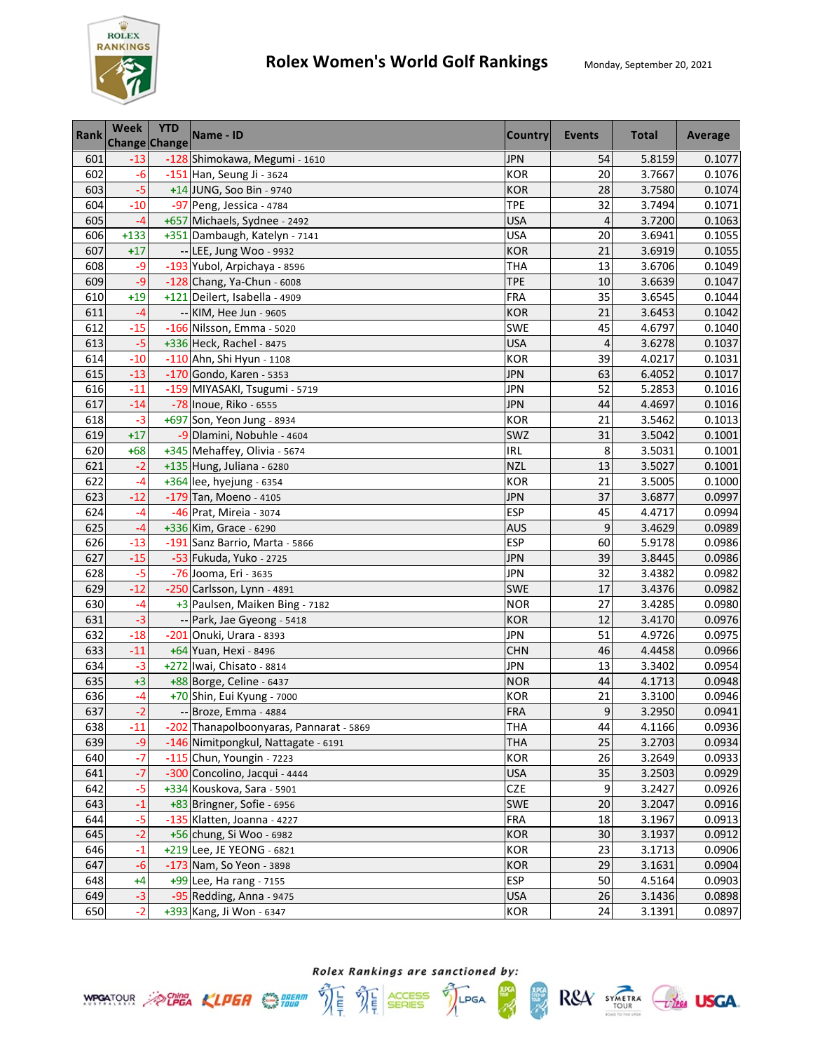# Rolex Women's World Golf Rankings

Monday, September 20, 2021

| Rank | Week Change | YTD Change | Name - ID | Country | Events | Total | Average |
|---|---|---|---|---|---|---|---|
| 601 | -13 | -128 | Shimokawa, Megumi - 1610 | JPN | 54 | 5.8159 | 0.1077 |
| 602 | -6 | -151 | Han, Seung Ji - 3624 | KOR | 20 | 3.7667 | 0.1076 |
| 603 | -5 | +14 | JUNG, Soo Bin - 9740 | KOR | 28 | 3.7580 | 0.1074 |
| 604 | -10 | -97 | Peng, Jessica - 4784 | TPE | 32 | 3.7494 | 0.1071 |
| 605 | -4 | +657 | Michaels, Sydnee - 2492 | USA | 4 | 3.7200 | 0.1063 |
| 606 | +133 | +351 | Dambaugh, Katelyn - 7141 | USA | 20 | 3.6941 | 0.1055 |
| 607 | +17 | -- | LEE, Jung Woo - 9932 | KOR | 21 | 3.6919 | 0.1055 |
| 608 | -9 | -193 | Yubol, Arpichaya - 8596 | THA | 13 | 3.6706 | 0.1049 |
| 609 | -9 | -128 | Chang, Ya-Chun - 6008 | TPE | 10 | 3.6639 | 0.1047 |
| 610 | +19 | +121 | Deilert, Isabella - 4909 | FRA | 35 | 3.6545 | 0.1044 |
| 611 | -4 | -- | KIM, Hee Jun - 9605 | KOR | 21 | 3.6453 | 0.1042 |
| 612 | -15 | -166 | Nilsson, Emma - 5020 | SWE | 45 | 4.6797 | 0.1040 |
| 613 | -5 | +336 | Heck, Rachel - 8475 | USA | 4 | 3.6278 | 0.1037 |
| 614 | -10 | -110 | Ahn, Shi Hyun - 1108 | KOR | 39 | 4.0217 | 0.1031 |
| 615 | -13 | -170 | Gondo, Karen - 5353 | JPN | 63 | 6.4052 | 0.1017 |
| 616 | -11 | -159 | MIYASAKI, Tsugumi - 5719 | JPN | 52 | 5.2853 | 0.1016 |
| 617 | -14 | -78 | Inoue, Riko - 6555 | JPN | 44 | 4.4697 | 0.1016 |
| 618 | -3 | +697 | Son, Yeon Jung - 8934 | KOR | 21 | 3.5462 | 0.1013 |
| 619 | +17 | -9 | Dlamini, Nobuhle - 4604 | SWZ | 31 | 3.5042 | 0.1001 |
| 620 | +68 | +345 | Mehaffey, Olivia - 5674 | IRL | 8 | 3.5031 | 0.1001 |
| 621 | -2 | +135 | Hung, Juliana - 6280 | NZL | 13 | 3.5027 | 0.1001 |
| 622 | -4 | +364 | lee, hyejung - 6354 | KOR | 21 | 3.5005 | 0.1000 |
| 623 | -12 | -179 | Tan, Moeno - 4105 | JPN | 37 | 3.6877 | 0.0997 |
| 624 | -4 | -46 | Prat, Mireia - 3074 | ESP | 45 | 4.4717 | 0.0994 |
| 625 | -4 | +336 | Kim, Grace - 6290 | AUS | 9 | 3.4629 | 0.0989 |
| 626 | -13 | -191 | Sanz Barrio, Marta - 5866 | ESP | 60 | 5.9178 | 0.0986 |
| 627 | -15 | -53 | Fukuda, Yuko - 2725 | JPN | 39 | 3.8445 | 0.0986 |
| 628 | -5 | -76 | Jooma, Eri - 3635 | JPN | 32 | 3.4382 | 0.0982 |
| 629 | -12 | -250 | Carlsson, Lynn - 4891 | SWE | 17 | 3.4376 | 0.0982 |
| 630 | -4 | +3 | Paulsen, Maiken Bing - 7182 | NOR | 27 | 3.4285 | 0.0980 |
| 631 | -3 | -- | Park, Jae Gyeong - 5418 | KOR | 12 | 3.4170 | 0.0976 |
| 632 | -18 | -201 | Onuki, Urara - 8393 | JPN | 51 | 4.9726 | 0.0975 |
| 633 | -11 | +64 | Yuan, Hexi - 8496 | CHN | 46 | 4.4458 | 0.0966 |
| 634 | -3 | +272 | Iwai, Chisato - 8814 | JPN | 13 | 3.3402 | 0.0954 |
| 635 | +3 | +88 | Borge, Celine - 6437 | NOR | 44 | 4.1713 | 0.0948 |
| 636 | -4 | +70 | Shin, Eui Kyung - 7000 | KOR | 21 | 3.3100 | 0.0946 |
| 637 | -2 | -- | Broze, Emma - 4884 | FRA | 9 | 3.2950 | 0.0941 |
| 638 | -11 | -202 | Thanapolboonyaras, Pannarat - 5869 | THA | 44 | 4.1166 | 0.0936 |
| 639 | -9 | -146 | Nimitpongkul, Nattagate - 6191 | THA | 25 | 3.2703 | 0.0934 |
| 640 | -7 | -115 | Chun, Youngin - 7223 | KOR | 26 | 3.2649 | 0.0933 |
| 641 | -7 | -300 | Concolino, Jacqui - 4444 | USA | 35 | 3.2503 | 0.0929 |
| 642 | -5 | +334 | Kouskova, Sara - 5901 | CZE | 9 | 3.2427 | 0.0926 |
| 643 | -1 | +83 | Bringner, Sofie - 6956 | SWE | 20 | 3.2047 | 0.0916 |
| 644 | -5 | -135 | Klatten, Joanna - 4227 | FRA | 18 | 3.1967 | 0.0913 |
| 645 | -2 | +56 | chung, Si Woo - 6982 | KOR | 30 | 3.1937 | 0.0912 |
| 646 | -1 | +219 | Lee, JE YEONG - 6821 | KOR | 23 | 3.1713 | 0.0906 |
| 647 | -6 | -173 | Nam, So Yeon - 3898 | KOR | 29 | 3.1631 | 0.0904 |
| 648 | +4 | +99 | Lee, Ha rang - 7155 | ESP | 50 | 4.5164 | 0.0903 |
| 649 | -3 | -95 | Redding, Anna - 9475 | USA | 26 | 3.1436 | 0.0898 |
| 650 | -2 | +393 | Kang, Ji Won - 6347 | KOR | 24 | 3.1391 | 0.0897 |

*Rolex Rankings are sanctioned by:*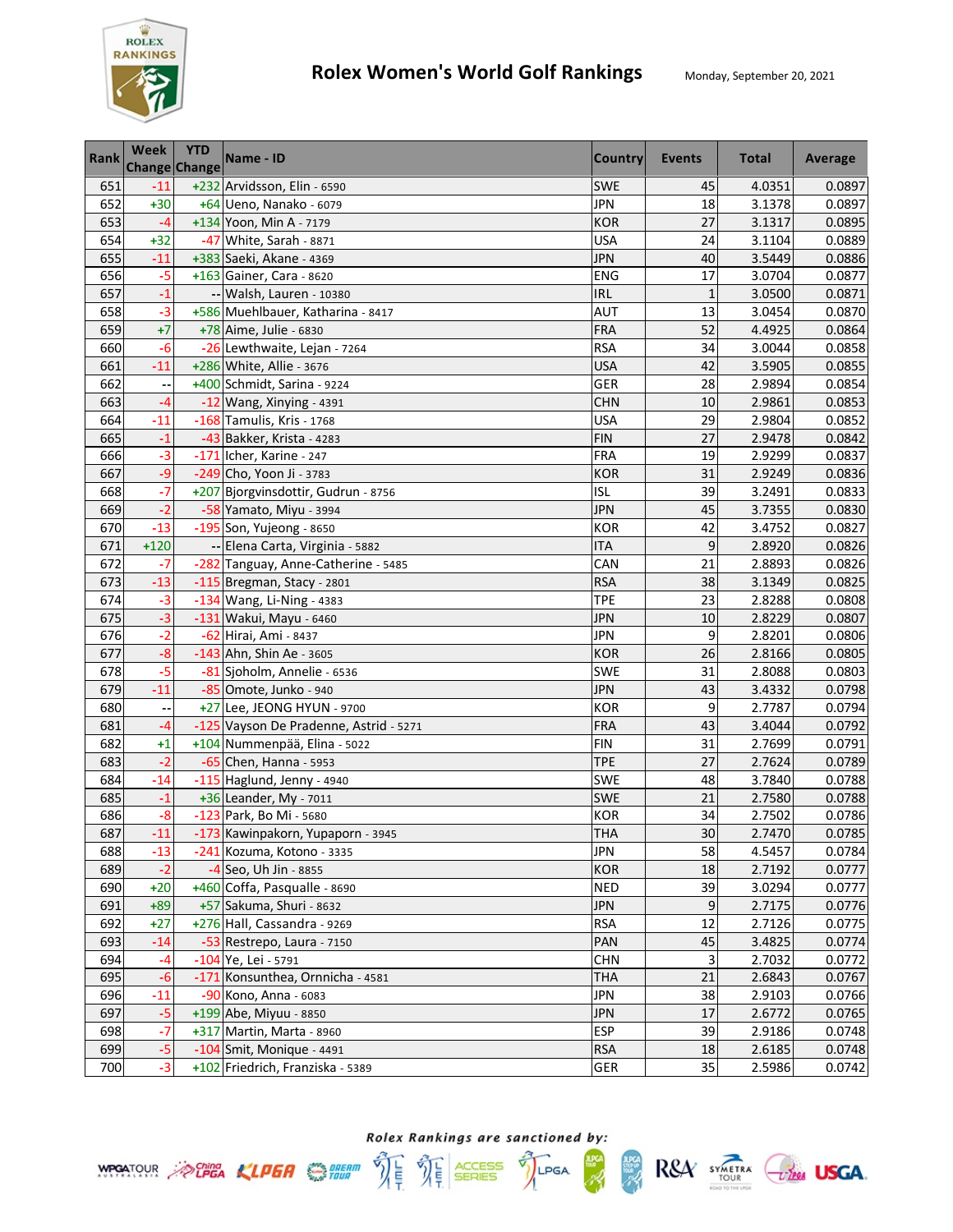# Rolex Women's World Golf Rankings

Monday, September 20, 2021

| Rank | Week Change | YTD Change | Name - ID | Country | Events | Total | Average |
|---|---|---|---|---|---|---|---|
| 651 | -11 | +232 | Arvidsson, Elin - 6590 | SWE | 45 | 4.0351 | 0.0897 |
| 652 | +30 | +64 | Ueno, Nanako - 6079 | JPN | 18 | 3.1378 | 0.0897 |
| 653 | -4 | +134 | Yoon, Min A - 7179 | KOR | 27 | 3.1317 | 0.0895 |
| 654 | +32 | -47 | White, Sarah - 8871 | USA | 24 | 3.1104 | 0.0889 |
| 655 | -11 | +383 | Saeki, Akane - 4369 | JPN | 40 | 3.5449 | 0.0886 |
| 656 | -5 | +163 | Gainer, Cara - 8620 | ENG | 17 | 3.0704 | 0.0877 |
| 657 | -1 | -- | Walsh, Lauren - 10380 | IRL | 1 | 3.0500 | 0.0871 |
| 658 | -3 | +586 | Muehlbauer, Katharina - 8417 | AUT | 13 | 3.0454 | 0.0870 |
| 659 | +7 | +78 | Aime, Julie - 6830 | FRA | 52 | 4.4925 | 0.0864 |
| 660 | -6 | -26 | Lewthwaite, Lejan - 7264 | RSA | 34 | 3.0044 | 0.0858 |
| 661 | -11 | +286 | White, Allie - 3676 | USA | 42 | 3.5905 | 0.0855 |
| 662 | -- | +400 | Schmidt, Sarina - 9224 | GER | 28 | 2.9894 | 0.0854 |
| 663 | -4 | -12 | Wang, Xinying - 4391 | CHN | 10 | 2.9861 | 0.0853 |
| 664 | -11 | -168 | Tamulis, Kris - 1768 | USA | 29 | 2.9804 | 0.0852 |
| 665 | -1 | -43 | Bakker, Krista - 4283 | FIN | 27 | 2.9478 | 0.0842 |
| 666 | -3 | -171 | Icher, Karine - 247 | FRA | 19 | 2.9299 | 0.0837 |
| 667 | -9 | -249 | Cho, Yoon Ji - 3783 | KOR | 31 | 2.9249 | 0.0836 |
| 668 | -7 | +207 | Bjorgvinsdottir, Gudrun - 8756 | ISL | 39 | 3.2491 | 0.0833 |
| 669 | -2 | -58 | Yamato, Miyu - 3994 | JPN | 45 | 3.7355 | 0.0830 |
| 670 | -13 | -195 | Son, Yujeong - 8650 | KOR | 42 | 3.4752 | 0.0827 |
| 671 | +120 | -- | Elena Carta, Virginia - 5882 | ITA | 9 | 2.8920 | 0.0826 |
| 672 | -7 | -282 | Tanguay, Anne-Catherine - 5485 | CAN | 21 | 2.8893 | 0.0826 |
| 673 | -13 | -115 | Bregman, Stacy - 2801 | RSA | 38 | 3.1349 | 0.0825 |
| 674 | -3 | -134 | Wang, Li-Ning - 4383 | TPE | 23 | 2.8288 | 0.0808 |
| 675 | -3 | -131 | Wakui, Mayu - 6460 | JPN | 10 | 2.8229 | 0.0807 |
| 676 | -2 | -62 | Hirai, Ami - 8437 | JPN | 9 | 2.8201 | 0.0806 |
| 677 | -8 | -143 | Ahn, Shin Ae - 3605 | KOR | 26 | 2.8166 | 0.0805 |
| 678 | -5 | -81 | Sjoholm, Annelie - 6536 | SWE | 31 | 2.8088 | 0.0803 |
| 679 | -11 | -85 | Omote, Junko - 940 | JPN | 43 | 3.4332 | 0.0798 |
| 680 | -- | +27 | Lee, JEONG HYUN - 9700 | KOR | 9 | 2.7787 | 0.0794 |
| 681 | -4 | -125 | Vayson De Pradenne, Astrid - 5271 | FRA | 43 | 3.4044 | 0.0792 |
| 682 | +1 | +104 | Nummenpää, Elina - 5022 | FIN | 31 | 2.7699 | 0.0791 |
| 683 | -2 | -65 | Chen, Hanna - 5953 | TPE | 27 | 2.7624 | 0.0789 |
| 684 | -14 | -115 | Haglund, Jenny - 4940 | SWE | 48 | 3.7840 | 0.0788 |
| 685 | -1 | +36 | Leander, My - 7011 | SWE | 21 | 2.7580 | 0.0788 |
| 686 | -8 | -123 | Park, Bo Mi - 5680 | KOR | 34 | 2.7502 | 0.0786 |
| 687 | -11 | -173 | Kawinpakorn, Yupaporn - 3945 | THA | 30 | 2.7470 | 0.0785 |
| 688 | -13 | -241 | Kozuma, Kotono - 3335 | JPN | 58 | 4.5457 | 0.0784 |
| 689 | -2 | -4 | Seo, Uh Jin - 8855 | KOR | 18 | 2.7192 | 0.0777 |
| 690 | +20 | +460 | Coffa, Pasqualle - 8690 | NED | 39 | 3.0294 | 0.0777 |
| 691 | +89 | +57 | Sakuma, Shuri - 8632 | JPN | 9 | 2.7175 | 0.0776 |
| 692 | +27 | +276 | Hall, Cassandra - 9269 | RSA | 12 | 2.7126 | 0.0775 |
| 693 | -14 | -53 | Restrepo, Laura - 7150 | PAN | 45 | 3.4825 | 0.0774 |
| 694 | -4 | -104 | Ye, Lei - 5791 | CHN | 3 | 2.7032 | 0.0772 |
| 695 | -6 | -171 | Konsunthea, Ornnicha - 4581 | THA | 21 | 2.6843 | 0.0767 |
| 696 | -11 | -90 | Kono, Anna - 6083 | JPN | 38 | 2.9103 | 0.0766 |
| 697 | -5 | +199 | Abe, Miyuu - 8850 | JPN | 17 | 2.6772 | 0.0765 |
| 698 | -7 | +317 | Martin, Marta - 8960 | ESP | 39 | 2.9186 | 0.0748 |
| 699 | -5 | -104 | Smit, Monique - 4491 | RSA | 18 | 2.6185 | 0.0748 |
| 700 | -3 | +102 | Friedrich, Franziska - 5389 | GER | 35 | 2.5986 | 0.0742 |

*Rolex Rankings are sanctioned by:*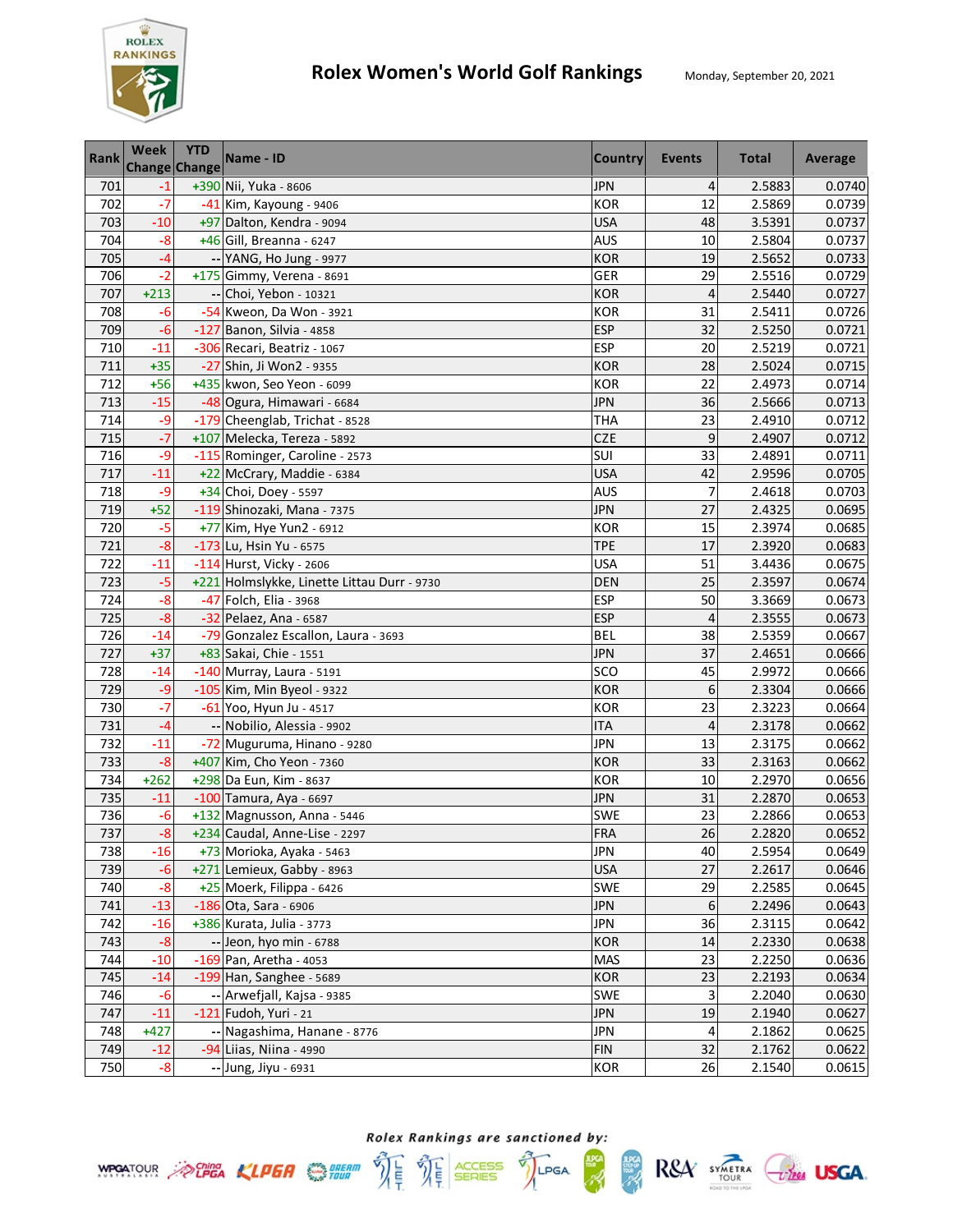# Rolex Women's World Golf Rankings

Monday, September 20, 2021

| Rank | Week Change | YTD Change | Name - ID | Country | Events | Total | Average |
|---|---|---|---|---|---|---|---|
| 701 | -1 | +390 | Nii, Yuka - 8606 | JPN | 4 | 2.5883 | 0.0740 |
| 702 | -7 | -41 | Kim, Kayoung - 9406 | KOR | 12 | 2.5869 | 0.0739 |
| 703 | -10 | +97 | Dalton, Kendra - 9094 | USA | 48 | 3.5391 | 0.0737 |
| 704 | -8 | +46 | Gill, Breanna - 6247 | AUS | 10 | 2.5804 | 0.0737 |
| 705 | -4 | -- | YANG, Ho Jung - 9977 | KOR | 19 | 2.5652 | 0.0733 |
| 706 | -2 | +175 | Gimmy, Verena - 8691 | GER | 29 | 2.5516 | 0.0729 |
| 707 | +213 | -- | Choi, Yebon - 10321 | KOR | 4 | 2.5440 | 0.0727 |
| 708 | -6 | -54 | Kweon, Da Won - 3921 | KOR | 31 | 2.5411 | 0.0726 |
| 709 | -6 | -127 | Banon, Silvia - 4858 | ESP | 32 | 2.5250 | 0.0721 |
| 710 | -11 | -306 | Recari, Beatriz - 1067 | ESP | 20 | 2.5219 | 0.0721 |
| 711 | +35 | -27 | Shin, Ji Won2 - 9355 | KOR | 28 | 2.5024 | 0.0715 |
| 712 | +56 | +435 | kwon, Seo Yeon - 6099 | KOR | 22 | 2.4973 | 0.0714 |
| 713 | -15 | -48 | Ogura, Himawari - 6684 | JPN | 36 | 2.5666 | 0.0713 |
| 714 | -9 | -179 | Cheenglab, Trichat - 8528 | THA | 23 | 2.4910 | 0.0712 |
| 715 | -7 | +107 | Melecka, Tereza - 5892 | CZE | 9 | 2.4907 | 0.0712 |
| 716 | -9 | -115 | Rominger, Caroline - 2573 | SUI | 33 | 2.4891 | 0.0711 |
| 717 | -11 | +22 | McCrary, Maddie - 6384 | USA | 42 | 2.9596 | 0.0705 |
| 718 | -9 | +34 | Choi, Doey - 5597 | AUS | 7 | 2.4618 | 0.0703 |
| 719 | +52 | -119 | Shinozaki, Mana - 7375 | JPN | 27 | 2.4325 | 0.0695 |
| 720 | -5 | +77 | Kim, Hye Yun2 - 6912 | KOR | 15 | 2.3974 | 0.0685 |
| 721 | -8 | -173 | Lu, Hsin Yu - 6575 | TPE | 17 | 2.3920 | 0.0683 |
| 722 | -11 | -114 | Hurst, Vicky - 2606 | USA | 51 | 3.4436 | 0.0675 |
| 723 | -5 | +221 | Holmslykke, Linette Littau Durr - 9730 | DEN | 25 | 2.3597 | 0.0674 |
| 724 | -8 | -47 | Folch, Elia - 3968 | ESP | 50 | 3.3669 | 0.0673 |
| 725 | -8 | -32 | Pelaez, Ana - 6587 | ESP | 4 | 2.3555 | 0.0673 |
| 726 | -14 | -79 | Gonzalez Escallon, Laura - 3693 | BEL | 38 | 2.5359 | 0.0667 |
| 727 | +37 | +83 | Sakai, Chie - 1551 | JPN | 37 | 2.4651 | 0.0666 |
| 728 | -14 | -140 | Murray, Laura - 5191 | SCO | 45 | 2.9972 | 0.0666 |
| 729 | -9 | -105 | Kim, Min Byeol - 9322 | KOR | 6 | 2.3304 | 0.0666 |
| 730 | -7 | -61 | Yoo, Hyun Ju - 4517 | KOR | 23 | 2.3223 | 0.0664 |
| 731 | -4 | -- | Nobilio, Alessia - 9902 | ITA | 4 | 2.3178 | 0.0662 |
| 732 | -11 | -72 | Muguruma, Hinano - 9280 | JPN | 13 | 2.3175 | 0.0662 |
| 733 | -8 | +407 | Kim, Cho Yeon - 7360 | KOR | 33 | 2.3163 | 0.0662 |
| 734 | +262 | +298 | Da Eun, Kim - 8637 | KOR | 10 | 2.2970 | 0.0656 |
| 735 | -11 | -100 | Tamura, Aya - 6697 | JPN | 31 | 2.2870 | 0.0653 |
| 736 | -6 | +132 | Magnusson, Anna - 5446 | SWE | 23 | 2.2866 | 0.0653 |
| 737 | -8 | +234 | Caudal, Anne-Lise - 2297 | FRA | 26 | 2.2820 | 0.0652 |
| 738 | -16 | +73 | Morioka, Ayaka - 5463 | JPN | 40 | 2.5954 | 0.0649 |
| 739 | -6 | +271 | Lemieux, Gabby - 8963 | USA | 27 | 2.2617 | 0.0646 |
| 740 | -8 | +25 | Moerk, Filippa - 6426 | SWE | 29 | 2.2585 | 0.0645 |
| 741 | -13 | -186 | Ota, Sara - 6906 | JPN | 6 | 2.2496 | 0.0643 |
| 742 | -16 | +386 | Kurata, Julia - 3773 | JPN | 36 | 2.3115 | 0.0642 |
| 743 | -8 | -- | Jeon, hyo min - 6788 | KOR | 14 | 2.2330 | 0.0638 |
| 744 | -10 | -169 | Pan, Aretha - 4053 | MAS | 23 | 2.2250 | 0.0636 |
| 745 | -14 | -199 | Han, Sanghee - 5689 | KOR | 23 | 2.2193 | 0.0634 |
| 746 | -6 | -- | Arwefjall, Kajsa - 9385 | SWE | 3 | 2.2040 | 0.0630 |
| 747 | -11 | -121 | Fudoh, Yuri - 21 | JPN | 19 | 2.1940 | 0.0627 |
| 748 | +427 | -- | Nagashima, Hanane - 8776 | JPN | 4 | 2.1862 | 0.0625 |
| 749 | -12 | -94 | Liias, Niina - 4990 | FIN | 32 | 2.1762 | 0.0622 |
| 750 | -8 | -- | Jung, Jiyu - 6931 | KOR | 26 | 2.1540 | 0.0615 |

*Rolex Rankings are sanctioned by:*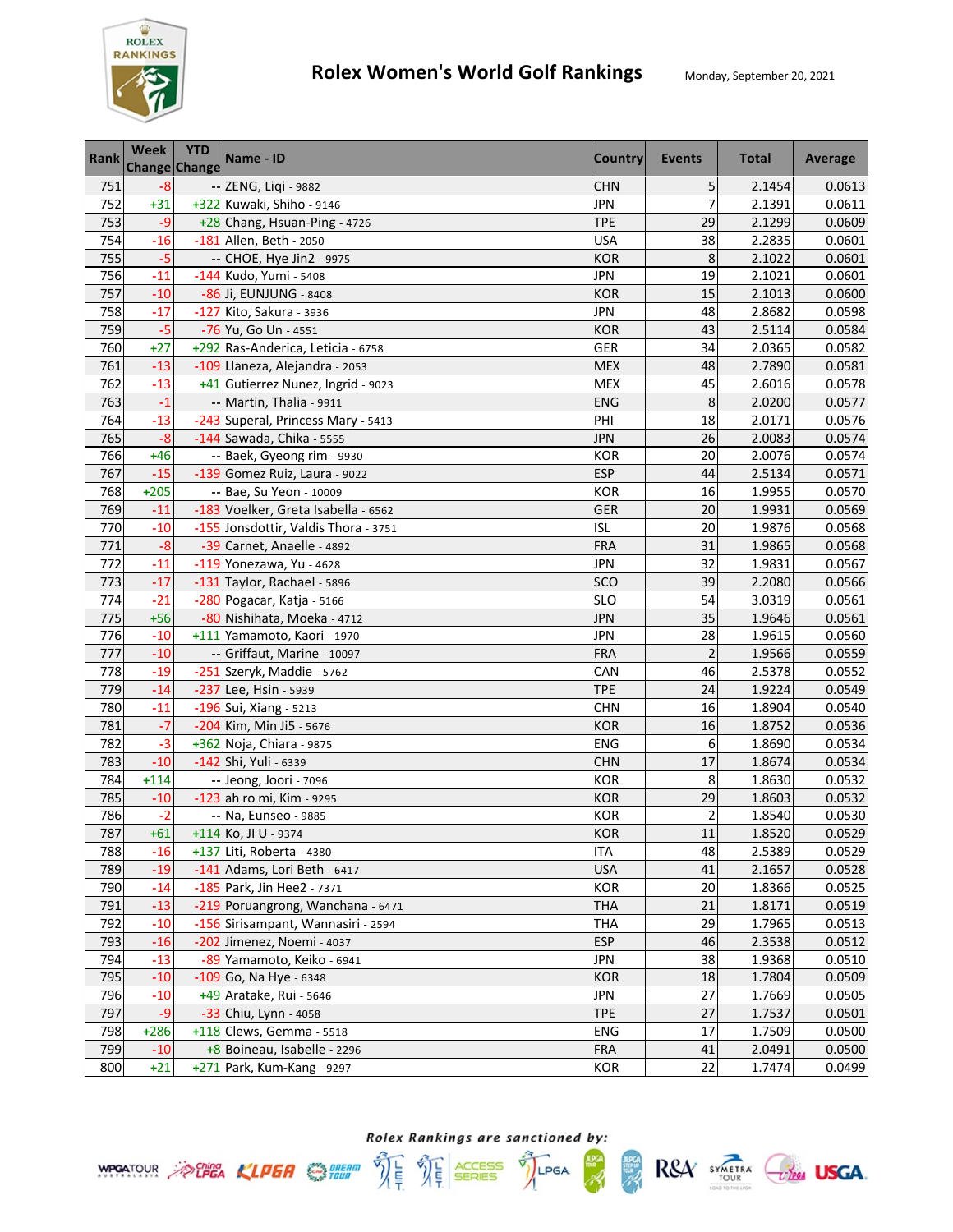# Rolex Women's World Golf Rankings

Monday, September 20, 2021

| Rank | Week Change | YTD Change | Name - ID | Country | Events | Total | Average |
|---|---|---|---|---|---|---|---|
| 751 | -8 | -- | ZENG, Liqi - 9882 | CHN | 5 | 2.1454 | 0.0613 |
| 752 | +31 | +322 | Kuwaki, Shiho - 9146 | JPN | 7 | 2.1391 | 0.0611 |
| 753 | -9 | +28 | Chang, Hsuan-Ping - 4726 | TPE | 29 | 2.1299 | 0.0609 |
| 754 | -16 | -181 | Allen, Beth - 2050 | USA | 38 | 2.2835 | 0.0601 |
| 755 | -5 | -- | CHOE, Hye Jin2 - 9975 | KOR | 8 | 2.1022 | 0.0601 |
| 756 | -11 | -144 | Kudo, Yumi - 5408 | JPN | 19 | 2.1021 | 0.0601 |
| 757 | -10 | -86 | Ji, EUNJUNG - 8408 | KOR | 15 | 2.1013 | 0.0600 |
| 758 | -17 | -127 | Kito, Sakura - 3936 | JPN | 48 | 2.8682 | 0.0598 |
| 759 | -5 | -76 | Yu, Go Un - 4551 | KOR | 43 | 2.5114 | 0.0584 |
| 760 | +27 | +292 | Ras-Anderica, Leticia - 6758 | GER | 34 | 2.0365 | 0.0582 |
| 761 | -13 | -109 | Llaneza, Alejandra - 2053 | MEX | 48 | 2.7890 | 0.0581 |
| 762 | -13 | +41 | Gutierrez Nunez, Ingrid - 9023 | MEX | 45 | 2.6016 | 0.0578 |
| 763 | -1 | -- | Martin, Thalia - 9911 | ENG | 8 | 2.0200 | 0.0577 |
| 764 | -13 | -243 | Superal, Princess Mary - 5413 | PHI | 18 | 2.0171 | 0.0576 |
| 765 | -8 | -144 | Sawada, Chika - 5555 | JPN | 26 | 2.0083 | 0.0574 |
| 766 | +46 | -- | Baek, Gyeong rim - 9930 | KOR | 20 | 2.0076 | 0.0574 |
| 767 | -15 | -139 | Gomez Ruiz, Laura - 9022 | ESP | 44 | 2.5134 | 0.0571 |
| 768 | +205 | -- | Bae, Su Yeon - 10009 | KOR | 16 | 1.9955 | 0.0570 |
| 769 | -11 | -183 | Voelker, Greta Isabella - 6562 | GER | 20 | 1.9931 | 0.0569 |
| 770 | -10 | -155 | Jonsdottir, Valdis Thora - 3751 | ISL | 20 | 1.9876 | 0.0568 |
| 771 | -8 | -39 | Carnet, Anaelle - 4892 | FRA | 31 | 1.9865 | 0.0568 |
| 772 | -11 | -119 | Yonezawa, Yu - 4628 | JPN | 32 | 1.9831 | 0.0567 |
| 773 | -17 | -131 | Taylor, Rachael - 5896 | SCO | 39 | 2.2080 | 0.0566 |
| 774 | -21 | -280 | Pogacar, Katja - 5166 | SLO | 54 | 3.0319 | 0.0561 |
| 775 | +56 | -80 | Nishihata, Moeka - 4712 | JPN | 35 | 1.9646 | 0.0561 |
| 776 | -10 | +111 | Yamamoto, Kaori - 1970 | JPN | 28 | 1.9615 | 0.0560 |
| 777 | -10 | -- | Griffaut, Marine - 10097 | FRA | 2 | 1.9566 | 0.0559 |
| 778 | -19 | -251 | Szeryk, Maddie - 5762 | CAN | 46 | 2.5378 | 0.0552 |
| 779 | -14 | -237 | Lee, Hsin - 5939 | TPE | 24 | 1.9224 | 0.0549 |
| 780 | -11 | -196 | Sui, Xiang - 5213 | CHN | 16 | 1.8904 | 0.0540 |
| 781 | -7 | -204 | Kim, Min Ji5 - 5676 | KOR | 16 | 1.8752 | 0.0536 |
| 782 | -3 | +362 | Noja, Chiara - 9875 | ENG | 6 | 1.8690 | 0.0534 |
| 783 | -10 | -142 | Shi, Yuli - 6339 | CHN | 17 | 1.8674 | 0.0534 |
| 784 | +114 | -- | Jeong, Joori - 7096 | KOR | 8 | 1.8630 | 0.0532 |
| 785 | -10 | -123 | ah ro mi, Kim - 9295 | KOR | 29 | 1.8603 | 0.0532 |
| 786 | -2 | -- | Na, Eunseo - 9885 | KOR | 2 | 1.8540 | 0.0530 |
| 787 | +61 | +114 | Ko, JI U - 9374 | KOR | 11 | 1.8520 | 0.0529 |
| 788 | -16 | +137 | Liti, Roberta - 4380 | ITA | 48 | 2.5389 | 0.0529 |
| 789 | -19 | -141 | Adams, Lori Beth - 6417 | USA | 41 | 2.1657 | 0.0528 |
| 790 | -14 | -185 | Park, Jin Hee2 - 7371 | KOR | 20 | 1.8366 | 0.0525 |
| 791 | -13 | -219 | Poruangrong, Wanchana - 6471 | THA | 21 | 1.8171 | 0.0519 |
| 792 | -10 | -156 | Sirisampant, Wannasiri - 2594 | THA | 29 | 1.7965 | 0.0513 |
| 793 | -16 | -202 | Jimenez, Noemi - 4037 | ESP | 46 | 2.3538 | 0.0512 |
| 794 | -13 | -89 | Yamamoto, Keiko - 6941 | JPN | 38 | 1.9368 | 0.0510 |
| 795 | -10 | -109 | Go, Na Hye - 6348 | KOR | 18 | 1.7804 | 0.0509 |
| 796 | -10 | +49 | Aratake, Rui - 5646 | JPN | 27 | 1.7669 | 0.0505 |
| 797 | -9 | -33 | Chiu, Lynn - 4058 | TPE | 27 | 1.7537 | 0.0501 |
| 798 | +286 | +118 | Clews, Gemma - 5518 | ENG | 17 | 1.7509 | 0.0500 |
| 799 | -10 | +8 | Boineau, Isabelle - 2296 | FRA | 41 | 2.0491 | 0.0500 |
| 800 | +21 | +271 | Park, Kum-Kang - 9297 | KOR | 22 | 1.7474 | 0.0499 |

*Rolex Rankings are sanctioned by:*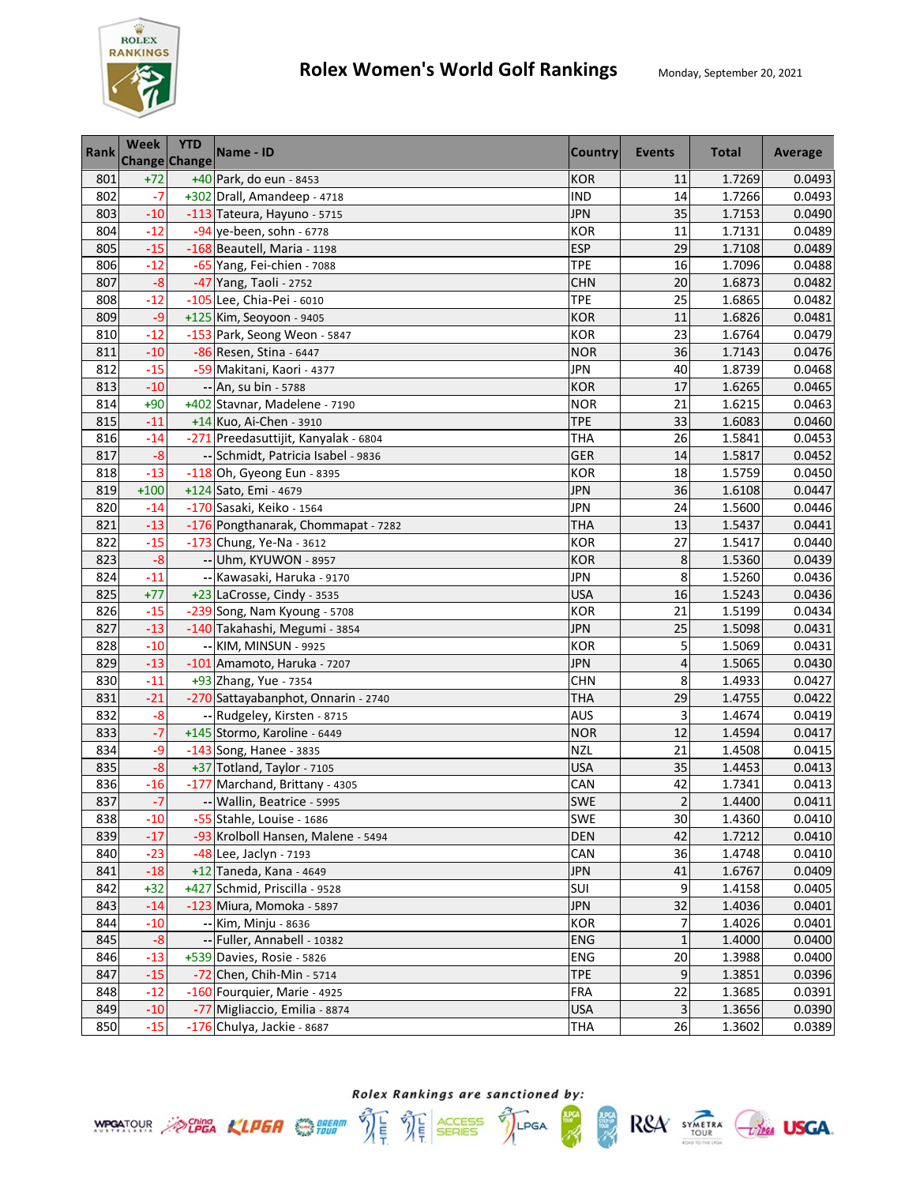# Rolex Women's World Golf Rankings

Monday, September 20, 2021

| Rank | Week Change | YTD Change | Name - ID | Country | Events | Total | Average |
|---|---|---|---|---|---|---|---|
| 801 | +72 | +40 | Park, do eun - 8453 | KOR | 11 | 1.7269 | 0.0493 |
| 802 | -7 | +302 | Drall, Amandeep - 4718 | IND | 14 | 1.7266 | 0.0493 |
| 803 | -10 | -113 | Tateura, Hayuno - 5715 | JPN | 35 | 1.7153 | 0.0490 |
| 804 | -12 | -94 | ye-been, sohn - 6778 | KOR | 11 | 1.7131 | 0.0489 |
| 805 | -15 | -168 | Beautell, Maria - 1198 | ESP | 29 | 1.7108 | 0.0489 |
| 806 | -12 | -65 | Yang, Fei-chien - 7088 | TPE | 16 | 1.7096 | 0.0488 |
| 807 | -8 | -47 | Yang, Taoli - 2752 | CHN | 20 | 1.6873 | 0.0482 |
| 808 | -12 | -105 | Lee, Chia-Pei - 6010 | TPE | 25 | 1.6865 | 0.0482 |
| 809 | -9 | +125 | Kim, Seoyoon - 9405 | KOR | 11 | 1.6826 | 0.0481 |
| 810 | -12 | -153 | Park, Seong Weon - 5847 | KOR | 23 | 1.6764 | 0.0479 |
| 811 | -10 | -86 | Resen, Stina - 6447 | NOR | 36 | 1.7143 | 0.0476 |
| 812 | -15 | -59 | Makitani, Kaori - 4377 | JPN | 40 | 1.8739 | 0.0468 |
| 813 | -10 | -- | An, su bin - 5788 | KOR | 17 | 1.6265 | 0.0465 |
| 814 | +90 | +402 | Stavnar, Madelene - 7190 | NOR | 21 | 1.6215 | 0.0463 |
| 815 | -11 | +14 | Kuo, Ai-Chen - 3910 | TPE | 33 | 1.6083 | 0.0460 |
| 816 | -14 | -271 | Preedasuttijit, Kanyalak - 6804 | THA | 26 | 1.5841 | 0.0453 |
| 817 | -8 | -- | Schmidt, Patricia Isabel - 9836 | GER | 14 | 1.5817 | 0.0452 |
| 818 | -13 | -118 | Oh, Gyeong Eun - 8395 | KOR | 18 | 1.5759 | 0.0450 |
| 819 | +100 | +124 | Sato, Emi - 4679 | JPN | 36 | 1.6108 | 0.0447 |
| 820 | -14 | -170 | Sasaki, Keiko - 1564 | JPN | 24 | 1.5600 | 0.0446 |
| 821 | -13 | -176 | Pongthanarak, Chommapat - 7282 | THA | 13 | 1.5437 | 0.0441 |
| 822 | -15 | -173 | Chung, Ye-Na - 3612 | KOR | 27 | 1.5417 | 0.0440 |
| 823 | -8 | -- | Uhm, KYUWON - 8957 | KOR | 8 | 1.5360 | 0.0439 |
| 824 | -11 | -- | Kawasaki, Haruka - 9170 | JPN | 8 | 1.5260 | 0.0436 |
| 825 | +77 | +23 | LaCrosse, Cindy - 3535 | USA | 16 | 1.5243 | 0.0436 |
| 826 | -15 | -239 | Song, Nam Kyoung - 5708 | KOR | 21 | 1.5199 | 0.0434 |
| 827 | -13 | -140 | Takahashi, Megumi - 3854 | JPN | 25 | 1.5098 | 0.0431 |
| 828 | -10 | -- | KIM, MINSUN - 9925 | KOR | 5 | 1.5069 | 0.0431 |
| 829 | -13 | -101 | Amamoto, Haruka - 7207 | JPN | 4 | 1.5065 | 0.0430 |
| 830 | -11 | +93 | Zhang, Yue - 7354 | CHN | 8 | 1.4933 | 0.0427 |
| 831 | -21 | -270 | Sattayabanphot, Onnarin - 2740 | THA | 29 | 1.4755 | 0.0422 |
| 832 | -8 | -- | Rudgeley, Kirsten - 8715 | AUS | 3 | 1.4674 | 0.0419 |
| 833 | -7 | +145 | Stormo, Karoline - 6449 | NOR | 12 | 1.4594 | 0.0417 |
| 834 | -9 | -143 | Song, Hanee - 3835 | NZL | 21 | 1.4508 | 0.0415 |
| 835 | -8 | +37 | Totland, Taylor - 7105 | USA | 35 | 1.4453 | 0.0413 |
| 836 | -16 | -177 | Marchand, Brittany - 4305 | CAN | 42 | 1.7341 | 0.0413 |
| 837 | -7 | -- | Wallin, Beatrice - 5995 | SWE | 2 | 1.4400 | 0.0411 |
| 838 | -10 | -55 | Stahle, Louise - 1686 | SWE | 30 | 1.4360 | 0.0410 |
| 839 | -17 | -93 | Krolboll Hansen, Malene - 5494 | DEN | 42 | 1.7212 | 0.0410 |
| 840 | -23 | -48 | Lee, Jaclyn - 7193 | CAN | 36 | 1.4748 | 0.0410 |
| 841 | -18 | +12 | Taneda, Kana - 4649 | JPN | 41 | 1.6767 | 0.0409 |
| 842 | +32 | +427 | Schmid, Priscilla - 9528 | SUI | 9 | 1.4158 | 0.0405 |
| 843 | -14 | -123 | Miura, Momoka - 5897 | JPN | 32 | 1.4036 | 0.0401 |
| 844 | -10 | -- | Kim, Minju - 8636 | KOR | 7 | 1.4026 | 0.0401 |
| 845 | -8 | -- | Fuller, Annabell - 10382 | ENG | 1 | 1.4000 | 0.0400 |
| 846 | -13 | +539 | Davies, Rosie - 5826 | ENG | 20 | 1.3988 | 0.0400 |
| 847 | -15 | -72 | Chen, Chih-Min - 5714 | TPE | 9 | 1.3851 | 0.0396 |
| 848 | -12 | -160 | Fourquier, Marie - 4925 | FRA | 22 | 1.3685 | 0.0391 |
| 849 | -10 | -77 | Migliaccio, Emilia - 8874 | USA | 3 | 1.3656 | 0.0390 |
| 850 | -15 | -176 | Chulya, Jackie - 8687 | THA | 26 | 1.3602 | 0.0389 |

*Rolex Rankings are sanctioned by:*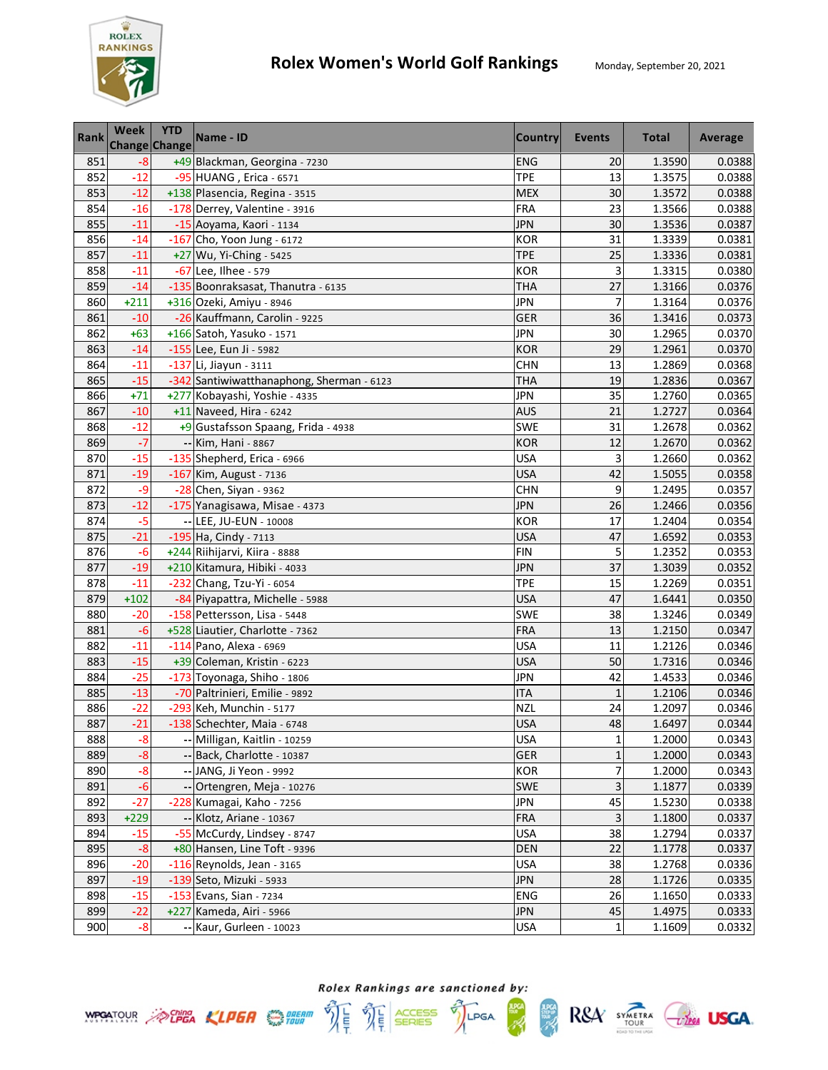# Rolex Women's World Golf Rankings

Monday, September 20, 2021

| Rank | Week Change | YTD Change | Name - ID | Country | Events | Total | Average |
|---|---|---|---|---|---|---|---|
| 851 | -8 | +49 | Blackman, Georgina - 7230 | ENG | 20 | 1.3590 | 0.0388 |
| 852 | -12 | -95 | HUANG , Erica - 6571 | TPE | 13 | 1.3575 | 0.0388 |
| 853 | -12 | +138 | Plasencia, Regina - 3515 | MEX | 30 | 1.3572 | 0.0388 |
| 854 | -16 | -178 | Derrey, Valentine - 3916 | FRA | 23 | 1.3566 | 0.0388 |
| 855 | -11 | -15 | Aoyama, Kaori - 1134 | JPN | 30 | 1.3536 | 0.0387 |
| 856 | -14 | -167 | Cho, Yoon Jung - 6172 | KOR | 31 | 1.3339 | 0.0381 |
| 857 | -11 | +27 | Wu, Yi-Ching - 5425 | TPE | 25 | 1.3336 | 0.0381 |
| 858 | -11 | -67 | Lee, Ilhee - 579 | KOR | 3 | 1.3315 | 0.0380 |
| 859 | -14 | -135 | Boonraksasat, Thanutra - 6135 | THA | 27 | 1.3166 | 0.0376 |
| 860 | +211 | +316 | Ozeki, Amiyu - 8946 | JPN | 7 | 1.3164 | 0.0376 |
| 861 | -10 | -26 | Kauffmann, Carolin - 9225 | GER | 36 | 1.3416 | 0.0373 |
| 862 | +63 | +166 | Satoh, Yasuko - 1571 | JPN | 30 | 1.2965 | 0.0370 |
| 863 | -14 | -155 | Lee, Eun Ji - 5982 | KOR | 29 | 1.2961 | 0.0370 |
| 864 | -11 | -137 | Li, Jiayun - 3111 | CHN | 13 | 1.2869 | 0.0368 |
| 865 | -15 | -342 | Santiwiwatthanaphong, Sherman - 6123 | THA | 19 | 1.2836 | 0.0367 |
| 866 | +71 | +277 | Kobayashi, Yoshie - 4335 | JPN | 35 | 1.2760 | 0.0365 |
| 867 | -10 | +11 | Naveed, Hira - 6242 | AUS | 21 | 1.2727 | 0.0364 |
| 868 | -12 | +9 | Gustafsson Spaang, Frida - 4938 | SWE | 31 | 1.2678 | 0.0362 |
| 869 | -7 | -- | Kim, Hani - 8867 | KOR | 12 | 1.2670 | 0.0362 |
| 870 | -15 | -135 | Shepherd, Erica - 6966 | USA | 3 | 1.2660 | 0.0362 |
| 871 | -19 | -167 | Kim, August - 7136 | USA | 42 | 1.5055 | 0.0358 |
| 872 | -9 | -28 | Chen, Siyan - 9362 | CHN | 9 | 1.2495 | 0.0357 |
| 873 | -12 | -175 | Yanagisawa, Misae - 4373 | JPN | 26 | 1.2466 | 0.0356 |
| 874 | -5 | -- | LEE, JU-EUN - 10008 | KOR | 17 | 1.2404 | 0.0354 |
| 875 | -21 | -195 | Ha, Cindy - 7113 | USA | 47 | 1.6592 | 0.0353 |
| 876 | -6 | +244 | Riihijarvi, Kiira - 8888 | FIN | 5 | 1.2352 | 0.0353 |
| 877 | -19 | +210 | Kitamura, Hibiki - 4033 | JPN | 37 | 1.3039 | 0.0352 |
| 878 | -11 | -232 | Chang, Tzu-Yi - 6054 | TPE | 15 | 1.2269 | 0.0351 |
| 879 | +102 | -84 | Piyapattra, Michelle - 5988 | USA | 47 | 1.6441 | 0.0350 |
| 880 | -20 | -158 | Pettersson, Lisa - 5448 | SWE | 38 | 1.3246 | 0.0349 |
| 881 | -6 | +528 | Liautier, Charlotte - 7362 | FRA | 13 | 1.2150 | 0.0347 |
| 882 | -11 | -114 | Pano, Alexa - 6969 | USA | 11 | 1.2126 | 0.0346 |
| 883 | -15 | +39 | Coleman, Kristin - 6223 | USA | 50 | 1.7316 | 0.0346 |
| 884 | -25 | -173 | Toyonaga, Shiho - 1806 | JPN | 42 | 1.4533 | 0.0346 |
| 885 | -13 | -70 | Paltrinieri, Emilie - 9892 | ITA | 1 | 1.2106 | 0.0346 |
| 886 | -22 | -293 | Keh, Munchin - 5177 | NZL | 24 | 1.2097 | 0.0346 |
| 887 | -21 | -138 | Schechter, Maia - 6748 | USA | 48 | 1.6497 | 0.0344 |
| 888 | -8 | -- | Milligan, Kaitlin - 10259 | USA | 1 | 1.2000 | 0.0343 |
| 889 | -8 | -- | Back, Charlotte - 10387 | GER | 1 | 1.2000 | 0.0343 |
| 890 | -8 | -- | JANG, Ji Yeon - 9992 | KOR | 7 | 1.2000 | 0.0343 |
| 891 | -6 | -- | Ortengren, Meja - 10276 | SWE | 3 | 1.1877 | 0.0339 |
| 892 | -27 | -228 | Kumagai, Kaho - 7256 | JPN | 45 | 1.5230 | 0.0338 |
| 893 | +229 | -- | Klotz, Ariane - 10367 | FRA | 3 | 1.1800 | 0.0337 |
| 894 | -15 | -55 | McCurdy, Lindsey - 8747 | USA | 38 | 1.2794 | 0.0337 |
| 895 | -8 | +80 | Hansen, Line Toft - 9396 | DEN | 22 | 1.1778 | 0.0337 |
| 896 | -20 | -116 | Reynolds, Jean - 3165 | USA | 38 | 1.2768 | 0.0336 |
| 897 | -19 | -139 | Seto, Mizuki - 5933 | JPN | 28 | 1.1726 | 0.0335 |
| 898 | -15 | -153 | Evans, Sian - 7234 | ENG | 26 | 1.1650 | 0.0333 |
| 899 | -22 | +227 | Kameda, Airi - 5966 | JPN | 45 | 1.4975 | 0.0333 |
| 900 | -8 | -- | Kaur, Gurleen - 10023 | USA | 1 | 1.1609 | 0.0332 |

*Rolex Rankings are sanctioned by:*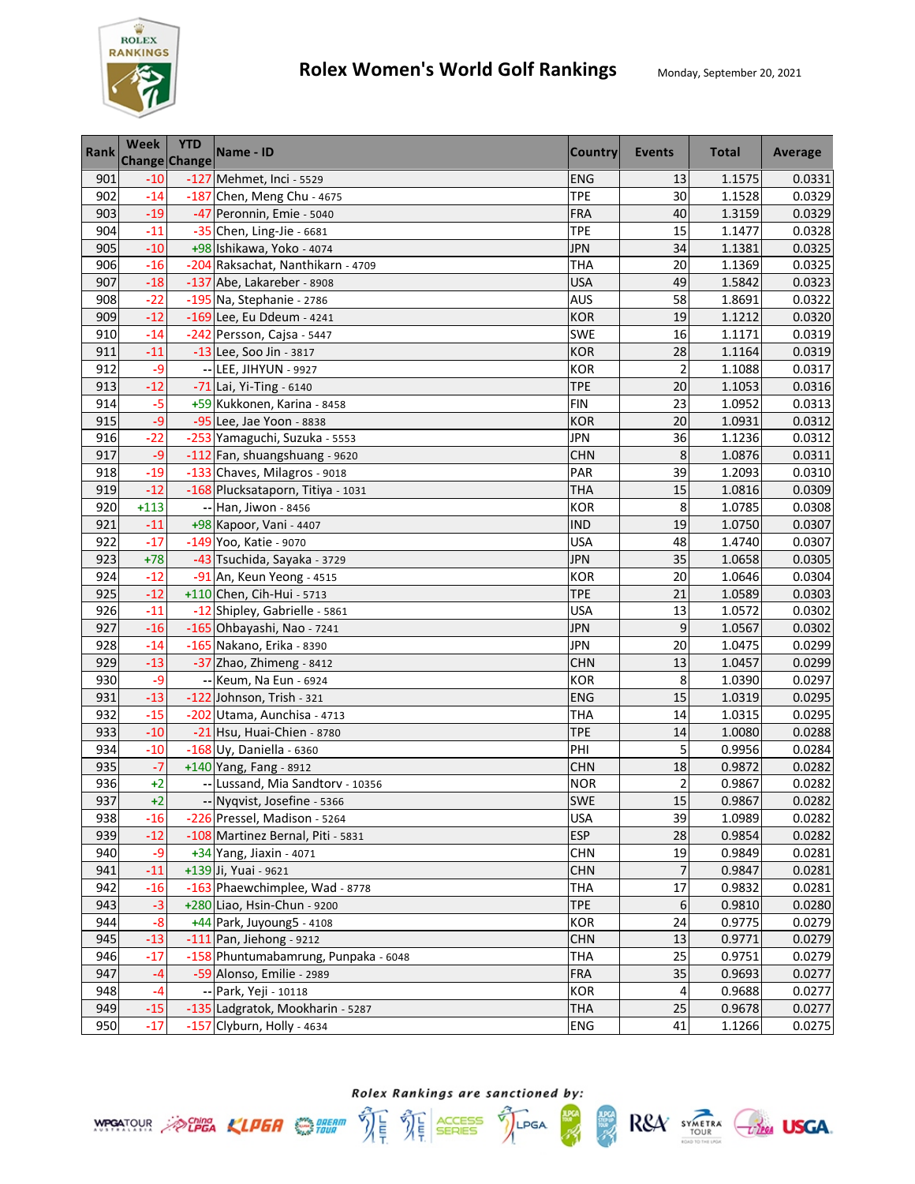# Rolex Women's World Golf Rankings

Monday, September 20, 2021

| Rank | Week Change | YTD Change | Name - ID | Country | Events | Total | Average |
|---|---|---|---|---|---|---|---|
| 901 | -10 | -127 | Mehmet, Inci - 5529 | ENG | 13 | 1.1575 | 0.0331 |
| 902 | -14 | -187 | Chen, Meng Chu - 4675 | TPE | 30 | 1.1528 | 0.0329 |
| 903 | -19 | -47 | Peronnin, Emie - 5040 | FRA | 40 | 1.3159 | 0.0329 |
| 904 | -11 | -35 | Chen, Ling-Jie - 6681 | TPE | 15 | 1.1477 | 0.0328 |
| 905 | -10 | +98 | Ishikawa, Yoko - 4074 | JPN | 34 | 1.1381 | 0.0325 |
| 906 | -16 | -204 | Raksachat, Nanthikarn - 4709 | THA | 20 | 1.1369 | 0.0325 |
| 907 | -18 | -137 | Abe, Lakareber - 8908 | USA | 49 | 1.5842 | 0.0323 |
| 908 | -22 | -195 | Na, Stephanie - 2786 | AUS | 58 | 1.8691 | 0.0322 |
| 909 | -12 | -169 | Lee, Eu Ddeum - 4241 | KOR | 19 | 1.1212 | 0.0320 |
| 910 | -14 | -242 | Persson, Cajsa - 5447 | SWE | 16 | 1.1171 | 0.0319 |
| 911 | -11 | -13 | Lee, Soo Jin - 3817 | KOR | 28 | 1.1164 | 0.0319 |
| 912 | -9 | -- | LEE, JIHYUN - 9927 | KOR | 2 | 1.1088 | 0.0317 |
| 913 | -12 | -71 | Lai, Yi-Ting - 6140 | TPE | 20 | 1.1053 | 0.0316 |
| 914 | -5 | +59 | Kukkonen, Karina - 8458 | FIN | 23 | 1.0952 | 0.0313 |
| 915 | -9 | -95 | Lee, Jae Yoon - 8838 | KOR | 20 | 1.0931 | 0.0312 |
| 916 | -22 | -253 | Yamaguchi, Suzuka - 5553 | JPN | 36 | 1.1236 | 0.0312 |
| 917 | -9 | -112 | Fan, shuangshuang - 9620 | CHN | 8 | 1.0876 | 0.0311 |
| 918 | -19 | -133 | Chaves, Milagros - 9018 | PAR | 39 | 1.2093 | 0.0310 |
| 919 | -12 | -168 | Plucksataporn, Titiya - 1031 | THA | 15 | 1.0816 | 0.0309 |
| 920 | +113 | -- | Han, Jiwon - 8456 | KOR | 8 | 1.0785 | 0.0308 |
| 921 | -11 | +98 | Kapoor, Vani - 4407 | IND | 19 | 1.0750 | 0.0307 |
| 922 | -17 | -149 | Yoo, Katie - 9070 | USA | 48 | 1.4740 | 0.0307 |
| 923 | +78 | -43 | Tsuchida, Sayaka - 3729 | JPN | 35 | 1.0658 | 0.0305 |
| 924 | -12 | -91 | An, Keun Yeong - 4515 | KOR | 20 | 1.0646 | 0.0304 |
| 925 | -12 | +110 | Chen, Cih-Hui - 5713 | TPE | 21 | 1.0589 | 0.0303 |
| 926 | -11 | -12 | Shipley, Gabrielle - 5861 | USA | 13 | 1.0572 | 0.0302 |
| 927 | -16 | -165 | Ohbayashi, Nao - 7241 | JPN | 9 | 1.0567 | 0.0302 |
| 928 | -14 | -165 | Nakano, Erika - 8390 | JPN | 20 | 1.0475 | 0.0299 |
| 929 | -13 | -37 | Zhao, Zhimeng - 8412 | CHN | 13 | 1.0457 | 0.0299 |
| 930 | -9 | -- | Keum, Na Eun - 6924 | KOR | 8 | 1.0390 | 0.0297 |
| 931 | -13 | -122 | Johnson, Trish - 321 | ENG | 15 | 1.0319 | 0.0295 |
| 932 | -15 | -202 | Utama, Aunchisa - 4713 | THA | 14 | 1.0315 | 0.0295 |
| 933 | -10 | -21 | Hsu, Huai-Chien - 8780 | TPE | 14 | 1.0080 | 0.0288 |
| 934 | -10 | -168 | Uy, Daniella - 6360 | PHI | 5 | 0.9956 | 0.0284 |
| 935 | -7 | +140 | Yang, Fang - 8912 | CHN | 18 | 0.9872 | 0.0282 |
| 936 | +2 | -- | Lussand, Mia Sandtorv - 10356 | NOR | 2 | 0.9867 | 0.0282 |
| 937 | +2 | -- | Nyqvist, Josefine - 5366 | SWE | 15 | 0.9867 | 0.0282 |
| 938 | -16 | -226 | Pressel, Madison - 5264 | USA | 39 | 1.0989 | 0.0282 |
| 939 | -12 | -108 | Martinez Bernal, Piti - 5831 | ESP | 28 | 0.9854 | 0.0282 |
| 940 | -9 | +34 | Yang, Jiaxin - 4071 | CHN | 19 | 0.9849 | 0.0281 |
| 941 | -11 | +139 | Ji, Yuai - 9621 | CHN | 7 | 0.9847 | 0.0281 |
| 942 | -16 | -163 | Phaewchimplee, Wad - 8778 | THA | 17 | 0.9832 | 0.0281 |
| 943 | -3 | +280 | Liao, Hsin-Chun - 9200 | TPE | 6 | 0.9810 | 0.0280 |
| 944 | -8 | +44 | Park, Juyoung5 - 4108 | KOR | 24 | 0.9775 | 0.0279 |
| 945 | -13 | -111 | Pan, Jiehong - 9212 | CHN | 13 | 0.9771 | 0.0279 |
| 946 | -17 | -158 | Phuntumabamrung, Punpaka - 6048 | THA | 25 | 0.9751 | 0.0279 |
| 947 | -4 | -59 | Alonso, Emilie - 2989 | FRA | 35 | 0.9693 | 0.0277 |
| 948 | -4 | -- | Park, Yeji - 10118 | KOR | 4 | 0.9688 | 0.0277 |
| 949 | -15 | -135 | Ladgratok, Mookharin - 5287 | THA | 25 | 0.9678 | 0.0277 |
| 950 | -17 | -157 | Clyburn, Holly - 4634 | ENG | 41 | 1.1266 | 0.0275 |

*Rolex Rankings are sanctioned by:*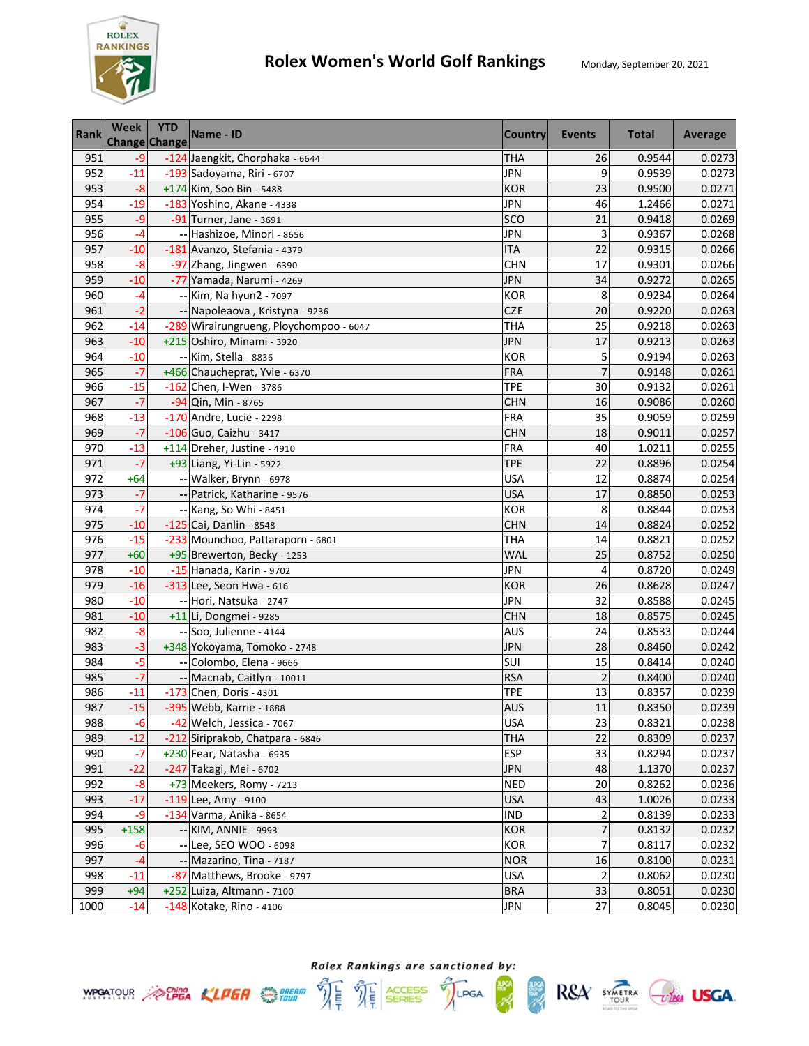# Rolex Women's World Golf Rankings

Monday, September 20, 2021

| Rank | Week Change | YTD Change | Name - ID | Country | Events | Total | Average |
|---|---|---|---|---|---|---|---|
| 951 | -9 | -124 | Jaengkit, Chorphaka - 6644 | THA | 26 | 0.9544 | 0.0273 |
| 952 | -11 | -193 | Sadoyama, Riri - 6707 | JPN | 9 | 0.9539 | 0.0273 |
| 953 | -8 | +174 | Kim, Soo Bin - 5488 | KOR | 23 | 0.9500 | 0.0271 |
| 954 | -19 | -183 | Yoshino, Akane - 4338 | JPN | 46 | 1.2466 | 0.0271 |
| 955 | -9 | -91 | Turner, Jane - 3691 | SCO | 21 | 0.9418 | 0.0269 |
| 956 | -4 | -- | Hashizoe, Minori - 8656 | JPN | 3 | 0.9367 | 0.0268 |
| 957 | -10 | -181 | Avanzo, Stefania - 4379 | ITA | 22 | 0.9315 | 0.0266 |
| 958 | -8 | -97 | Zhang, Jingwen - 6390 | CHN | 17 | 0.9301 | 0.0266 |
| 959 | -10 | -77 | Yamada, Narumi - 4269 | JPN | 34 | 0.9272 | 0.0265 |
| 960 | -4 | -- | Kim, Na hyun2 - 7097 | KOR | 8 | 0.9234 | 0.0264 |
| 961 | -2 | -- | Napoleaova , Kristyna - 9236 | CZE | 20 | 0.9220 | 0.0263 |
| 962 | -14 | -289 | Wirairungrueng, Ploychompoo - 6047 | THA | 25 | 0.9218 | 0.0263 |
| 963 | -10 | +215 | Oshiro, Minami - 3920 | JPN | 17 | 0.9213 | 0.0263 |
| 964 | -10 | -- | Kim, Stella - 8836 | KOR | 5 | 0.9194 | 0.0263 |
| 965 | -7 | +466 | Chaucheprat, Yvie - 6370 | FRA | 7 | 0.9148 | 0.0261 |
| 966 | -15 | -162 | Chen, I-Wen - 3786 | TPE | 30 | 0.9132 | 0.0261 |
| 967 | -7 | -94 | Qin, Min - 8765 | CHN | 16 | 0.9086 | 0.0260 |
| 968 | -13 | -170 | Andre, Lucie - 2298 | FRA | 35 | 0.9059 | 0.0259 |
| 969 | -7 | -106 | Guo, Caizhu - 3417 | CHN | 18 | 0.9011 | 0.0257 |
| 970 | -13 | +114 | Dreher, Justine - 4910 | FRA | 40 | 1.0211 | 0.0255 |
| 971 | -7 | +93 | Liang, Yi-Lin - 5922 | TPE | 22 | 0.8896 | 0.0254 |
| 972 | +64 | -- | Walker, Brynn - 6978 | USA | 12 | 0.8874 | 0.0254 |
| 973 | -7 | -- | Patrick, Katharine - 9576 | USA | 17 | 0.8850 | 0.0253 |
| 974 | -7 | -- | Kang, So Whi - 8451 | KOR | 8 | 0.8844 | 0.0253 |
| 975 | -10 | -125 | Cai, Danlin - 8548 | CHN | 14 | 0.8824 | 0.0252 |
| 976 | -15 | -233 | Mounchoo, Pattaraporn - 6801 | THA | 14 | 0.8821 | 0.0252 |
| 977 | +60 | +95 | Brewerton, Becky - 1253 | WAL | 25 | 0.8752 | 0.0250 |
| 978 | -10 | -15 | Hanada, Karin - 9702 | JPN | 4 | 0.8720 | 0.0249 |
| 979 | -16 | -313 | Lee, Seon Hwa - 616 | KOR | 26 | 0.8628 | 0.0247 |
| 980 | -10 | -- | Hori, Natsuka - 2747 | JPN | 32 | 0.8588 | 0.0245 |
| 981 | -10 | +11 | Li, Dongmei - 9285 | CHN | 18 | 0.8575 | 0.0245 |
| 982 | -8 | -- | Soo, Julienne - 4144 | AUS | 24 | 0.8533 | 0.0244 |
| 983 | -3 | +348 | Yokoyama, Tomoko - 2748 | JPN | 28 | 0.8460 | 0.0242 |
| 984 | -5 | -- | Colombo, Elena - 9666 | SUI | 15 | 0.8414 | 0.0240 |
| 985 | -7 | -- | Macnab, Caitlyn - 10011 | RSA | 2 | 0.8400 | 0.0240 |
| 986 | -11 | -173 | Chen, Doris - 4301 | TPE | 13 | 0.8357 | 0.0239 |
| 987 | -15 | -395 | Webb, Karrie - 1888 | AUS | 11 | 0.8350 | 0.0239 |
| 988 | -6 | -42 | Welch, Jessica - 7067 | USA | 23 | 0.8321 | 0.0238 |
| 989 | -12 | -212 | Siriprakob, Chatpara - 6846 | THA | 22 | 0.8309 | 0.0237 |
| 990 | -7 | +230 | Fear, Natasha - 6935 | ESP | 33 | 0.8294 | 0.0237 |
| 991 | -22 | -247 | Takagi, Mei - 6702 | JPN | 48 | 1.1370 | 0.0237 |
| 992 | -8 | +73 | Meekers, Romy - 7213 | NED | 20 | 0.8262 | 0.0236 |
| 993 | -17 | -119 | Lee, Amy - 9100 | USA | 43 | 1.0026 | 0.0233 |
| 994 | -9 | -134 | Varma, Anika - 8654 | IND | 2 | 0.8139 | 0.0233 |
| 995 | +158 | -- | KIM, ANNIE - 9993 | KOR | 7 | 0.8132 | 0.0232 |
| 996 | -6 | -- | Lee, SEO WOO - 6098 | KOR | 7 | 0.8117 | 0.0232 |
| 997 | -4 | -- | Mazarino, Tina - 7187 | NOR | 16 | 0.8100 | 0.0231 |
| 998 | -11 | -87 | Matthews, Brooke - 9797 | USA | 2 | 0.8062 | 0.0230 |
| 999 | +94 | +252 | Luiza, Altmann - 7100 | BRA | 33 | 0.8051 | 0.0230 |
| 1000 | -14 | -148 | Kotake, Rino - 4106 | JPN | 27 | 0.8045 | 0.0230 |

*Rolex Rankings are sanctioned by:*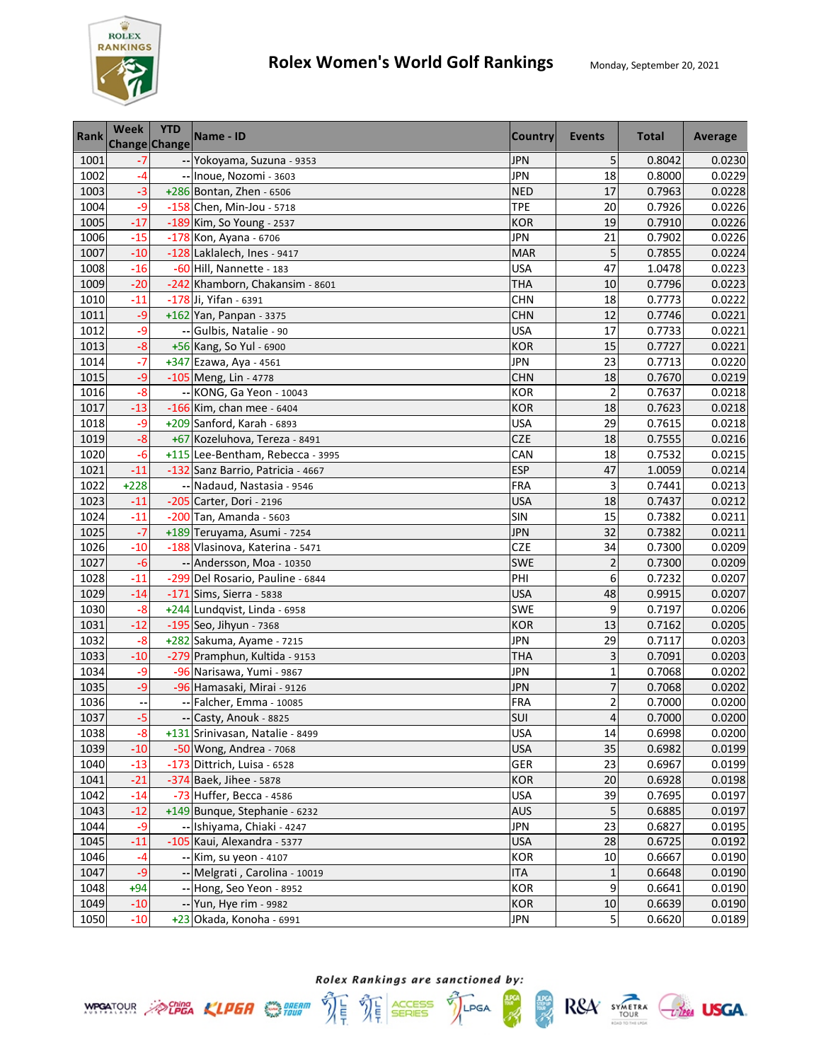# Rolex Women's World Golf Rankings

Monday, September 20, 2021

| Rank | Week Change | YTD Change | Name - ID | Country | Events | Total | Average |
|---|---|---|---|---|---|---|---|
| 1001 | -7 | -- | Yokoyama, Suzuna - 9353 | JPN | 5 | 0.8042 | 0.0230 |
| 1002 | -4 | -- | Inoue, Nozomi - 3603 | JPN | 18 | 0.8000 | 0.0229 |
| 1003 | -3 | +286 | Bontan, Zhen - 6506 | NED | 17 | 0.7963 | 0.0228 |
| 1004 | -9 | -158 | Chen, Min-Jou - 5718 | TPE | 20 | 0.7926 | 0.0226 |
| 1005 | -17 | -189 | Kim, So Young - 2537 | KOR | 19 | 0.7910 | 0.0226 |
| 1006 | -15 | -178 | Kon, Ayana - 6706 | JPN | 21 | 0.7902 | 0.0226 |
| 1007 | -10 | -128 | Laklalech, Ines - 9417 | MAR | 5 | 0.7855 | 0.0224 |
| 1008 | -16 | -60 | Hill, Nannette - 183 | USA | 47 | 1.0478 | 0.0223 |
| 1009 | -20 | -242 | Khamborn, Chakansim - 8601 | THA | 10 | 0.7796 | 0.0223 |
| 1010 | -11 | -178 | Ji, Yifan - 6391 | CHN | 18 | 0.7773 | 0.0222 |
| 1011 | -9 | +162 | Yan, Panpan - 3375 | CHN | 12 | 0.7746 | 0.0221 |
| 1012 | -9 | -- | Gulbis, Natalie - 90 | USA | 17 | 0.7733 | 0.0221 |
| 1013 | -8 | +56 | Kang, So Yul - 6900 | KOR | 15 | 0.7727 | 0.0221 |
| 1014 | -7 | +347 | Ezawa, Aya - 4561 | JPN | 23 | 0.7713 | 0.0220 |
| 1015 | -9 | -105 | Meng, Lin - 4778 | CHN | 18 | 0.7670 | 0.0219 |
| 1016 | -8 | -- | KONG, Ga Yeon - 10043 | KOR | 2 | 0.7637 | 0.0218 |
| 1017 | -13 | -166 | Kim, chan mee - 6404 | KOR | 18 | 0.7623 | 0.0218 |
| 1018 | -9 | +209 | Sanford, Karah - 6893 | USA | 29 | 0.7615 | 0.0218 |
| 1019 | -8 | +67 | Kozeluhova, Tereza - 8491 | CZE | 18 | 0.7555 | 0.0216 |
| 1020 | -6 | +115 | Lee-Bentham, Rebecca - 3995 | CAN | 18 | 0.7532 | 0.0215 |
| 1021 | -11 | -132 | Sanz Barrio, Patricia - 4667 | ESP | 47 | 1.0059 | 0.0214 |
| 1022 | +228 | -- | Nadaud, Nastasia - 9546 | FRA | 3 | 0.7441 | 0.0213 |
| 1023 | -11 | -205 | Carter, Dori - 2196 | USA | 18 | 0.7437 | 0.0212 |
| 1024 | -11 | -200 | Tan, Amanda - 5603 | SIN | 15 | 0.7382 | 0.0211 |
| 1025 | -7 | +189 | Teruyama, Asumi - 7254 | JPN | 32 | 0.7382 | 0.0211 |
| 1026 | -10 | -188 | Vlasinova, Katerina - 5471 | CZE | 34 | 0.7300 | 0.0209 |
| 1027 | -6 | -- | Andersson, Moa - 10350 | SWE | 2 | 0.7300 | 0.0209 |
| 1028 | -11 | -299 | Del Rosario, Pauline - 6844 | PHI | 6 | 0.7232 | 0.0207 |
| 1029 | -14 | -171 | Sims, Sierra - 5838 | USA | 48 | 0.9915 | 0.0207 |
| 1030 | -8 | +244 | Lundqvist, Linda - 6958 | SWE | 9 | 0.7197 | 0.0206 |
| 1031 | -12 | -195 | Seo, Jihyun - 7368 | KOR | 13 | 0.7162 | 0.0205 |
| 1032 | -8 | +282 | Sakuma, Ayame - 7215 | JPN | 29 | 0.7117 | 0.0203 |
| 1033 | -10 | -279 | Pramphun, Kultida - 9153 | THA | 3 | 0.7091 | 0.0203 |
| 1034 | -9 | -96 | Narisawa, Yumi - 9867 | JPN | 1 | 0.7068 | 0.0202 |
| 1035 | -9 | -96 | Hamasaki, Mirai - 9126 | JPN | 7 | 0.7068 | 0.0202 |
| 1036 | -- | -- | Falcher, Emma - 10085 | FRA | 2 | 0.7000 | 0.0200 |
| 1037 | -5 | -- | Casty, Anouk - 8825 | SUI | 4 | 0.7000 | 0.0200 |
| 1038 | -8 | +131 | Srinivasan, Natalie - 8499 | USA | 14 | 0.6998 | 0.0200 |
| 1039 | -10 | -50 | Wong, Andrea - 7068 | USA | 35 | 0.6982 | 0.0199 |
| 1040 | -13 | -173 | Dittrich, Luisa - 6528 | GER | 23 | 0.6967 | 0.0199 |
| 1041 | -21 | -374 | Baek, Jihee - 5878 | KOR | 20 | 0.6928 | 0.0198 |
| 1042 | -14 | -73 | Huffer, Becca - 4586 | USA | 39 | 0.7695 | 0.0197 |
| 1043 | -12 | +149 | Bunque, Stephanie - 6232 | AUS | 5 | 0.6885 | 0.0197 |
| 1044 | -9 | -- | Ishiyama, Chiaki - 4247 | JPN | 23 | 0.6827 | 0.0195 |
| 1045 | -11 | -105 | Kaui, Alexandra - 5377 | USA | 28 | 0.6725 | 0.0192 |
| 1046 | -4 | -- | Kim, su yeon - 4107 | KOR | 10 | 0.6667 | 0.0190 |
| 1047 | -9 | -- | Melgrati , Carolina - 10019 | ITA | 1 | 0.6648 | 0.0190 |
| 1048 | +94 | -- | Hong, Seo Yeon - 8952 | KOR | 9 | 0.6641 | 0.0190 |
| 1049 | -10 | -- | Yun, Hye rim - 9982 | KOR | 10 | 0.6639 | 0.0190 |
| 1050 | -10 | +23 | Okada, Konoha - 6991 | JPN | 5 | 0.6620 | 0.0189 |

*Rolex Rankings are sanctioned by:*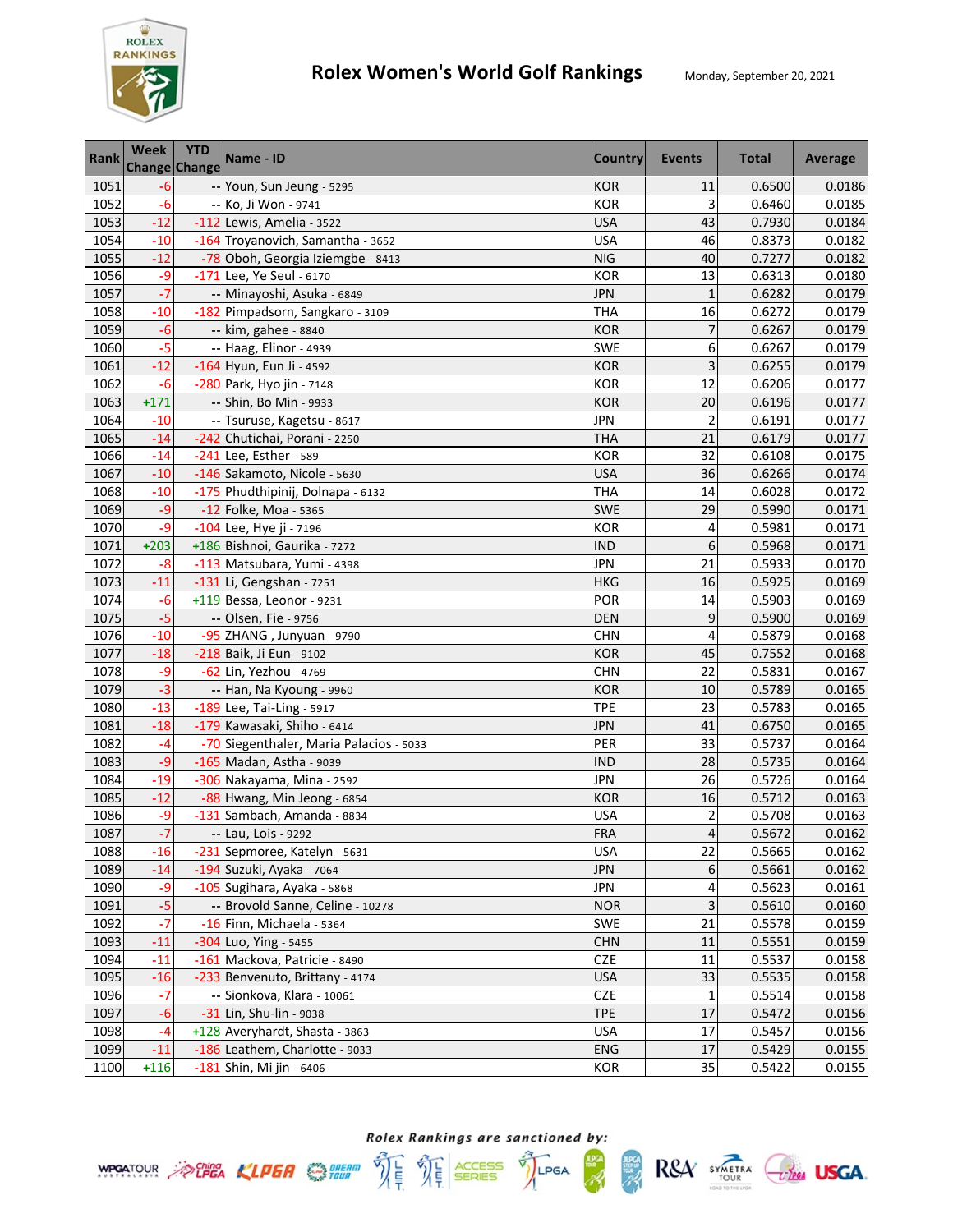# Rolex Women's World Golf Rankings

Monday, September 20, 2021

| Rank | Week Change | YTD Change | Name - ID | Country | Events | Total | Average |
|---|---|---|---|---|---|---|---|
| 1051 | -6 | -- | Youn, Sun Jeung - 5295 | KOR | 11 | 0.6500 | 0.0186 |
| 1052 | -6 | -- | Ko, Ji Won - 9741 | KOR | 3 | 0.6460 | 0.0185 |
| 1053 | -12 | -112 | Lewis, Amelia - 3522 | USA | 43 | 0.7930 | 0.0184 |
| 1054 | -10 | -164 | Troyanovich, Samantha - 3652 | USA | 46 | 0.8373 | 0.0182 |
| 1055 | -12 | -78 | Oboh, Georgia Iziemgbe - 8413 | NIG | 40 | 0.7277 | 0.0182 |
| 1056 | -9 | -171 | Lee, Ye Seul - 6170 | KOR | 13 | 0.6313 | 0.0180 |
| 1057 | -7 | -- | Minayoshi, Asuka - 6849 | JPN | 1 | 0.6282 | 0.0179 |
| 1058 | -10 | -182 | Pimpadsorn, Sangkaro - 3109 | THA | 16 | 0.6272 | 0.0179 |
| 1059 | -6 | -- | kim, gahee - 8840 | KOR | 7 | 0.6267 | 0.0179 |
| 1060 | -5 | -- | Haag, Elinor - 4939 | SWE | 6 | 0.6267 | 0.0179 |
| 1061 | -12 | -164 | Hyun, Eun Ji - 4592 | KOR | 3 | 0.6255 | 0.0179 |
| 1062 | -6 | -280 | Park, Hyo jin - 7148 | KOR | 12 | 0.6206 | 0.0177 |
| 1063 | +171 | -- | Shin, Bo Min - 9933 | KOR | 20 | 0.6196 | 0.0177 |
| 1064 | -10 | -- | Tsuruse, Kagetsu - 8617 | JPN | 2 | 0.6191 | 0.0177 |
| 1065 | -14 | -242 | Chutichai, Porani - 2250 | THA | 21 | 0.6179 | 0.0177 |
| 1066 | -14 | -241 | Lee, Esther - 589 | KOR | 32 | 0.6108 | 0.0175 |
| 1067 | -10 | -146 | Sakamoto, Nicole - 5630 | USA | 36 | 0.6266 | 0.0174 |
| 1068 | -10 | -175 | Phudthipinij, Dolnapa - 6132 | THA | 14 | 0.6028 | 0.0172 |
| 1069 | -9 | -12 | Folke, Moa - 5365 | SWE | 29 | 0.5990 | 0.0171 |
| 1070 | -9 | -104 | Lee, Hye ji - 7196 | KOR | 4 | 0.5981 | 0.0171 |
| 1071 | +203 | +186 | Bishnoi, Gaurika - 7272 | IND | 6 | 0.5968 | 0.0171 |
| 1072 | -8 | -113 | Matsubara, Yumi - 4398 | JPN | 21 | 0.5933 | 0.0170 |
| 1073 | -11 | -131 | Li, Gengshan - 7251 | HKG | 16 | 0.5925 | 0.0169 |
| 1074 | -6 | +119 | Bessa, Leonor - 9231 | POR | 14 | 0.5903 | 0.0169 |
| 1075 | -5 | -- | Olsen, Fie - 9756 | DEN | 9 | 0.5900 | 0.0169 |
| 1076 | -10 | -95 | ZHANG , Junyuan - 9790 | CHN | 4 | 0.5879 | 0.0168 |
| 1077 | -18 | -218 | Baik, Ji Eun - 9102 | KOR | 45 | 0.7552 | 0.0168 |
| 1078 | -9 | -62 | Lin, Yezhou - 4769 | CHN | 22 | 0.5831 | 0.0167 |
| 1079 | -3 | -- | Han, Na Kyoung - 9960 | KOR | 10 | 0.5789 | 0.0165 |
| 1080 | -13 | -189 | Lee, Tai-Ling - 5917 | TPE | 23 | 0.5783 | 0.0165 |
| 1081 | -18 | -179 | Kawasaki, Shiho - 6414 | JPN | 41 | 0.6750 | 0.0165 |
| 1082 | -4 | -70 | Siegenthaler, Maria Palacios - 5033 | PER | 33 | 0.5737 | 0.0164 |
| 1083 | -9 | -165 | Madan, Astha - 9039 | IND | 28 | 0.5735 | 0.0164 |
| 1084 | -19 | -306 | Nakayama, Mina - 2592 | JPN | 26 | 0.5726 | 0.0164 |
| 1085 | -12 | -88 | Hwang, Min Jeong - 6854 | KOR | 16 | 0.5712 | 0.0163 |
| 1086 | -9 | -131 | Sambach, Amanda - 8834 | USA | 2 | 0.5708 | 0.0163 |
| 1087 | -7 | -- | Lau, Lois - 9292 | FRA | 4 | 0.5672 | 0.0162 |
| 1088 | -16 | -231 | Sepmoree, Katelyn - 5631 | USA | 22 | 0.5665 | 0.0162 |
| 1089 | -14 | -194 | Suzuki, Ayaka - 7064 | JPN | 6 | 0.5661 | 0.0162 |
| 1090 | -9 | -105 | Sugihara, Ayaka - 5868 | JPN | 4 | 0.5623 | 0.0161 |
| 1091 | -5 | -- | Brovold Sanne, Celine - 10278 | NOR | 3 | 0.5610 | 0.0160 |
| 1092 | -7 | -16 | Finn, Michaela - 5364 | SWE | 21 | 0.5578 | 0.0159 |
| 1093 | -11 | -304 | Luo, Ying - 5455 | CHN | 11 | 0.5551 | 0.0159 |
| 1094 | -11 | -161 | Mackova, Patricie - 8490 | CZE | 11 | 0.5537 | 0.0158 |
| 1095 | -16 | -233 | Benvenuto, Brittany - 4174 | USA | 33 | 0.5535 | 0.0158 |
| 1096 | -7 | -- | Sionkova, Klara - 10061 | CZE | 1 | 0.5514 | 0.0158 |
| 1097 | -6 | -31 | Lin, Shu-lin - 9038 | TPE | 17 | 0.5472 | 0.0156 |
| 1098 | -4 | +128 | Averyhardt, Shasta - 3863 | USA | 17 | 0.5457 | 0.0156 |
| 1099 | -11 | -186 | Leathem, Charlotte - 9033 | ENG | 17 | 0.5429 | 0.0155 |
| 1100 | +116 | -181 | Shin, Mi jin - 6406 | KOR | 35 | 0.5422 | 0.0155 |

*Rolex Rankings are sanctioned by:*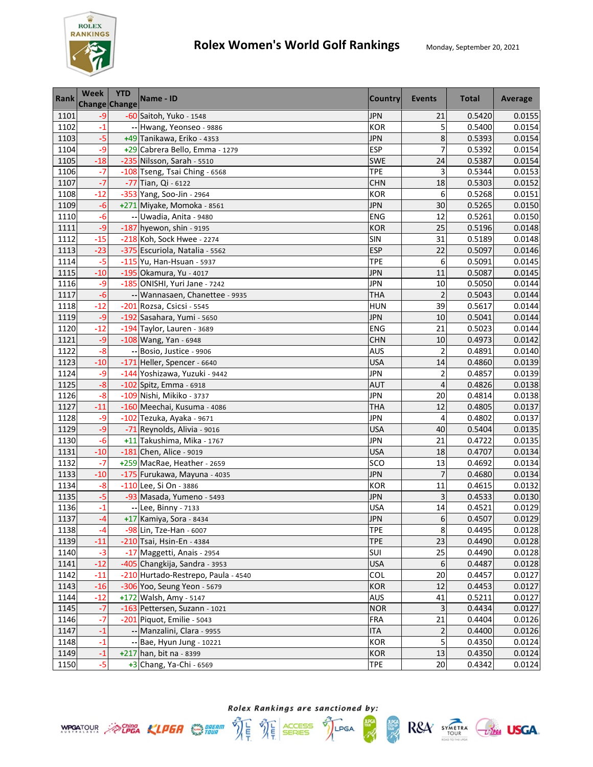# Rolex Women's World Golf Rankings

Monday, September 20, 2021

| Rank | Week Change | YTD Change | Name - ID | Country | Events | Total | Average |
|---|---|---|---|---|---|---|---|
| 1101 | -9 | -60 | Saitoh, Yuko - 1548 | JPN | 21 | 0.5420 | 0.0155 |
| 1102 | -1 | -- | Hwang, Yeonseo - 9886 | KOR | 5 | 0.5400 | 0.0154 |
| 1103 | -5 | +49 | Tanikawa, Eriko - 4353 | JPN | 8 | 0.5393 | 0.0154 |
| 1104 | -9 | +29 | Cabrera Bello, Emma - 1279 | ESP | 7 | 0.5392 | 0.0154 |
| 1105 | -18 | -235 | Nilsson, Sarah - 5510 | SWE | 24 | 0.5387 | 0.0154 |
| 1106 | -7 | -108 | Tseng, Tsai Ching - 6568 | TPE | 3 | 0.5344 | 0.0153 |
| 1107 | -7 | -77 | Tian, Qi - 6122 | CHN | 18 | 0.5303 | 0.0152 |
| 1108 | -12 | -353 | Yang, Soo-Jin - 2964 | KOR | 6 | 0.5268 | 0.0151 |
| 1109 | -6 | +271 | Miyake, Momoka - 8561 | JPN | 30 | 0.5265 | 0.0150 |
| 1110 | -6 | -- | Uwadia, Anita - 9480 | ENG | 12 | 0.5261 | 0.0150 |
| 1111 | -9 | -187 | hyewon, shin - 9195 | KOR | 25 | 0.5196 | 0.0148 |
| 1112 | -15 | -218 | Koh, Sock Hwee - 2274 | SIN | 31 | 0.5189 | 0.0148 |
| 1113 | -23 | -375 | Escuriola, Natalia - 5562 | ESP | 22 | 0.5097 | 0.0146 |
| 1114 | -5 | -115 | Yu, Han-Hsuan - 5937 | TPE | 6 | 0.5091 | 0.0145 |
| 1115 | -10 | -195 | Okamura, Yu - 4017 | JPN | 11 | 0.5087 | 0.0145 |
| 1116 | -9 | -185 | ONISHI, Yuri Jane - 7242 | JPN | 10 | 0.5050 | 0.0144 |
| 1117 | -6 | -- | Wannasaen, Chanettee - 9935 | THA | 2 | 0.5043 | 0.0144 |
| 1118 | -12 | -201 | Rozsa, Csicsi - 5545 | HUN | 39 | 0.5617 | 0.0144 |
| 1119 | -9 | -192 | Sasahara, Yumi - 5650 | JPN | 10 | 0.5041 | 0.0144 |
| 1120 | -12 | -194 | Taylor, Lauren - 3689 | ENG | 21 | 0.5023 | 0.0144 |
| 1121 | -9 | -108 | Wang, Yan - 6948 | CHN | 10 | 0.4973 | 0.0142 |
| 1122 | -8 | -- | Bosio, Justice - 9906 | AUS | 2 | 0.4891 | 0.0140 |
| 1123 | -10 | -171 | Heller, Spencer - 6640 | USA | 14 | 0.4860 | 0.0139 |
| 1124 | -9 | -144 | Yoshizawa, Yuzuki - 9442 | JPN | 2 | 0.4857 | 0.0139 |
| 1125 | -8 | -102 | Spitz, Emma - 6918 | AUT | 4 | 0.4826 | 0.0138 |
| 1126 | -8 | -109 | Nishi, Mikiko - 3737 | JPN | 20 | 0.4814 | 0.0138 |
| 1127 | -11 | -160 | Meechai, Kusuma - 4086 | THA | 12 | 0.4805 | 0.0137 |
| 1128 | -9 | -102 | Tezuka, Ayaka - 9671 | JPN | 4 | 0.4802 | 0.0137 |
| 1129 | -9 | -71 | Reynolds, Alivia - 9016 | USA | 40 | 0.5404 | 0.0135 |
| 1130 | -6 | +11 | Takushima, Mika - 1767 | JPN | 21 | 0.4722 | 0.0135 |
| 1131 | -10 | -181 | Chen, Alice - 9019 | USA | 18 | 0.4707 | 0.0134 |
| 1132 | -7 | +259 | MacRae, Heather - 2659 | SCO | 13 | 0.4692 | 0.0134 |
| 1133 | -10 | -175 | Furukawa, Mayuna - 4035 | JPN | 7 | 0.4680 | 0.0134 |
| 1134 | -8 | -110 | Lee, Si On - 3886 | KOR | 11 | 0.4615 | 0.0132 |
| 1135 | -5 | -93 | Masada, Yumeno - 5493 | JPN | 3 | 0.4533 | 0.0130 |
| 1136 | -1 | -- | Lee, Binny - 7133 | USA | 14 | 0.4521 | 0.0129 |
| 1137 | -4 | +17 | Kamiya, Sora - 8434 | JPN | 6 | 0.4507 | 0.0129 |
| 1138 | -4 | -98 | Lin, Tze-Han - 6007 | TPE | 8 | 0.4495 | 0.0128 |
| 1139 | -11 | -210 | Tsai, Hsin-En - 4384 | TPE | 23 | 0.4490 | 0.0128 |
| 1140 | -3 | -17 | Maggetti, Anais - 2954 | SUI | 25 | 0.4490 | 0.0128 |
| 1141 | -12 | -405 | Changkija, Sandra - 3953 | USA | 6 | 0.4487 | 0.0128 |
| 1142 | -11 | -210 | Hurtado-Restrepo, Paula - 4540 | COL | 20 | 0.4457 | 0.0127 |
| 1143 | -16 | -306 | Yoo, Seung Yeon - 5679 | KOR | 12 | 0.4453 | 0.0127 |
| 1144 | -12 | +172 | Walsh, Amy - 5147 | AUS | 41 | 0.5211 | 0.0127 |
| 1145 | -7 | -163 | Pettersen, Suzann - 1021 | NOR | 3 | 0.4434 | 0.0127 |
| 1146 | -7 | -201 | Piquot, Emilie - 5043 | FRA | 21 | 0.4404 | 0.0126 |
| 1147 | -1 | -- | Manzalini, Clara - 9955 | ITA | 2 | 0.4400 | 0.0126 |
| 1148 | -1 | -- | Bae, Hyun Jung - 10221 | KOR | 5 | 0.4350 | 0.0124 |
| 1149 | -1 | +217 | han, bit na - 8399 | KOR | 13 | 0.4350 | 0.0124 |
| 1150 | -5 | +3 | Chang, Ya-Chi - 6569 | TPE | 20 | 0.4342 | 0.0124 |

*Rolex Rankings are sanctioned by:*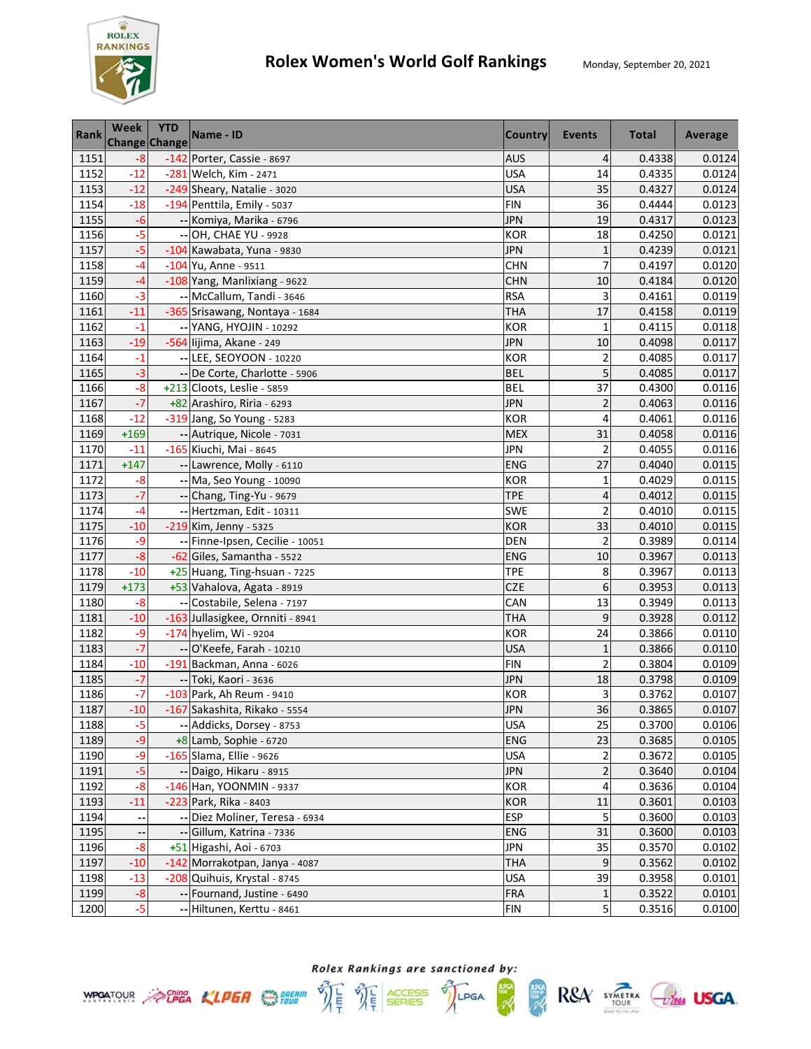# Rolex Women's World Golf Rankings

Monday, September 20, 2021

| Rank | Week Change | YTD Change | Name - ID | Country | Events | Total | Average |
|---|---|---|---|---|---|---|---|
| 1151 | -8 | -142 | Porter, Cassie - 8697 | AUS | 4 | 0.4338 | 0.0124 |
| 1152 | -12 | -281 | Welch, Kim - 2471 | USA | 14 | 0.4335 | 0.0124 |
| 1153 | -12 | -249 | Sheary, Natalie - 3020 | USA | 35 | 0.4327 | 0.0124 |
| 1154 | -18 | -194 | Penttila, Emily - 5037 | FIN | 36 | 0.4444 | 0.0123 |
| 1155 | -6 | -- | Komiya, Marika - 6796 | JPN | 19 | 0.4317 | 0.0123 |
| 1156 | -5 | -- | OH, CHAE YU - 9928 | KOR | 18 | 0.4250 | 0.0121 |
| 1157 | -5 | -104 | Kawabata, Yuna - 9830 | JPN | 1 | 0.4239 | 0.0121 |
| 1158 | -4 | -104 | Yu, Anne - 9511 | CHN | 7 | 0.4197 | 0.0120 |
| 1159 | -4 | -108 | Yang, Manlixiang - 9622 | CHN | 10 | 0.4184 | 0.0120 |
| 1160 | -3 | -- | McCallum, Tandi - 3646 | RSA | 3 | 0.4161 | 0.0119 |
| 1161 | -11 | -365 | Srisawang, Nontaya - 1684 | THA | 17 | 0.4158 | 0.0119 |
| 1162 | -1 | -- | YANG, HYOJIN - 10292 | KOR | 1 | 0.4115 | 0.0118 |
| 1163 | -19 | -564 | Iijima, Akane - 249 | JPN | 10 | 0.4098 | 0.0117 |
| 1164 | -1 | -- | LEE, SEOYOON - 10220 | KOR | 2 | 0.4085 | 0.0117 |
| 1165 | -3 | -- | De Corte, Charlotte - 5906 | BEL | 5 | 0.4085 | 0.0117 |
| 1166 | -8 | +213 | Cloots, Leslie - 5859 | BEL | 37 | 0.4300 | 0.0116 |
| 1167 | -7 | +82 | Arashiro, Riria - 6293 | JPN | 2 | 0.4063 | 0.0116 |
| 1168 | -12 | -319 | Jang, So Young - 5283 | KOR | 4 | 0.4061 | 0.0116 |
| 1169 | +169 | -- | Autrique, Nicole - 7031 | MEX | 31 | 0.4058 | 0.0116 |
| 1170 | -11 | -165 | Kiuchi, Mai - 8645 | JPN | 2 | 0.4055 | 0.0116 |
| 1171 | +147 | -- | Lawrence, Molly - 6110 | ENG | 27 | 0.4040 | 0.0115 |
| 1172 | -8 | -- | Ma, Seo Young - 10090 | KOR | 1 | 0.4029 | 0.0115 |
| 1173 | -7 | -- | Chang, Ting-Yu - 9679 | TPE | 4 | 0.4012 | 0.0115 |
| 1174 | -4 | -- | Hertzman, Edit - 10311 | SWE | 2 | 0.4010 | 0.0115 |
| 1175 | -10 | -219 | Kim, Jenny - 5325 | KOR | 33 | 0.4010 | 0.0115 |
| 1176 | -9 | -- | Finne-Ipsen, Cecilie - 10051 | DEN | 2 | 0.3989 | 0.0114 |
| 1177 | -8 | -62 | Giles, Samantha - 5522 | ENG | 10 | 0.3967 | 0.0113 |
| 1178 | -10 | +25 | Huang, Ting-hsuan - 7225 | TPE | 8 | 0.3967 | 0.0113 |
| 1179 | +173 | +53 | Vahalova, Agata - 8919 | CZE | 6 | 0.3953 | 0.0113 |
| 1180 | -8 | -- | Costabile, Selena - 7197 | CAN | 13 | 0.3949 | 0.0113 |
| 1181 | -10 | -163 | Jullasigkee, Ornniti - 8941 | THA | 9 | 0.3928 | 0.0112 |
| 1182 | -9 | -174 | hyelim, Wi - 9204 | KOR | 24 | 0.3866 | 0.0110 |
| 1183 | -7 | -- | O'Keefe, Farah - 10210 | USA | 1 | 0.3866 | 0.0110 |
| 1184 | -10 | -191 | Backman, Anna - 6026 | FIN | 2 | 0.3804 | 0.0109 |
| 1185 | -7 | -- | Toki, Kaori - 3636 | JPN | 18 | 0.3798 | 0.0109 |
| 1186 | -7 | -103 | Park, Ah Reum - 9410 | KOR | 3 | 0.3762 | 0.0107 |
| 1187 | -10 | -167 | Sakashita, Rikako - 5554 | JPN | 36 | 0.3865 | 0.0107 |
| 1188 | -5 | -- | Addicks, Dorsey - 8753 | USA | 25 | 0.3700 | 0.0106 |
| 1189 | -9 | +8 | Lamb, Sophie - 6720 | ENG | 23 | 0.3685 | 0.0105 |
| 1190 | -9 | -165 | Slama, Ellie - 9626 | USA | 2 | 0.3672 | 0.0105 |
| 1191 | -5 | -- | Daigo, Hikaru - 8915 | JPN | 2 | 0.3640 | 0.0104 |
| 1192 | -8 | -146 | Han, YOONMIN - 9337 | KOR | 4 | 0.3636 | 0.0104 |
| 1193 | -11 | -223 | Park, Rika - 8403 | KOR | 11 | 0.3601 | 0.0103 |
| 1194 | -- | -- | Diez Moliner, Teresa - 6934 | ESP | 5 | 0.3600 | 0.0103 |
| 1195 | -- | -- | Gillum, Katrina - 7336 | ENG | 31 | 0.3600 | 0.0103 |
| 1196 | -8 | +51 | Higashi, Aoi - 6703 | JPN | 35 | 0.3570 | 0.0102 |
| 1197 | -10 | -142 | Morrakotpan, Janya - 4087 | THA | 9 | 0.3562 | 0.0102 |
| 1198 | -13 | -208 | Quihuis, Krystal - 8745 | USA | 39 | 0.3958 | 0.0101 |
| 1199 | -8 | -- | Fournand, Justine - 6490 | FRA | 1 | 0.3522 | 0.0101 |
| 1200 | -5 | -- | Hiltunen, Kerttu - 8461 | FIN | 5 | 0.3516 | 0.0100 |

*Rolex Rankings are sanctioned by:*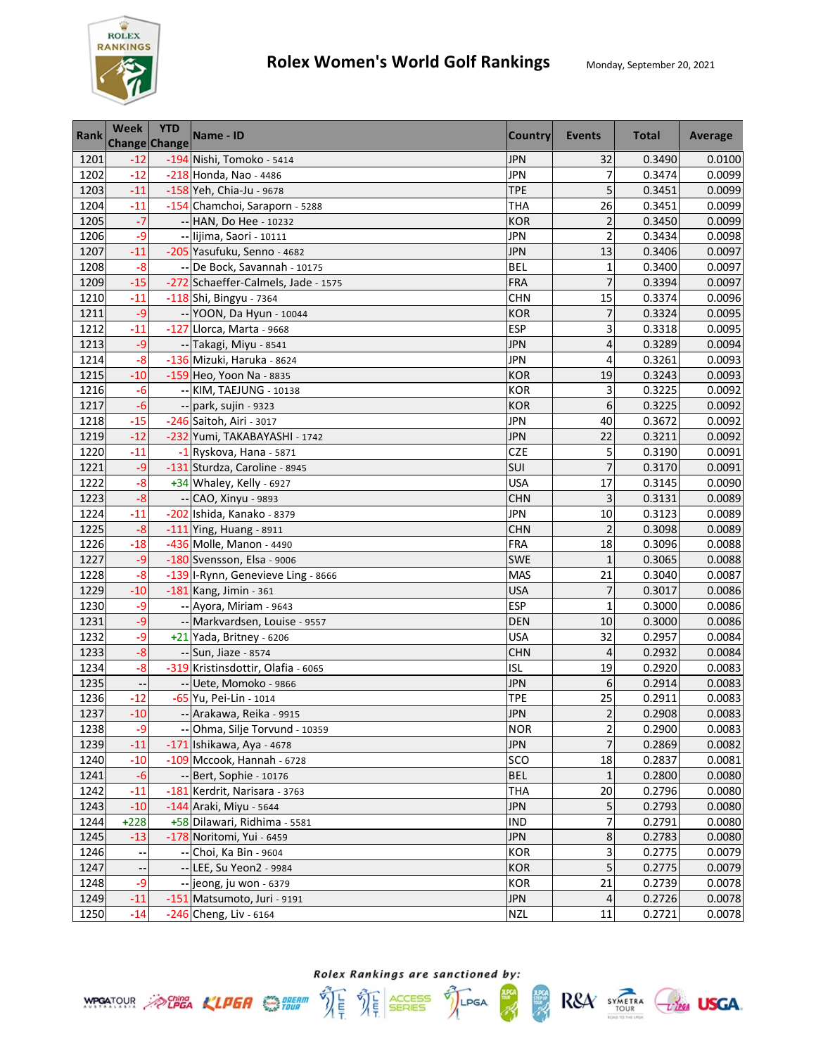# Rolex Women's World Golf Rankings

Monday, September 20, 2021

| Rank | Week Change | YTD Change | Name - ID | Country | Events | Total | Average |
|---|---|---|---|---|---|---|---|
| 1201 | -12 | -194 | Nishi, Tomoko - 5414 | JPN | 32 | 0.3490 | 0.0100 |
| 1202 | -12 | -218 | Honda, Nao - 4486 | JPN | 7 | 0.3474 | 0.0099 |
| 1203 | -11 | -158 | Yeh, Chia-Ju - 9678 | TPE | 5 | 0.3451 | 0.0099 |
| 1204 | -11 | -154 | Chamchoi, Saraporn - 5288 | THA | 26 | 0.3451 | 0.0099 |
| 1205 | -7 | -- | HAN, Do Hee - 10232 | KOR | 2 | 0.3450 | 0.0099 |
| 1206 | -9 | -- | Iijima, Saori - 10111 | JPN | 2 | 0.3434 | 0.0098 |
| 1207 | -11 | -205 | Yasufuku, Senno - 4682 | JPN | 13 | 0.3406 | 0.0097 |
| 1208 | -8 | -- | De Bock, Savannah - 10175 | BEL | 1 | 0.3400 | 0.0097 |
| 1209 | -15 | -272 | Schaeffer-Calmels, Jade - 1575 | FRA | 7 | 0.3394 | 0.0097 |
| 1210 | -11 | -118 | Shi, Bingyu - 7364 | CHN | 15 | 0.3374 | 0.0096 |
| 1211 | -9 | -- | YOON, Da Hyun - 10044 | KOR | 7 | 0.3324 | 0.0095 |
| 1212 | -11 | -127 | Llorca, Marta - 9668 | ESP | 3 | 0.3318 | 0.0095 |
| 1213 | -9 | -- | Takagi, Miyu - 8541 | JPN | 4 | 0.3289 | 0.0094 |
| 1214 | -8 | -136 | Mizuki, Haruka - 8624 | JPN | 4 | 0.3261 | 0.0093 |
| 1215 | -10 | -159 | Heo, Yoon Na - 8835 | KOR | 19 | 0.3243 | 0.0093 |
| 1216 | -6 | -- | KIM, TAEJUNG - 10138 | KOR | 3 | 0.3225 | 0.0092 |
| 1217 | -6 | -- | park, sujin - 9323 | KOR | 6 | 0.3225 | 0.0092 |
| 1218 | -15 | -246 | Saitoh, Airi - 3017 | JPN | 40 | 0.3672 | 0.0092 |
| 1219 | -12 | -232 | Yumi, TAKABAYASHI - 1742 | JPN | 22 | 0.3211 | 0.0092 |
| 1220 | -11 | -1 | Ryskova, Hana - 5871 | CZE | 5 | 0.3190 | 0.0091 |
| 1221 | -9 | -131 | Sturdza, Caroline - 8945 | SUI | 7 | 0.3170 | 0.0091 |
| 1222 | -8 | +34 | Whaley, Kelly - 6927 | USA | 17 | 0.3145 | 0.0090 |
| 1223 | -8 | -- | CAO, Xinyu - 9893 | CHN | 3 | 0.3131 | 0.0089 |
| 1224 | -11 | -202 | Ishida, Kanako - 8379 | JPN | 10 | 0.3123 | 0.0089 |
| 1225 | -8 | -111 | Ying, Huang - 8911 | CHN | 2 | 0.3098 | 0.0089 |
| 1226 | -18 | -436 | Molle, Manon - 4490 | FRA | 18 | 0.3096 | 0.0088 |
| 1227 | -9 | -180 | Svensson, Elsa - 9006 | SWE | 1 | 0.3065 | 0.0088 |
| 1228 | -8 | -139 | I-Rynn, Genevieve Ling - 8666 | MAS | 21 | 0.3040 | 0.0087 |
| 1229 | -10 | -181 | Kang, Jimin - 361 | USA | 7 | 0.3017 | 0.0086 |
| 1230 | -9 | -- | Ayora, Miriam - 9643 | ESP | 1 | 0.3000 | 0.0086 |
| 1231 | -9 | -- | Markvardsen, Louise - 9557 | DEN | 10 | 0.3000 | 0.0086 |
| 1232 | -9 | +21 | Yada, Britney - 6206 | USA | 32 | 0.2957 | 0.0084 |
| 1233 | -8 | -- | Sun, Jiaze - 8574 | CHN | 4 | 0.2932 | 0.0084 |
| 1234 | -8 | -319 | Kristinsdottir, Olafia - 6065 | ISL | 19 | 0.2920 | 0.0083 |
| 1235 | -- | -- | Uete, Momoko - 9866 | JPN | 6 | 0.2914 | 0.0083 |
| 1236 | -12 | -65 | Yu, Pei-Lin - 1014 | TPE | 25 | 0.2911 | 0.0083 |
| 1237 | -10 | -- | Arakawa, Reika - 9915 | JPN | 2 | 0.2908 | 0.0083 |
| 1238 | -9 | -- | Ohma, Silje Torvund - 10359 | NOR | 2 | 0.2900 | 0.0083 |
| 1239 | -11 | -171 | Ishikawa, Aya - 4678 | JPN | 7 | 0.2869 | 0.0082 |
| 1240 | -10 | -109 | Mccook, Hannah - 6728 | SCO | 18 | 0.2837 | 0.0081 |
| 1241 | -6 | -- | Bert, Sophie - 10176 | BEL | 1 | 0.2800 | 0.0080 |
| 1242 | -11 | -181 | Kerdrit, Narisara - 3763 | THA | 20 | 0.2796 | 0.0080 |
| 1243 | -10 | -144 | Araki, Miyu - 5644 | JPN | 5 | 0.2793 | 0.0080 |
| 1244 | +228 | +58 | Dilawari, Ridhima - 5581 | IND | 7 | 0.2791 | 0.0080 |
| 1245 | -13 | -178 | Noritomi, Yui - 6459 | JPN | 8 | 0.2783 | 0.0080 |
| 1246 | -- | -- | Choi, Ka Bin - 9604 | KOR | 3 | 0.2775 | 0.0079 |
| 1247 | -- | -- | LEE, Su Yeon2 - 9984 | KOR | 5 | 0.2775 | 0.0079 |
| 1248 | -9 | -- | jeong, ju won - 6379 | KOR | 21 | 0.2739 | 0.0078 |
| 1249 | -11 | -151 | Matsumoto, Juri - 9191 | JPN | 4 | 0.2726 | 0.0078 |
| 1250 | -14 | -246 | Cheng, Liv - 6164 | NZL | 11 | 0.2721 | 0.0078 |

*Rolex Rankings are sanctioned by:*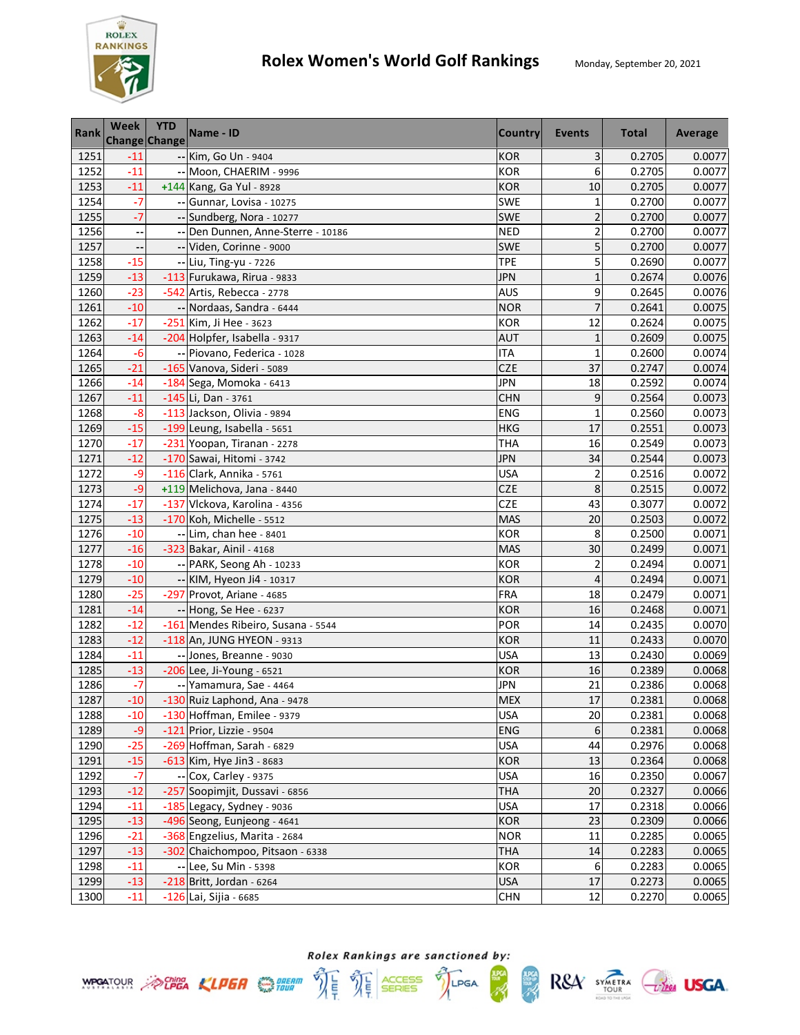# Rolex Women's World Golf Rankings

Monday, September 20, 2021

| Rank | Week Change | YTD Change | Name - ID | Country | Events | Total | Average |
|---|---|---|---|---|---|---|---|
| 1251 | -11 | -- | Kim, Go Un - 9404 | KOR | 3 | 0.2705 | 0.0077 |
| 1252 | -11 | -- | Moon, CHAERIM - 9996 | KOR | 6 | 0.2705 | 0.0077 |
| 1253 | -11 | +144 | Kang, Ga Yul - 8928 | KOR | 10 | 0.2705 | 0.0077 |
| 1254 | -7 | -- | Gunnar, Lovisa - 10275 | SWE | 1 | 0.2700 | 0.0077 |
| 1255 | -7 | -- | Sundberg, Nora - 10277 | SWE | 2 | 0.2700 | 0.0077 |
| 1256 | -- | -- | Den Dunnen, Anne-Sterre - 10186 | NED | 2 | 0.2700 | 0.0077 |
| 1257 | -- | -- | Viden, Corinne - 9000 | SWE | 5 | 0.2700 | 0.0077 |
| 1258 | -15 | -- | Liu, Ting-yu - 7226 | TPE | 5 | 0.2690 | 0.0077 |
| 1259 | -13 | -113 | Furukawa, Rirua - 9833 | JPN | 1 | 0.2674 | 0.0076 |
| 1260 | -23 | -542 | Artis, Rebecca - 2778 | AUS | 9 | 0.2645 | 0.0076 |
| 1261 | -10 | -- | Nordaas, Sandra - 6444 | NOR | 7 | 0.2641 | 0.0075 |
| 1262 | -17 | -251 | Kim, Ji Hee - 3623 | KOR | 12 | 0.2624 | 0.0075 |
| 1263 | -14 | -204 | Holpfer, Isabella - 9317 | AUT | 1 | 0.2609 | 0.0075 |
| 1264 | -6 | -- | Piovano, Federica - 1028 | ITA | 1 | 0.2600 | 0.0074 |
| 1265 | -21 | -165 | Vanova, Sideri - 5089 | CZE | 37 | 0.2747 | 0.0074 |
| 1266 | -14 | -184 | Sega, Momoka - 6413 | JPN | 18 | 0.2592 | 0.0074 |
| 1267 | -11 | -145 | Li, Dan - 3761 | CHN | 9 | 0.2564 | 0.0073 |
| 1268 | -8 | -113 | Jackson, Olivia - 9894 | ENG | 1 | 0.2560 | 0.0073 |
| 1269 | -15 | -199 | Leung, Isabella - 5651 | HKG | 17 | 0.2551 | 0.0073 |
| 1270 | -17 | -231 | Yoopan, Tiranan - 2278 | THA | 16 | 0.2549 | 0.0073 |
| 1271 | -12 | -170 | Sawai, Hitomi - 3742 | JPN | 34 | 0.2544 | 0.0073 |
| 1272 | -9 | -116 | Clark, Annika - 5761 | USA | 2 | 0.2516 | 0.0072 |
| 1273 | -9 | +119 | Melichova, Jana - 8440 | CZE | 8 | 0.2515 | 0.0072 |
| 1274 | -17 | -137 | Vlckova, Karolina - 4356 | CZE | 43 | 0.3077 | 0.0072 |
| 1275 | -13 | -170 | Koh, Michelle - 5512 | MAS | 20 | 0.2503 | 0.0072 |
| 1276 | -10 | -- | Lim, chan hee - 8401 | KOR | 8 | 0.2500 | 0.0071 |
| 1277 | -16 | -323 | Bakar, Ainil - 4168 | MAS | 30 | 0.2499 | 0.0071 |
| 1278 | -10 | -- | PARK, Seong Ah - 10233 | KOR | 2 | 0.2494 | 0.0071 |
| 1279 | -10 | -- | KIM, Hyeon Ji4 - 10317 | KOR | 4 | 0.2494 | 0.0071 |
| 1280 | -25 | -297 | Provot, Ariane - 4685 | FRA | 18 | 0.2479 | 0.0071 |
| 1281 | -14 | -- | Hong, Se Hee - 6237 | KOR | 16 | 0.2468 | 0.0071 |
| 1282 | -12 | -161 | Mendes Ribeiro, Susana - 5544 | POR | 14 | 0.2435 | 0.0070 |
| 1283 | -12 | -118 | An, JUNG HYEON - 9313 | KOR | 11 | 0.2433 | 0.0070 |
| 1284 | -11 | -- | Jones, Breanne - 9030 | USA | 13 | 0.2430 | 0.0069 |
| 1285 | -13 | -206 | Lee, Ji-Young - 6521 | KOR | 16 | 0.2389 | 0.0068 |
| 1286 | -7 | -- | Yamamura, Sae - 4464 | JPN | 21 | 0.2386 | 0.0068 |
| 1287 | -10 | -130 | Ruiz Laphond, Ana - 9478 | MEX | 17 | 0.2381 | 0.0068 |
| 1288 | -10 | -130 | Hoffman, Emilee - 9379 | USA | 20 | 0.2381 | 0.0068 |
| 1289 | -9 | -121 | Prior, Lizzie - 9504 | ENG | 6 | 0.2381 | 0.0068 |
| 1290 | -25 | -269 | Hoffman, Sarah - 6829 | USA | 44 | 0.2976 | 0.0068 |
| 1291 | -15 | -613 | Kim, Hye Jin3 - 8683 | KOR | 13 | 0.2364 | 0.0068 |
| 1292 | -7 | -- | Cox, Carley - 9375 | USA | 16 | 0.2350 | 0.0067 |
| 1293 | -12 | -257 | Soopimjit, Dussavi - 6856 | THA | 20 | 0.2327 | 0.0066 |
| 1294 | -11 | -185 | Legacy, Sydney - 9036 | USA | 17 | 0.2318 | 0.0066 |
| 1295 | -13 | -496 | Seong, Eunjeong - 4641 | KOR | 23 | 0.2309 | 0.0066 |
| 1296 | -21 | -368 | Engzelius, Marita - 2684 | NOR | 11 | 0.2285 | 0.0065 |
| 1297 | -13 | -302 | Chaichompoo, Pitsaon - 6338 | THA | 14 | 0.2283 | 0.0065 |
| 1298 | -11 | -- | Lee, Su Min - 5398 | KOR | 6 | 0.2283 | 0.0065 |
| 1299 | -13 | -218 | Britt, Jordan - 6264 | USA | 17 | 0.2273 | 0.0065 |
| 1300 | -11 | -126 | Lai, Sijia - 6685 | CHN | 12 | 0.2270 | 0.0065 |

*Rolex Rankings are sanctioned by:*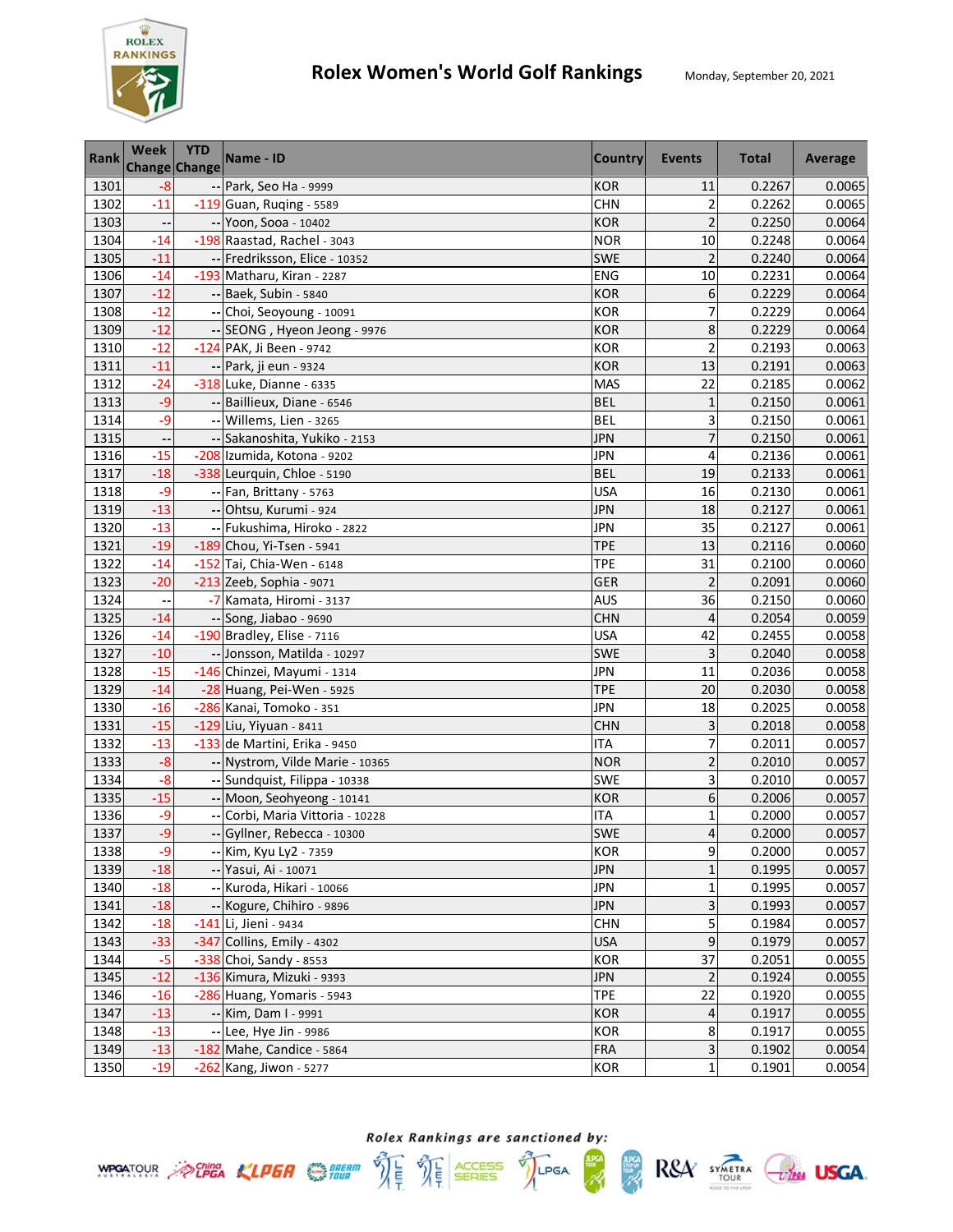# Rolex Women's World Golf Rankings

Monday, September 20, 2021

| Rank | Week Change | YTD Change | Name - ID | Country | Events | Total | Average |
|---|---|---|---|---|---|---|---|
| 1301 | -8 | -- | Park, Seo Ha - 9999 | KOR | 11 | 0.2267 | 0.0065 |
| 1302 | -11 | -119 | Guan, Ruqing - 5589 | CHN | 2 | 0.2262 | 0.0065 |
| 1303 | -- | -- | Yoon, Sooa - 10402 | KOR | 2 | 0.2250 | 0.0064 |
| 1304 | -14 | -198 | Raastad, Rachel - 3043 | NOR | 10 | 0.2248 | 0.0064 |
| 1305 | -11 | -- | Fredriksson, Elice - 10352 | SWE | 2 | 0.2240 | 0.0064 |
| 1306 | -14 | -193 | Matharu, Kiran - 2287 | ENG | 10 | 0.2231 | 0.0064 |
| 1307 | -12 | -- | Baek, Subin - 5840 | KOR | 6 | 0.2229 | 0.0064 |
| 1308 | -12 | -- | Choi, Seoyoung - 10091 | KOR | 7 | 0.2229 | 0.0064 |
| 1309 | -12 | -- | SEONG , Hyeon Jeong - 9976 | KOR | 8 | 0.2229 | 0.0064 |
| 1310 | -12 | -124 | PAK, Ji Been - 9742 | KOR | 2 | 0.2193 | 0.0063 |
| 1311 | -11 | -- | Park, ji eun - 9324 | KOR | 13 | 0.2191 | 0.0063 |
| 1312 | -24 | -318 | Luke, Dianne - 6335 | MAS | 22 | 0.2185 | 0.0062 |
| 1313 | -9 | -- | Baillieux, Diane - 6546 | BEL | 1 | 0.2150 | 0.0061 |
| 1314 | -9 | -- | Willems, Lien - 3265 | BEL | 3 | 0.2150 | 0.0061 |
| 1315 | -- | -- | Sakanoshita, Yukiko - 2153 | JPN | 7 | 0.2150 | 0.0061 |
| 1316 | -15 | -208 | Izumida, Kotona - 9202 | JPN | 4 | 0.2136 | 0.0061 |
| 1317 | -18 | -338 | Leurquin, Chloe - 5190 | BEL | 19 | 0.2133 | 0.0061 |
| 1318 | -9 | -- | Fan, Brittany - 5763 | USA | 16 | 0.2130 | 0.0061 |
| 1319 | -13 | -- | Ohtsu, Kurumi - 924 | JPN | 18 | 0.2127 | 0.0061 |
| 1320 | -13 | -- | Fukushima, Hiroko - 2822 | JPN | 35 | 0.2127 | 0.0061 |
| 1321 | -19 | -189 | Chou, Yi-Tsen - 5941 | TPE | 13 | 0.2116 | 0.0060 |
| 1322 | -14 | -152 | Tai, Chia-Wen - 6148 | TPE | 31 | 0.2100 | 0.0060 |
| 1323 | -20 | -213 | Zeeb, Sophia - 9071 | GER | 2 | 0.2091 | 0.0060 |
| 1324 | -- | -7 | Kamata, Hiromi - 3137 | AUS | 36 | 0.2150 | 0.0060 |
| 1325 | -14 | -- | Song, Jiabao - 9690 | CHN | 4 | 0.2054 | 0.0059 |
| 1326 | -14 | -190 | Bradley, Elise - 7116 | USA | 42 | 0.2455 | 0.0058 |
| 1327 | -10 | -- | Jonsson, Matilda - 10297 | SWE | 3 | 0.2040 | 0.0058 |
| 1328 | -15 | -146 | Chinzei, Mayumi - 1314 | JPN | 11 | 0.2036 | 0.0058 |
| 1329 | -14 | -28 | Huang, Pei-Wen - 5925 | TPE | 20 | 0.2030 | 0.0058 |
| 1330 | -16 | -286 | Kanai, Tomoko - 351 | JPN | 18 | 0.2025 | 0.0058 |
| 1331 | -15 | -129 | Liu, Yiyuan - 8411 | CHN | 3 | 0.2018 | 0.0058 |
| 1332 | -13 | -133 | de Martini, Erika - 9450 | ITA | 7 | 0.2011 | 0.0057 |
| 1333 | -8 | -- | Nystrom, Vilde Marie - 10365 | NOR | 2 | 0.2010 | 0.0057 |
| 1334 | -8 | -- | Sundquist, Filippa - 10338 | SWE | 3 | 0.2010 | 0.0057 |
| 1335 | -15 | -- | Moon, Seohyeong - 10141 | KOR | 6 | 0.2006 | 0.0057 |
| 1336 | -9 | -- | Corbi, Maria Vittoria - 10228 | ITA | 1 | 0.2000 | 0.0057 |
| 1337 | -9 | -- | Gyllner, Rebecca - 10300 | SWE | 4 | 0.2000 | 0.0057 |
| 1338 | -9 | -- | Kim, Kyu Ly2 - 7359 | KOR | 9 | 0.2000 | 0.0057 |
| 1339 | -18 | -- | Yasui, Ai - 10071 | JPN | 1 | 0.1995 | 0.0057 |
| 1340 | -18 | -- | Kuroda, Hikari - 10066 | JPN | 1 | 0.1995 | 0.0057 |
| 1341 | -18 | -- | Kogure, Chihiro - 9896 | JPN | 3 | 0.1993 | 0.0057 |
| 1342 | -18 | -141 | Li, Jieni - 9434 | CHN | 5 | 0.1984 | 0.0057 |
| 1343 | -33 | -347 | Collins, Emily - 4302 | USA | 9 | 0.1979 | 0.0057 |
| 1344 | -5 | -338 | Choi, Sandy - 8553 | KOR | 37 | 0.2051 | 0.0055 |
| 1345 | -12 | -136 | Kimura, Mizuki - 9393 | JPN | 2 | 0.1924 | 0.0055 |
| 1346 | -16 | -286 | Huang, Yomaris - 5943 | TPE | 22 | 0.1920 | 0.0055 |
| 1347 | -13 | -- | Kim, Dam I - 9991 | KOR | 4 | 0.1917 | 0.0055 |
| 1348 | -13 | -- | Lee, Hye Jin - 9986 | KOR | 8 | 0.1917 | 0.0055 |
| 1349 | -13 | -182 | Mahe, Candice - 5864 | FRA | 3 | 0.1902 | 0.0054 |
| 1350 | -19 | -262 | Kang, Jiwon - 5277 | KOR | 1 | 0.1901 | 0.0054 |

*Rolex Rankings are sanctioned by:*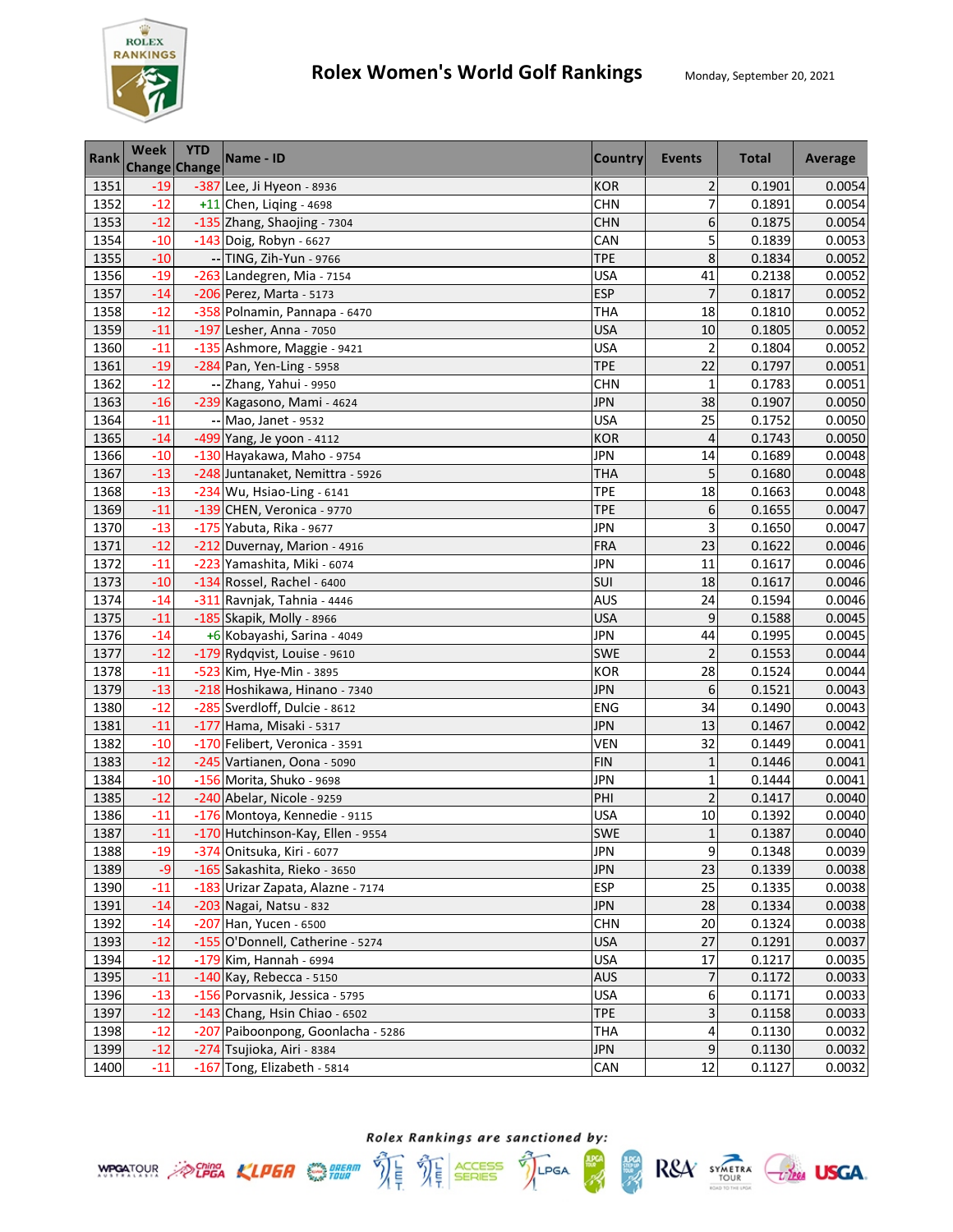# Rolex Women's World Golf Rankings

Monday, September 20, 2021

| Rank | Week Change | YTD Change | Name - ID | Country | Events | Total | Average |
|---|---|---|---|---|---|---|---|
| 1351 | -19 | -387 | Lee, Ji Hyeon - 8936 | KOR | 2 | 0.1901 | 0.0054 |
| 1352 | -12 | +11 | Chen, Liqing - 4698 | CHN | 7 | 0.1891 | 0.0054 |
| 1353 | -12 | -135 | Zhang, Shaojing - 7304 | CHN | 6 | 0.1875 | 0.0054 |
| 1354 | -10 | -143 | Doig, Robyn - 6627 | CAN | 5 | 0.1839 | 0.0053 |
| 1355 | -10 | -- | TING, Zih-Yun - 9766 | TPE | 8 | 0.1834 | 0.0052 |
| 1356 | -19 | -263 | Landegren, Mia - 7154 | USA | 41 | 0.2138 | 0.0052 |
| 1357 | -14 | -206 | Perez, Marta - 5173 | ESP | 7 | 0.1817 | 0.0052 |
| 1358 | -12 | -358 | Polnamin, Pannapa - 6470 | THA | 18 | 0.1810 | 0.0052 |
| 1359 | -11 | -197 | Lesher, Anna - 7050 | USA | 10 | 0.1805 | 0.0052 |
| 1360 | -11 | -135 | Ashmore, Maggie - 9421 | USA | 2 | 0.1804 | 0.0052 |
| 1361 | -19 | -284 | Pan, Yen-Ling - 5958 | TPE | 22 | 0.1797 | 0.0051 |
| 1362 | -12 | -- | Zhang, Yahui - 9950 | CHN | 1 | 0.1783 | 0.0051 |
| 1363 | -16 | -239 | Kagasono, Mami - 4624 | JPN | 38 | 0.1907 | 0.0050 |
| 1364 | -11 | -- | Mao, Janet - 9532 | USA | 25 | 0.1752 | 0.0050 |
| 1365 | -14 | -499 | Yang, Je yoon - 4112 | KOR | 4 | 0.1743 | 0.0050 |
| 1366 | -10 | -130 | Hayakawa, Maho - 9754 | JPN | 14 | 0.1689 | 0.0048 |
| 1367 | -13 | -248 | Juntanaket, Nemittra - 5926 | THA | 5 | 0.1680 | 0.0048 |
| 1368 | -13 | -234 | Wu, Hsiao-Ling - 6141 | TPE | 18 | 0.1663 | 0.0048 |
| 1369 | -11 | -139 | CHEN, Veronica - 9770 | TPE | 6 | 0.1655 | 0.0047 |
| 1370 | -13 | -175 | Yabuta, Rika - 9677 | JPN | 3 | 0.1650 | 0.0047 |
| 1371 | -12 | -212 | Duvernay, Marion - 4916 | FRA | 23 | 0.1622 | 0.0046 |
| 1372 | -11 | -223 | Yamashita, Miki - 6074 | JPN | 11 | 0.1617 | 0.0046 |
| 1373 | -10 | -134 | Rossel, Rachel - 6400 | SUI | 18 | 0.1617 | 0.0046 |
| 1374 | -14 | -311 | Ravnjak, Tahnia - 4446 | AUS | 24 | 0.1594 | 0.0046 |
| 1375 | -11 | -185 | Skapik, Molly - 8966 | USA | 9 | 0.1588 | 0.0045 |
| 1376 | -14 | +6 | Kobayashi, Sarina - 4049 | JPN | 44 | 0.1995 | 0.0045 |
| 1377 | -12 | -179 | Rydqvist, Louise - 9610 | SWE | 2 | 0.1553 | 0.0044 |
| 1378 | -11 | -523 | Kim, Hye-Min - 3895 | KOR | 28 | 0.1524 | 0.0044 |
| 1379 | -13 | -218 | Hoshikawa, Hinano - 7340 | JPN | 6 | 0.1521 | 0.0043 |
| 1380 | -12 | -285 | Sverdloff, Dulcie - 8612 | ENG | 34 | 0.1490 | 0.0043 |
| 1381 | -11 | -177 | Hama, Misaki - 5317 | JPN | 13 | 0.1467 | 0.0042 |
| 1382 | -10 | -170 | Felibert, Veronica - 3591 | VEN | 32 | 0.1449 | 0.0041 |
| 1383 | -12 | -245 | Vartianen, Oona - 5090 | FIN | 1 | 0.1446 | 0.0041 |
| 1384 | -10 | -156 | Morita, Shuko - 9698 | JPN | 1 | 0.1444 | 0.0041 |
| 1385 | -12 | -240 | Abelar, Nicole - 9259 | PHI | 2 | 0.1417 | 0.0040 |
| 1386 | -11 | -176 | Montoya, Kennedie - 9115 | USA | 10 | 0.1392 | 0.0040 |
| 1387 | -11 | -170 | Hutchinson-Kay, Ellen - 9554 | SWE | 1 | 0.1387 | 0.0040 |
| 1388 | -19 | -374 | Onitsuka, Kiri - 6077 | JPN | 9 | 0.1348 | 0.0039 |
| 1389 | -9 | -165 | Sakashita, Rieko - 3650 | JPN | 23 | 0.1339 | 0.0038 |
| 1390 | -11 | -183 | Urizar Zapata, Alazne - 7174 | ESP | 25 | 0.1335 | 0.0038 |
| 1391 | -14 | -203 | Nagai, Natsu - 832 | JPN | 28 | 0.1334 | 0.0038 |
| 1392 | -14 | -207 | Han, Yucen - 6500 | CHN | 20 | 0.1324 | 0.0038 |
| 1393 | -12 | -155 | O'Donnell, Catherine - 5274 | USA | 27 | 0.1291 | 0.0037 |
| 1394 | -12 | -179 | Kim, Hannah - 6994 | USA | 17 | 0.1217 | 0.0035 |
| 1395 | -11 | -140 | Kay, Rebecca - 5150 | AUS | 7 | 0.1172 | 0.0033 |
| 1396 | -13 | -156 | Porvasnik, Jessica - 5795 | USA | 6 | 0.1171 | 0.0033 |
| 1397 | -12 | -143 | Chang, Hsin Chiao - 6502 | TPE | 3 | 0.1158 | 0.0033 |
| 1398 | -12 | -207 | Paiboonpong, Goonlacha - 5286 | THA | 4 | 0.1130 | 0.0032 |
| 1399 | -12 | -274 | Tsujioka, Airi - 8384 | JPN | 9 | 0.1130 | 0.0032 |
| 1400 | -11 | -167 | Tong, Elizabeth - 5814 | CAN | 12 | 0.1127 | 0.0032 |

*Rolex Rankings are sanctioned by:*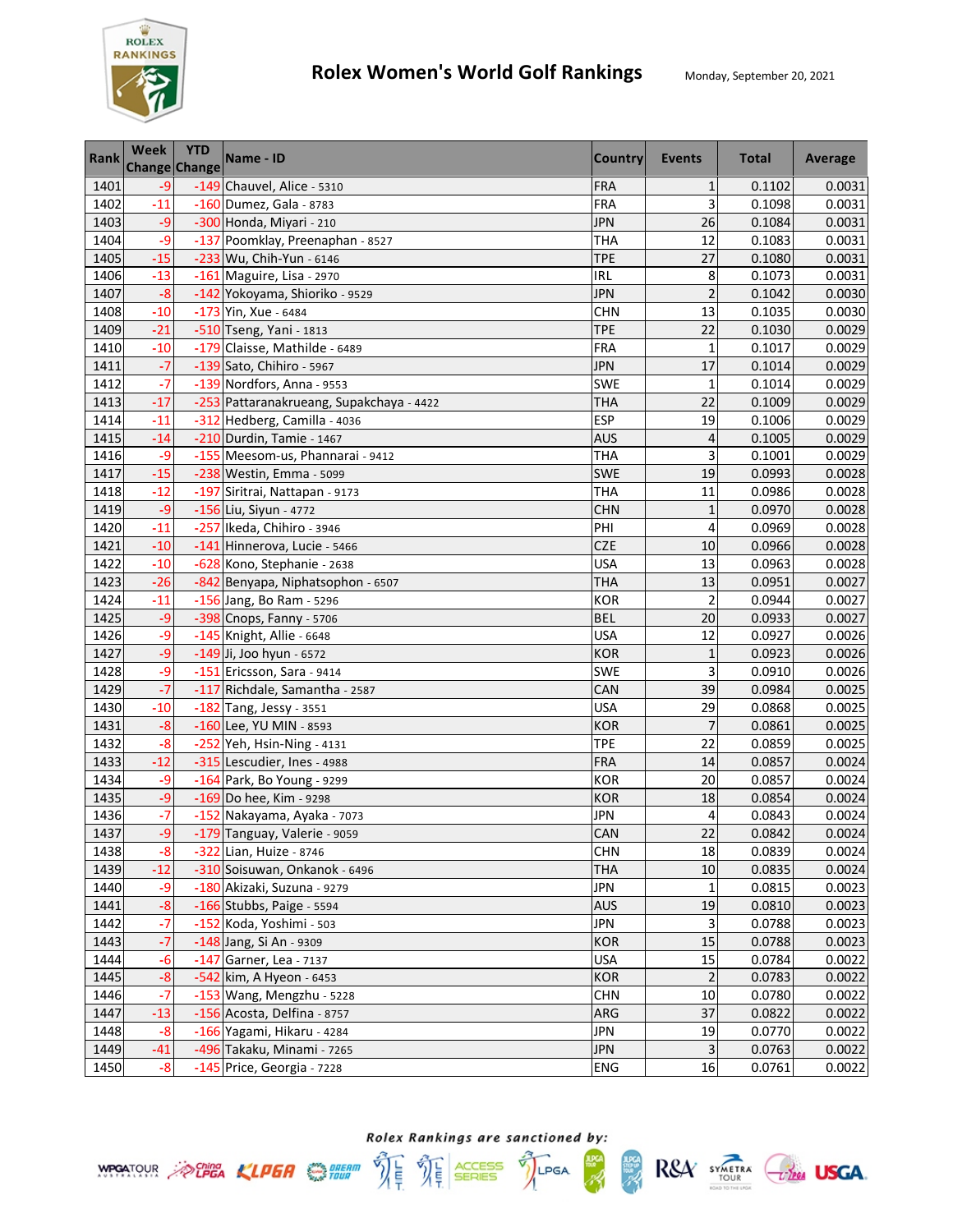# Rolex Women's World Golf Rankings

Monday, September 20, 2021

| Rank | Week Change | YTD Change | Name - ID | Country | Events | Total | Average |
|---|---|---|---|---|---|---|---|
| 1401 | -9 | -149 | Chauvel, Alice - 5310 | FRA | 1 | 0.1102 | 0.0031 |
| 1402 | -11 | -160 | Dumez, Gala - 8783 | FRA | 3 | 0.1098 | 0.0031 |
| 1403 | -9 | -300 | Honda, Miyari - 210 | JPN | 26 | 0.1084 | 0.0031 |
| 1404 | -9 | -137 | Poomklay, Preenaphan - 8527 | THA | 12 | 0.1083 | 0.0031 |
| 1405 | -15 | -233 | Wu, Chih-Yun - 6146 | TPE | 27 | 0.1080 | 0.0031 |
| 1406 | -13 | -161 | Maguire, Lisa - 2970 | IRL | 8 | 0.1073 | 0.0031 |
| 1407 | -8 | -142 | Yokoyama, Shioriko - 9529 | JPN | 2 | 0.1042 | 0.0030 |
| 1408 | -10 | -173 | Yin, Xue - 6484 | CHN | 13 | 0.1035 | 0.0030 |
| 1409 | -21 | -510 | Tseng, Yani - 1813 | TPE | 22 | 0.1030 | 0.0029 |
| 1410 | -10 | -179 | Claisse, Mathilde - 6489 | FRA | 1 | 0.1017 | 0.0029 |
| 1411 | -7 | -139 | Sato, Chihiro - 5967 | JPN | 17 | 0.1014 | 0.0029 |
| 1412 | -7 | -139 | Nordfors, Anna - 9553 | SWE | 1 | 0.1014 | 0.0029 |
| 1413 | -17 | -253 | Pattaranakrueang, Supakchaya - 4422 | THA | 22 | 0.1009 | 0.0029 |
| 1414 | -11 | -312 | Hedberg, Camilla - 4036 | ESP | 19 | 0.1006 | 0.0029 |
| 1415 | -14 | -210 | Durdin, Tamie - 1467 | AUS | 4 | 0.1005 | 0.0029 |
| 1416 | -9 | -155 | Meesom-us, Phannarai - 9412 | THA | 3 | 0.1001 | 0.0029 |
| 1417 | -15 | -238 | Westin, Emma - 5099 | SWE | 19 | 0.0993 | 0.0028 |
| 1418 | -12 | -197 | Siritrai, Nattapan - 9173 | THA | 11 | 0.0986 | 0.0028 |
| 1419 | -9 | -156 | Liu, Siyun - 4772 | CHN | 1 | 0.0970 | 0.0028 |
| 1420 | -11 | -257 | Ikeda, Chihiro - 3946 | PHI | 4 | 0.0969 | 0.0028 |
| 1421 | -10 | -141 | Hinnerova, Lucie - 5466 | CZE | 10 | 0.0966 | 0.0028 |
| 1422 | -10 | -628 | Kono, Stephanie - 2638 | USA | 13 | 0.0963 | 0.0028 |
| 1423 | -26 | -842 | Benyapa, Niphatsophon - 6507 | THA | 13 | 0.0951 | 0.0027 |
| 1424 | -11 | -156 | Jang, Bo Ram - 5296 | KOR | 2 | 0.0944 | 0.0027 |
| 1425 | -9 | -398 | Cnops, Fanny - 5706 | BEL | 20 | 0.0933 | 0.0027 |
| 1426 | -9 | -145 | Knight, Allie - 6648 | USA | 12 | 0.0927 | 0.0026 |
| 1427 | -9 | -149 | Ji, Joo hyun - 6572 | KOR | 1 | 0.0923 | 0.0026 |
| 1428 | -9 | -151 | Ericsson, Sara - 9414 | SWE | 3 | 0.0910 | 0.0026 |
| 1429 | -7 | -117 | Richdale, Samantha - 2587 | CAN | 39 | 0.0984 | 0.0025 |
| 1430 | -10 | -182 | Tang, Jessy - 3551 | USA | 29 | 0.0868 | 0.0025 |
| 1431 | -8 | -160 | Lee, YU MIN - 8593 | KOR | 7 | 0.0861 | 0.0025 |
| 1432 | -8 | -252 | Yeh, Hsin-Ning - 4131 | TPE | 22 | 0.0859 | 0.0025 |
| 1433 | -12 | -315 | Lescudier, Ines - 4988 | FRA | 14 | 0.0857 | 0.0024 |
| 1434 | -9 | -164 | Park, Bo Young - 9299 | KOR | 20 | 0.0857 | 0.0024 |
| 1435 | -9 | -169 | Do hee, Kim - 9298 | KOR | 18 | 0.0854 | 0.0024 |
| 1436 | -7 | -152 | Nakayama, Ayaka - 7073 | JPN | 4 | 0.0843 | 0.0024 |
| 1437 | -9 | -179 | Tanguay, Valerie - 9059 | CAN | 22 | 0.0842 | 0.0024 |
| 1438 | -8 | -322 | Lian, Huize - 8746 | CHN | 18 | 0.0839 | 0.0024 |
| 1439 | -12 | -310 | Soisuwan, Onkanok - 6496 | THA | 10 | 0.0835 | 0.0024 |
| 1440 | -9 | -180 | Akizaki, Suzuna - 9279 | JPN | 1 | 0.0815 | 0.0023 |
| 1441 | -8 | -166 | Stubbs, Paige - 5594 | AUS | 19 | 0.0810 | 0.0023 |
| 1442 | -7 | -152 | Koda, Yoshimi - 503 | JPN | 3 | 0.0788 | 0.0023 |
| 1443 | -7 | -148 | Jang, Si An - 9309 | KOR | 15 | 0.0788 | 0.0023 |
| 1444 | -6 | -147 | Garner, Lea - 7137 | USA | 15 | 0.0784 | 0.0022 |
| 1445 | -8 | -542 | kim, A Hyeon - 6453 | KOR | 2 | 0.0783 | 0.0022 |
| 1446 | -7 | -153 | Wang, Mengzhu - 5228 | CHN | 10 | 0.0780 | 0.0022 |
| 1447 | -13 | -156 | Acosta, Delfina - 8757 | ARG | 37 | 0.0822 | 0.0022 |
| 1448 | -8 | -166 | Yagami, Hikaru - 4284 | JPN | 19 | 0.0770 | 0.0022 |
| 1449 | -41 | -496 | Takaku, Minami - 7265 | JPN | 3 | 0.0763 | 0.0022 |
| 1450 | -8 | -145 | Price, Georgia - 7228 | ENG | 16 | 0.0761 | 0.0022 |

*Rolex Rankings are sanctioned by:*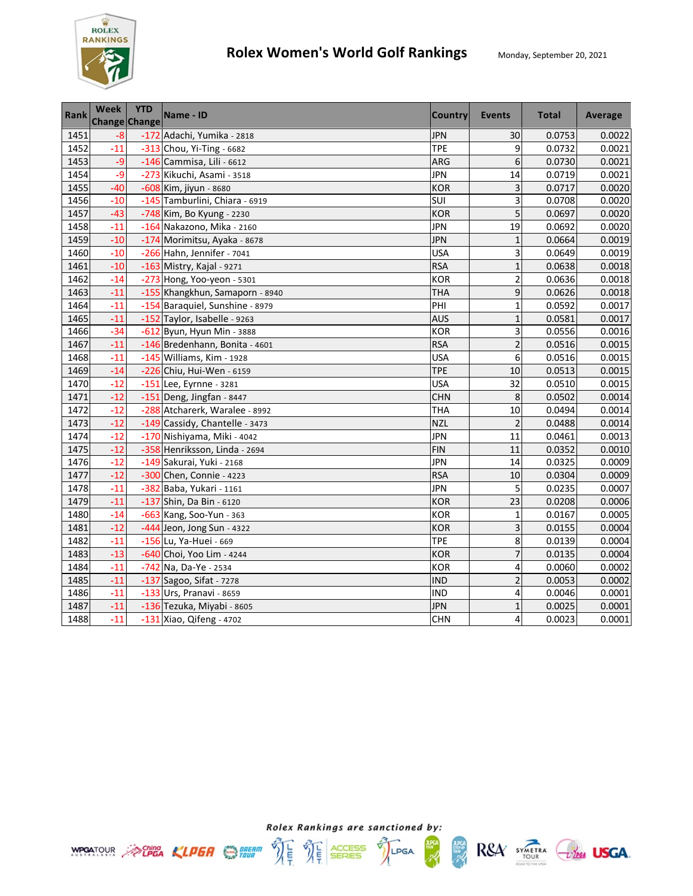# Rolex Women's World Golf Rankings

Monday, September 20, 2021

| Rank | Week Change | YTD Change | Name - ID | Country | Events | Total | Average |
|---|---|---|---|---|---|---|---|
| 1451 | -8 | -172 | Adachi, Yumika - 2818 | JPN | 30 | 0.0753 | 0.0022 |
| 1452 | -11 | -313 | Chou, Yi-Ting - 6682 | TPE | 9 | 0.0732 | 0.0021 |
| 1453 | -9 | -146 | Cammisa, Lili - 6612 | ARG | 6 | 0.0730 | 0.0021 |
| 1454 | -9 | -273 | Kikuchi, Asami - 3518 | JPN | 14 | 0.0719 | 0.0021 |
| 1455 | -40 | -608 | Kim, jiyun - 8680 | KOR | 3 | 0.0717 | 0.0020 |
| 1456 | -10 | -145 | Tamburlini, Chiara - 6919 | SUI | 3 | 0.0708 | 0.0020 |
| 1457 | -43 | -748 | Kim, Bo Kyung - 2230 | KOR | 5 | 0.0697 | 0.0020 |
| 1458 | -11 | -164 | Nakazono, Mika - 2160 | JPN | 19 | 0.0692 | 0.0020 |
| 1459 | -10 | -174 | Morimitsu, Ayaka - 8678 | JPN | 1 | 0.0664 | 0.0019 |
| 1460 | -10 | -266 | Hahn, Jennifer - 7041 | USA | 3 | 0.0649 | 0.0019 |
| 1461 | -10 | -163 | Mistry, Kajal - 9271 | RSA | 1 | 0.0638 | 0.0018 |
| 1462 | -14 | -273 | Hong, Yoo-yeon - 5301 | KOR | 2 | 0.0636 | 0.0018 |
| 1463 | -11 | -155 | Khangkhun, Samaporn - 8940 | THA | 9 | 0.0626 | 0.0018 |
| 1464 | -11 | -154 | Baraquiel, Sunshine - 8979 | PHI | 1 | 0.0592 | 0.0017 |
| 1465 | -11 | -152 | Taylor, Isabelle - 9263 | AUS | 1 | 0.0581 | 0.0017 |
| 1466 | -34 | -612 | Byun, Hyun Min - 3888 | KOR | 3 | 0.0556 | 0.0016 |
| 1467 | -11 | -146 | Bredenhann, Bonita - 4601 | RSA | 2 | 0.0516 | 0.0015 |
| 1468 | -11 | -145 | Williams, Kim - 1928 | USA | 6 | 0.0516 | 0.0015 |
| 1469 | -14 | -226 | Chiu, Hui-Wen - 6159 | TPE | 10 | 0.0513 | 0.0015 |
| 1470 | -12 | -151 | Lee, Eyrnne - 3281 | USA | 32 | 0.0510 | 0.0015 |
| 1471 | -12 | -151 | Deng, Jingfan - 8447 | CHN | 8 | 0.0502 | 0.0014 |
| 1472 | -12 | -288 | Atcharerk, Waralee - 8992 | THA | 10 | 0.0494 | 0.0014 |
| 1473 | -12 | -149 | Cassidy, Chantelle - 3473 | NZL | 2 | 0.0488 | 0.0014 |
| 1474 | -12 | -170 | Nishiyama, Miki - 4042 | JPN | 11 | 0.0461 | 0.0013 |
| 1475 | -12 | -358 | Henriksson, Linda - 2694 | FIN | 11 | 0.0352 | 0.0010 |
| 1476 | -12 | -149 | Sakurai, Yuki - 2168 | JPN | 14 | 0.0325 | 0.0009 |
| 1477 | -12 | -300 | Chen, Connie - 4223 | RSA | 10 | 0.0304 | 0.0009 |
| 1478 | -11 | -382 | Baba, Yukari - 1161 | JPN | 5 | 0.0235 | 0.0007 |
| 1479 | -11 | -137 | Shin, Da Bin - 6120 | KOR | 23 | 0.0208 | 0.0006 |
| 1480 | -14 | -663 | Kang, Soo-Yun - 363 | KOR | 1 | 0.0167 | 0.0005 |
| 1481 | -12 | -444 | Jeon, Jong Sun - 4322 | KOR | 3 | 0.0155 | 0.0004 |
| 1482 | -11 | -156 | Lu, Ya-Huei - 669 | TPE | 8 | 0.0139 | 0.0004 |
| 1483 | -13 | -640 | Choi, Yoo Lim - 4244 | KOR | 7 | 0.0135 | 0.0004 |
| 1484 | -11 | -742 | Na, Da-Ye - 2534 | KOR | 4 | 0.0060 | 0.0002 |
| 1485 | -11 | -137 | Sagoo, Sifat - 7278 | IND | 2 | 0.0053 | 0.0002 |
| 1486 | -11 | -133 | Urs, Pranavi - 8659 | IND | 4 | 0.0046 | 0.0001 |
| 1487 | -11 | -136 | Tezuka, Miyabi - 8605 | JPN | 1 | 0.0025 | 0.0001 |
| 1488 | -11 | -131 | Xiao, Qifeng - 4702 | CHN | 4 | 0.0023 | 0.0001 |

*Rolex Rankings are sanctioned by:*